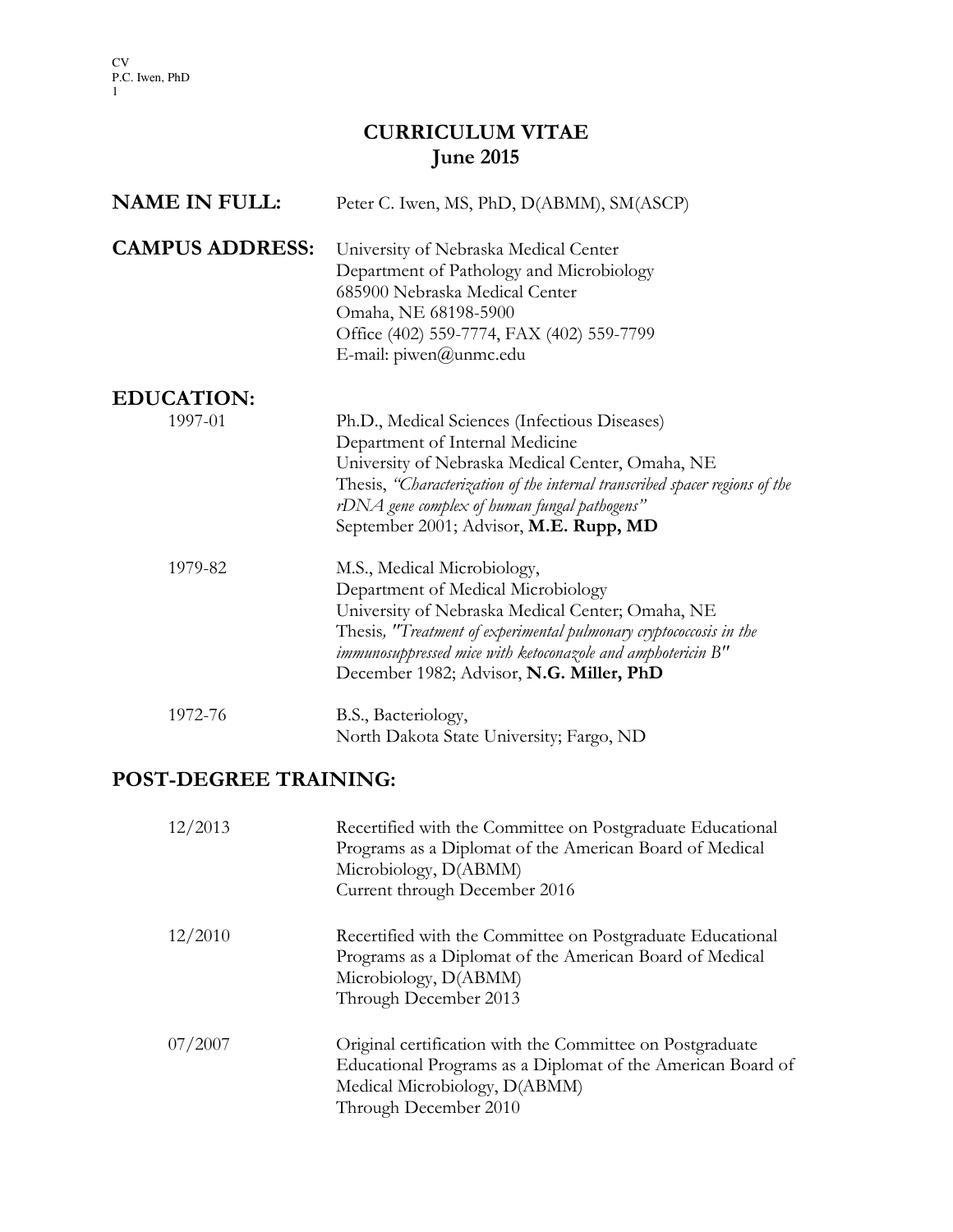# CURRICULUM VITAE
## June 2015

**NAME IN FULL:** Peter C. Iwen, MS, PhD, D(ABMM), SM(ASCP)

**CAMPUS ADDRESS:**
University of Nebraska Medical Center
Department of Pathology and Microbiology
685900 Nebraska Medical Center
Omaha, NE 68198-5900
Office (402) 559-7774, FAX (402) 559-7799
E-mail: piwen@unmc.edu

## EDUCATION:

**1997-01**
Ph.D., Medical Sciences (Infectious Diseases)
Department of Internal Medicine
University of Nebraska Medical Center, Omaha, NE
Thesis, *"Characterization of the internal transcribed spacer regions of the rDNA gene complex of human fungal pathogens"*
September 2001; Advisor, **M.E. Rupp, MD**

**1979-82**
M.S., Medical Microbiology,
Department of Medical Microbiology
University of Nebraska Medical Center; Omaha, NE
Thesis, *"Treatment of experimental pulmonary cryptococcosis in the immunosuppressed mice with ketoconazole and amphotericin B"*
December 1982; Advisor, **N.G. Miller, PhD**

**1972-76**
B.S., Bacteriology,
North Dakota State University; Fargo, ND

## POST-DEGREE TRAINING:

**12/2013**
Recertified with the Committee on Postgraduate Educational Programs as a Diplomat of the American Board of Medical Microbiology, D(ABMM)
Current through December 2016

**12/2010**
Recertified with the Committee on Postgraduate Educational Programs as a Diplomat of the American Board of Medical Microbiology, D(ABMM)
Through December 2013

**07/2007**
Original certification with the Committee on Postgraduate Educational Programs as a Diplomat of the American Board of Medical Microbiology, D(ABMM)
Through December 2010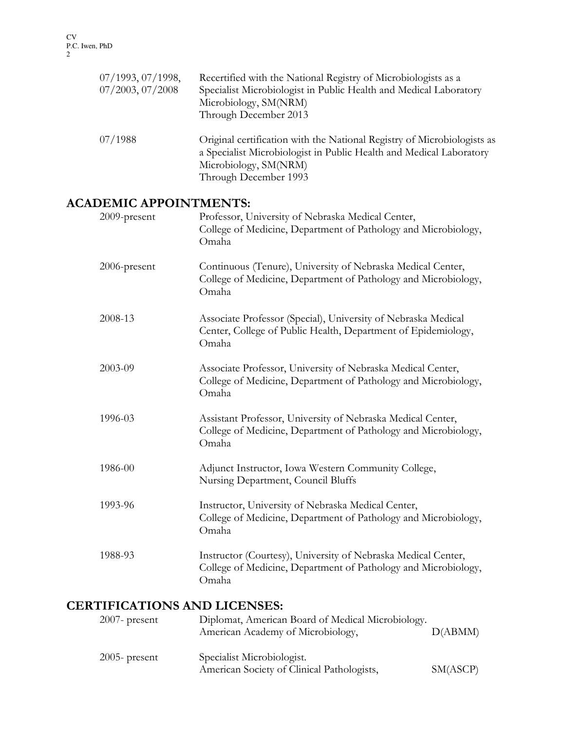| | |
|---|---|
| 07/1993, 07/1998, 07/2003, 07/2008 | Recertified with the National Registry of Microbiologists as a Specialist Microbiologist in Public Health and Medical Laboratory Microbiology, SM(NRM)<br>Through December 2013 |
| 07/1988 | Original certification with the National Registry of Microbiologists as a Specialist Microbiologist in Public Health and Medical Laboratory Microbiology, SM(NRM)<br>Through December 1993 |

## ACADEMIC APPOINTMENTS:

| | |
|---|---|
| 2009-present | Professor, University of Nebraska Medical Center, College of Medicine, Department of Pathology and Microbiology, Omaha |
| 2006-present | Continuous (Tenure), University of Nebraska Medical Center, College of Medicine, Department of Pathology and Microbiology, Omaha |
| 2008-13 | Associate Professor (Special), University of Nebraska Medical Center, College of Public Health, Department of Epidemiology, Omaha |
| 2003-09 | Associate Professor, University of Nebraska Medical Center, College of Medicine, Department of Pathology and Microbiology, Omaha |
| 1996-03 | Assistant Professor, University of Nebraska Medical Center, College of Medicine, Department of Pathology and Microbiology, Omaha |
| 1986-00 | Adjunct Instructor, Iowa Western Community College, Nursing Department, Council Bluffs |
| 1993-96 | Instructor, University of Nebraska Medical Center, College of Medicine, Department of Pathology and Microbiology, Omaha |
| 1988-93 | Instructor (Courtesy), University of Nebraska Medical Center, College of Medicine, Department of Pathology and Microbiology, Omaha |

## CERTIFICATIONS AND LICENSES:

| | | |
|---|---|---|
| 2007- present | Diplomat, American Board of Medical Microbiology.<br>American Academy of Microbiology, | D(ABMM) |
| 2005- present | Specialist Microbiologist.<br>American Society of Clinical Pathologists, | SM(ASCP) |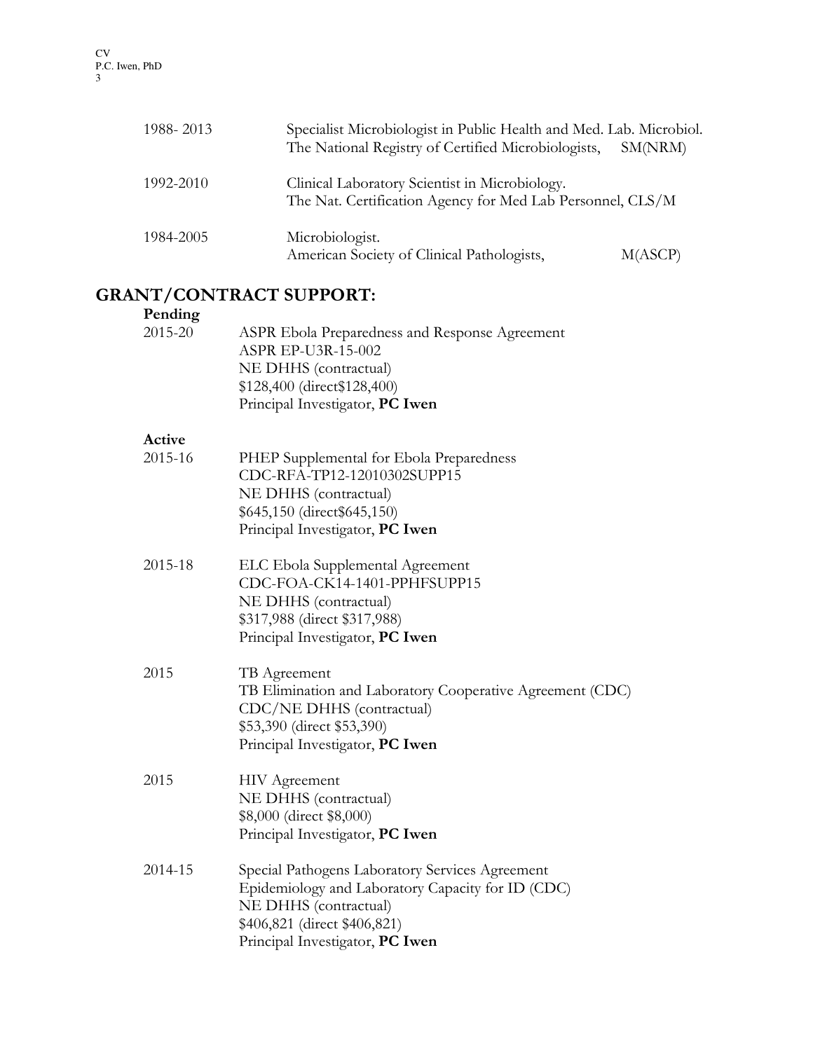1988- 2013 Specialist Microbiologist in Public Health and Med. Lab. Microbiol.
The National Registry of Certified Microbiologists, SM(NRM)

1992-2010 Clinical Laboratory Scientist in Microbiology.
The Nat. Certification Agency for Med Lab Personnel, CLS/M

1984-2005 Microbiologist.
American Society of Clinical Pathologists, M(ASCP)

## GRANT/CONTRACT SUPPORT:

**Pending**

2015-20
ASPR Ebola Preparedness and Response Agreement
ASPR EP-U3R-15-002
NE DHHS (contractual)
$128,400 (direct$128,400)
Principal Investigator, **PC Iwen**

**Active**

2015-16
PHEP Supplemental for Ebola Preparedness
CDC-RFA-TP12-12010302SUPP15
NE DHHS (contractual)
$645,150 (direct$645,150)
Principal Investigator, **PC Iwen**

2015-18
ELC Ebola Supplemental Agreement
CDC-FOA-CK14-1401-PPHFSUPP15
NE DHHS (contractual)
$317,988 (direct $317,988)
Principal Investigator, **PC Iwen**

2015
TB Agreement
TB Elimination and Laboratory Cooperative Agreement (CDC)
CDC/NE DHHS (contractual)
$53,390 (direct $53,390)
Principal Investigator, **PC Iwen**

2015
HIV Agreement
NE DHHS (contractual)
$8,000 (direct $8,000)
Principal Investigator, **PC Iwen**

2014-15
Special Pathogens Laboratory Services Agreement
Epidemiology and Laboratory Capacity for ID (CDC)
NE DHHS (contractual)
$406,821 (direct $406,821)
Principal Investigator, **PC Iwen**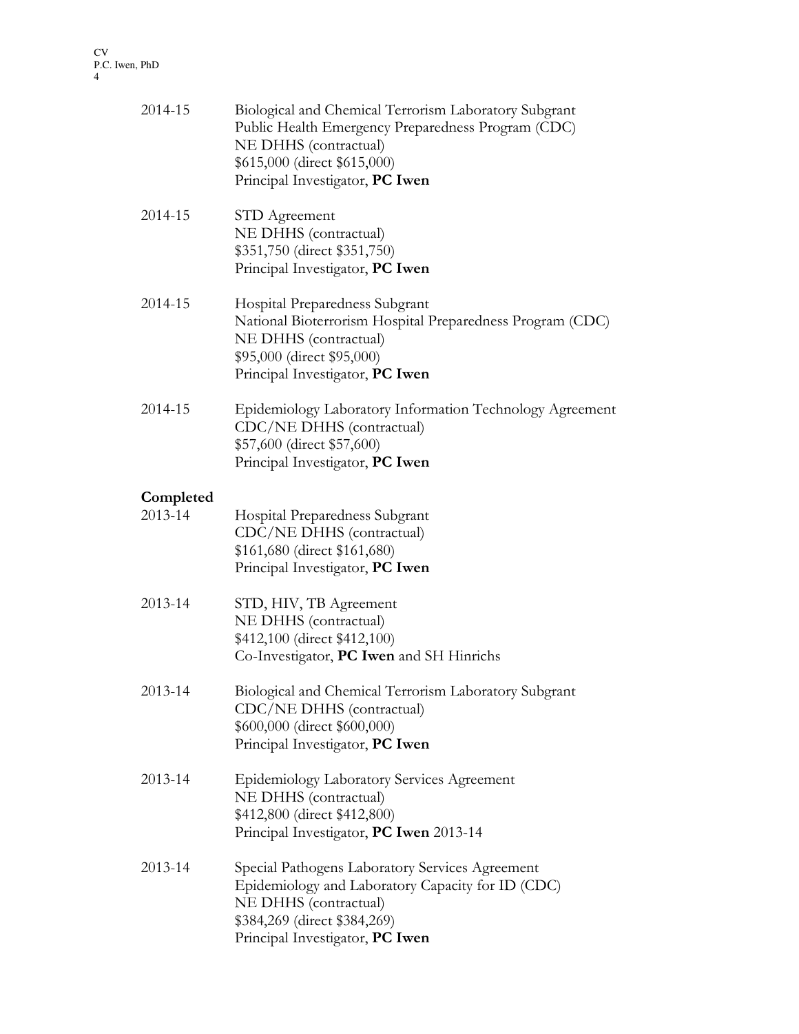2014-15 Biological and Chemical Terrorism Laboratory Subgrant
Public Health Emergency Preparedness Program (CDC)
NE DHHS (contractual)
$615,000 (direct $615,000)
Principal Investigator, **PC Iwen**

2014-15 STD Agreement
NE DHHS (contractual)
$351,750 (direct $351,750)
Principal Investigator, **PC Iwen**

2014-15 Hospital Preparedness Subgrant
National Bioterrorism Hospital Preparedness Program (CDC)
NE DHHS (contractual)
$95,000 (direct $95,000)
Principal Investigator, **PC Iwen**

2014-15 Epidemiology Laboratory Information Technology Agreement
CDC/NE DHHS (contractual)
$57,600 (direct $57,600)
Principal Investigator, **PC Iwen**

**Completed**

2013-14 Hospital Preparedness Subgrant
CDC/NE DHHS (contractual)
$161,680 (direct $161,680)
Principal Investigator, **PC Iwen**

2013-14 STD, HIV, TB Agreement
NE DHHS (contractual)
$412,100 (direct $412,100)
Co-Investigator, **PC Iwen** and SH Hinrichs

2013-14 Biological and Chemical Terrorism Laboratory Subgrant
CDC/NE DHHS (contractual)
$600,000 (direct $600,000)
Principal Investigator, **PC Iwen**

2013-14 Epidemiology Laboratory Services Agreement
NE DHHS (contractual)
$412,800 (direct $412,800)
Principal Investigator, **PC Iwen** 2013-14

2013-14 Special Pathogens Laboratory Services Agreement
Epidemiology and Laboratory Capacity for ID (CDC)
NE DHHS (contractual)
$384,269 (direct $384,269)
Principal Investigator, **PC Iwen**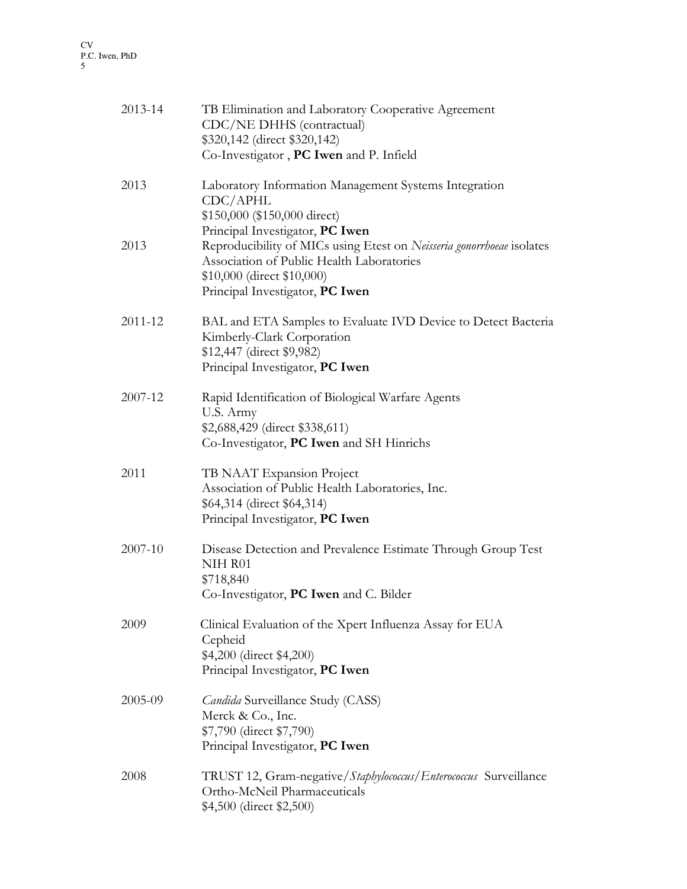2013-14 TB Elimination and Laboratory Cooperative Agreement
CDC/NE DHHS (contractual)
$320,142 (direct $320,142)
Co-Investigator , **PC Iwen** and P. Infield

2013 Laboratory Information Management Systems Integration
CDC/APHL
$150,000 ($150,000 direct)
Principal Investigator, **PC Iwen**

2013 Reproducibility of MICs using Etest on *Neisseria gonorrhoeae* isolates
Association of Public Health Laboratories
$10,000 (direct $10,000)
Principal Investigator, **PC Iwen**

2011-12 BAL and ETA Samples to Evaluate IVD Device to Detect Bacteria
Kimberly-Clark Corporation
$12,447 (direct $9,982)
Principal Investigator, **PC Iwen**

2007-12 Rapid Identification of Biological Warfare Agents
U.S. Army
$2,688,429 (direct $338,611)
Co-Investigator, **PC Iwen** and SH Hinrichs

2011 TB NAAT Expansion Project
Association of Public Health Laboratories, Inc.
$64,314 (direct $64,314)
Principal Investigator, **PC Iwen**

2007-10 Disease Detection and Prevalence Estimate Through Group Test
NIH R01
$718,840
Co-Investigator, **PC Iwen** and C. Bilder

2009 Clinical Evaluation of the Xpert Influenza Assay for EUA
Cepheid
$4,200 (direct $4,200)
Principal Investigator, **PC Iwen**

2005-09 *Candida* Surveillance Study (CASS)
Merck & Co., Inc.
$7,790 (direct $7,790)
Principal Investigator, **PC Iwen**

2008 TRUST 12, Gram-negative/*Staphylococcus*/*Enterococcus* Surveillance
Ortho-McNeil Pharmaceuticals
$4,500 (direct $2,500)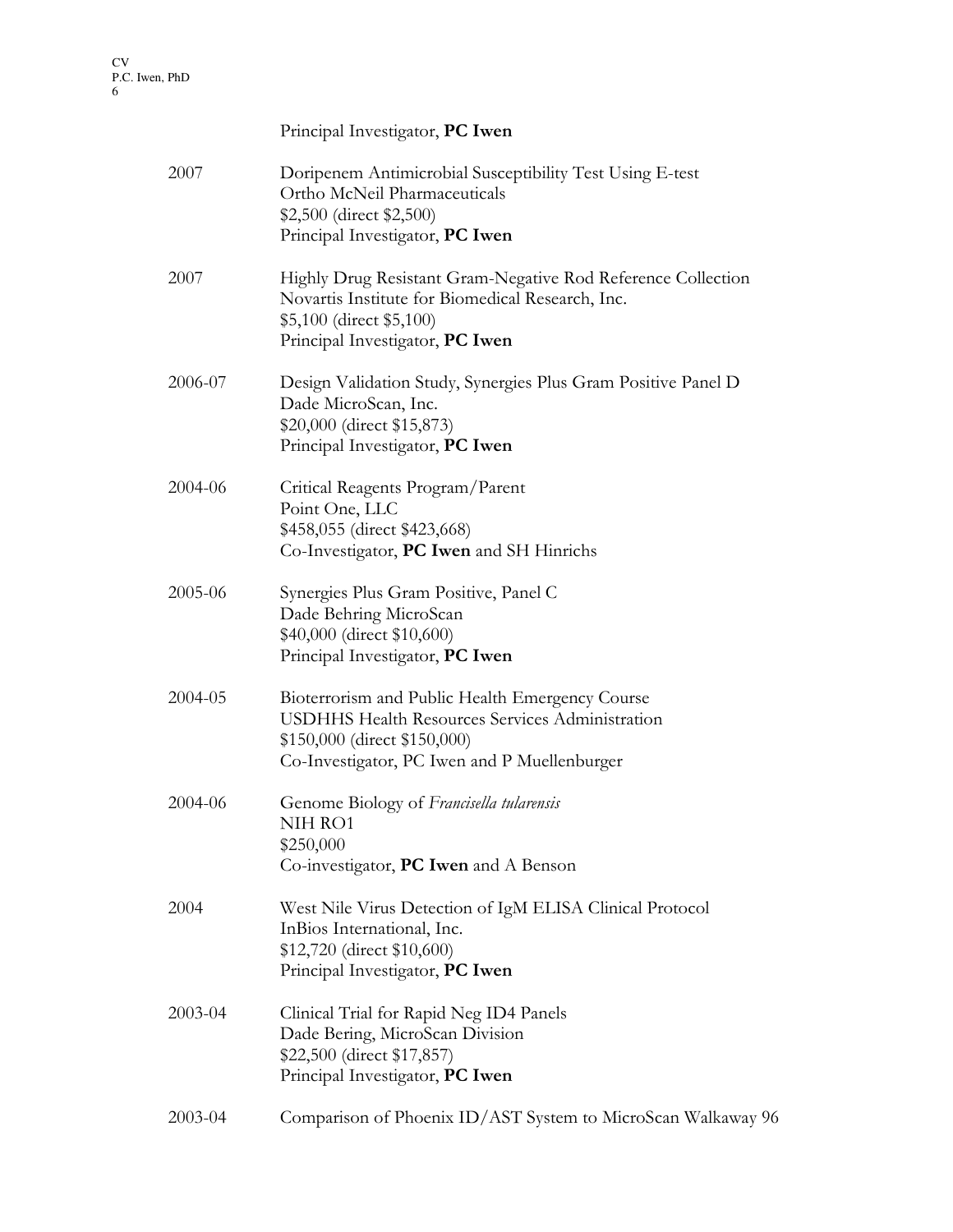Principal Investigator, **PC Iwen**

2007 Doripenem Antimicrobial Susceptibility Test Using E-test
Ortho McNeil Pharmaceuticals
$2,500 (direct $2,500)
Principal Investigator, **PC Iwen**

2007 Highly Drug Resistant Gram-Negative Rod Reference Collection
Novartis Institute for Biomedical Research, Inc.
$5,100 (direct $5,100)
Principal Investigator, **PC Iwen**

2006-07 Design Validation Study, Synergies Plus Gram Positive Panel D
Dade MicroScan, Inc.
$20,000 (direct $15,873)
Principal Investigator, **PC Iwen**

2004-06 Critical Reagents Program/Parent
Point One, LLC
$458,055 (direct $423,668)
Co-Investigator, **PC Iwen** and SH Hinrichs

2005-06 Synergies Plus Gram Positive, Panel C
Dade Behring MicroScan
$40,000 (direct $10,600)
Principal Investigator, **PC Iwen**

2004-05 Bioterrorism and Public Health Emergency Course
USDHHS Health Resources Services Administration
$150,000 (direct $150,000)
Co-Investigator, PC Iwen and P Muellenburger

2004-06 Genome Biology of *Francisella tularensis*
NIH RO1
$250,000
Co-investigator, **PC Iwen** and A Benson

2004 West Nile Virus Detection of IgM ELISA Clinical Protocol
InBios International, Inc.
$12,720 (direct $10,600)
Principal Investigator, **PC Iwen**

2003-04 Clinical Trial for Rapid Neg ID4 Panels
Dade Bering, MicroScan Division
$22,500 (direct $17,857)
Principal Investigator, **PC Iwen**

2003-04 Comparison of Phoenix ID/AST System to MicroScan Walkaway 96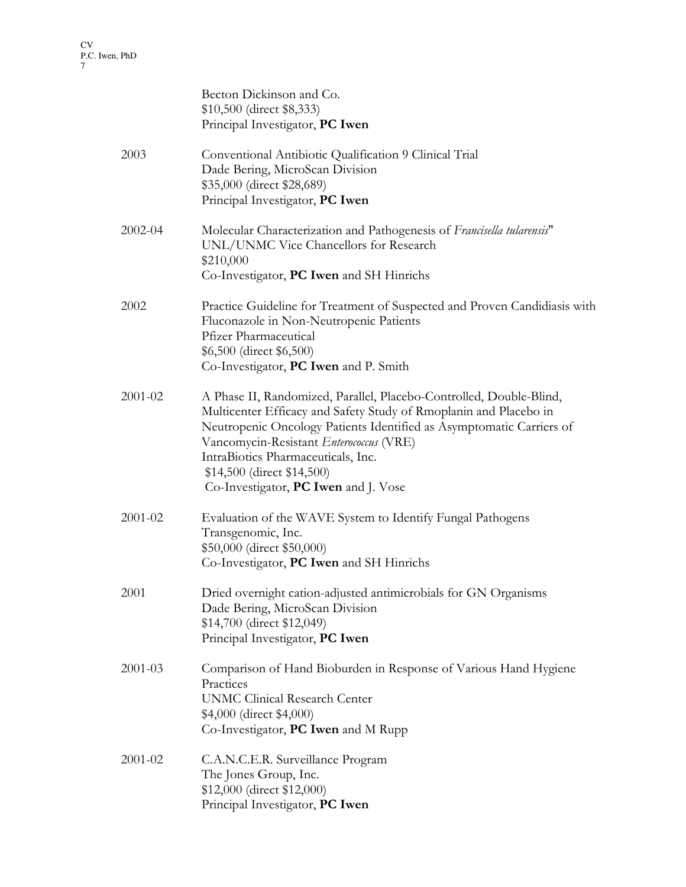Becton Dickinson and Co.
$10,500 (direct $8,333)
Principal Investigator, **PC Iwen**

2003 Conventional Antibiotic Qualification 9 Clinical Trial
Dade Bering, MicroScan Division
$35,000 (direct $28,689)
Principal Investigator, **PC Iwen**

2002-04 Molecular Characterization and Pathogenesis of *Francisella tularensis*"
UNL/UNMC Vice Chancellors for Research
$210,000
Co-Investigator, **PC Iwen** and SH Hinrichs

2002 Practice Guideline for Treatment of Suspected and Proven Candidiasis with Fluconazole in Non-Neutropenic Patients
Pfizer Pharmaceutical
$6,500 (direct $6,500)
Co-Investigator, **PC Iwen** and P. Smith

2001-02 A Phase II, Randomized, Parallel, Placebo-Controlled, Double-Blind, Multicenter Efficacy and Safety Study of Rmoplanin and Placebo in Neutropenic Oncology Patients Identified as Asymptomatic Carriers of Vancomycin-Resistant *Enterococcus* (VRE)
IntraBiotics Pharmaceuticals, Inc.
$14,500 (direct $14,500)
Co-Investigator, **PC Iwen** and J. Vose

2001-02 Evaluation of the WAVE System to Identify Fungal Pathogens
Transgenomic, Inc.
$50,000 (direct $50,000)
Co-Investigator, **PC Iwen** and SH Hinrichs

2001 Dried overnight cation-adjusted antimicrobials for GN Organisms
Dade Bering, MicroScan Division
$14,700 (direct $12,049)
Principal Investigator, **PC Iwen**

2001-03 Comparison of Hand Bioburden in Response of Various Hand Hygiene Practices
UNMC Clinical Research Center
$4,000 (direct $4,000)
Co-Investigator, **PC Iwen** and M Rupp

2001-02 C.A.N.C.E.R. Surveillance Program
The Jones Group, Inc.
$12,000 (direct $12,000)
Principal Investigator, **PC Iwen**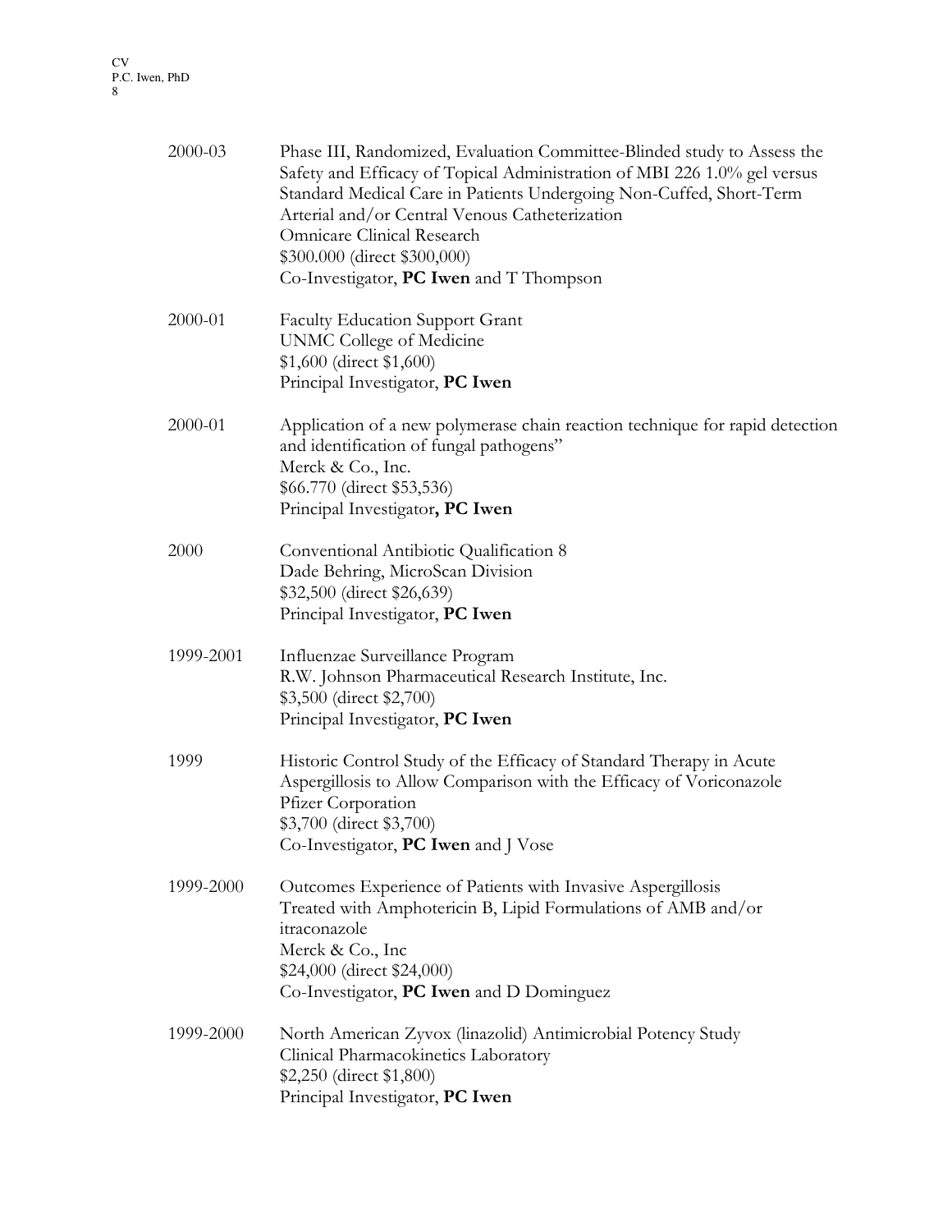2000-03 Phase III, Randomized, Evaluation Committee-Blinded study to Assess the Safety and Efficacy of Topical Administration of MBI 226 1.0% gel versus Standard Medical Care in Patients Undergoing Non-Cuffed, Short-Term Arterial and/or Central Venous Catheterization
Omnicare Clinical Research
$300.000 (direct $300,000)
Co-Investigator, **PC Iwen** and T Thompson

2000-01 Faculty Education Support Grant
UNMC College of Medicine
$1,600 (direct $1,600)
Principal Investigator, **PC Iwen**

2000-01 Application of a new polymerase chain reaction technique for rapid detection and identification of fungal pathogens"
Merck & Co., Inc.
$66.770 (direct $53,536)
Principal Investigator**, PC Iwen**

2000 Conventional Antibiotic Qualification 8
Dade Behring, MicroScan Division
$32,500 (direct $26,639)
Principal Investigator, **PC Iwen**

1999-2001 Influenzae Surveillance Program
R.W. Johnson Pharmaceutical Research Institute, Inc.
$3,500 (direct $2,700)
Principal Investigator, **PC Iwen**

1999 Historic Control Study of the Efficacy of Standard Therapy in Acute Aspergillosis to Allow Comparison with the Efficacy of Voriconazole
Pfizer Corporation
$3,700 (direct $3,700)
Co-Investigator, **PC Iwen** and J Vose

1999-2000 Outcomes Experience of Patients with Invasive Aspergillosis Treated with Amphotericin B, Lipid Formulations of AMB and/or itraconazole
Merck & Co., Inc
$24,000 (direct $24,000)
Co-Investigator, **PC Iwen** and D Dominguez

1999-2000 North American Zyvox (linazolid) Antimicrobial Potency Study
Clinical Pharmacokinetics Laboratory
$2,250 (direct $1,800)
Principal Investigator, **PC Iwen**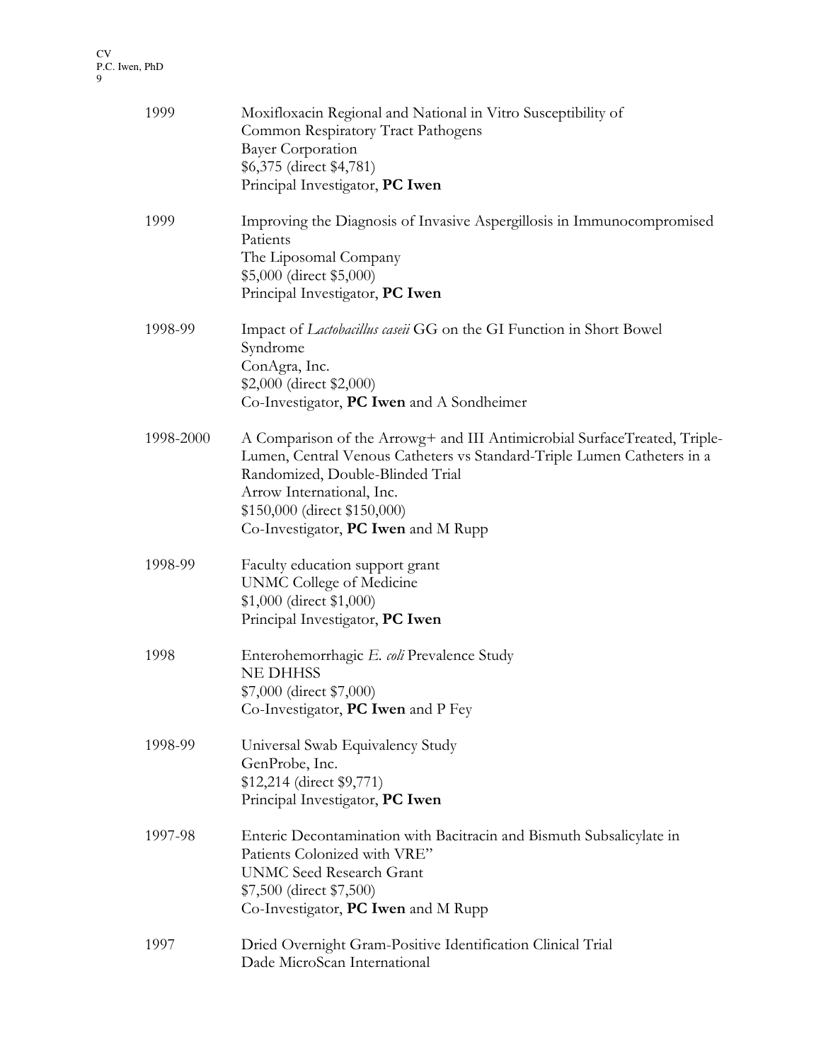1999 Moxifloxacin Regional and National in Vitro Susceptibility of Common Respiratory Tract Pathogens
Bayer Corporation
$6,375 (direct $4,781)
Principal Investigator, **PC Iwen**

1999 Improving the Diagnosis of Invasive Aspergillosis in Immunocompromised Patients
The Liposomal Company
$5,000 (direct $5,000)
Principal Investigator, **PC Iwen**

1998-99 Impact of *Lactobacillus caseii* GG on the GI Function in Short Bowel Syndrome
ConAgra, Inc.
$2,000 (direct $2,000)
Co-Investigator, **PC Iwen** and A Sondheimer

1998-2000 A Comparison of the Arrowg+ and III Antimicrobial SurfaceTreated, Triple-Lumen, Central Venous Catheters vs Standard-Triple Lumen Catheters in a Randomized, Double-Blinded Trial
Arrow International, Inc.
$150,000 (direct $150,000)
Co-Investigator, **PC Iwen** and M Rupp

1998-99 Faculty education support grant
UNMC College of Medicine
$1,000 (direct $1,000)
Principal Investigator, **PC Iwen**

1998 Enterohemorrhagic *E. coli* Prevalence Study
NE DHHSS
$7,000 (direct $7,000)
Co-Investigator, **PC Iwen** and P Fey

1998-99 Universal Swab Equivalency Study
GenProbe, Inc.
$12,214 (direct $9,771)
Principal Investigator, **PC Iwen**

1997-98 Enteric Decontamination with Bacitracin and Bismuth Subsalicylate in Patients Colonized with VRE"
UNMC Seed Research Grant
$7,500 (direct $7,500)
Co-Investigator, **PC Iwen** and M Rupp

1997 Dried Overnight Gram-Positive Identification Clinical Trial
Dade MicroScan International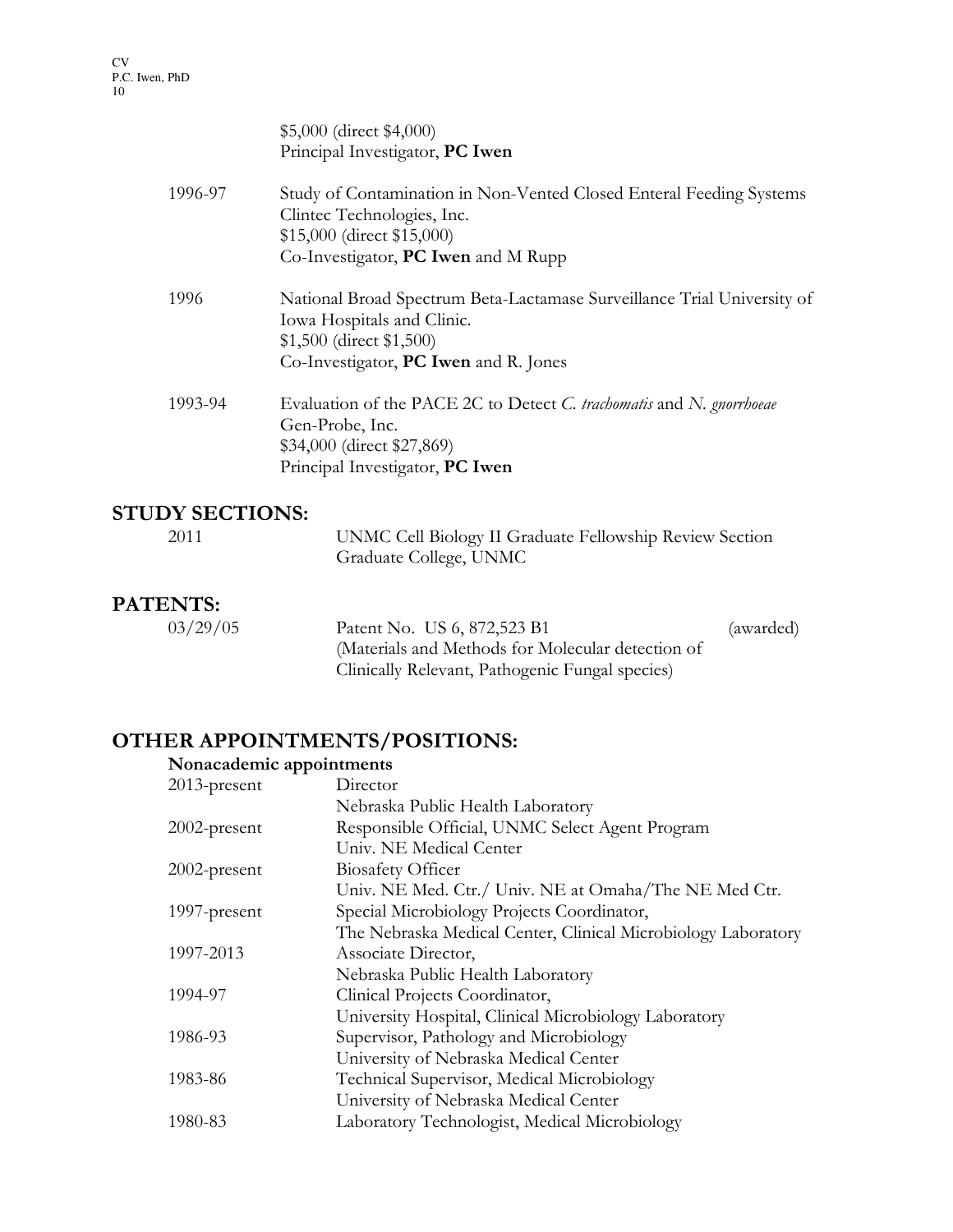$5,000 (direct $4,000)
Principal Investigator, **PC Iwen**

| | |
|---|---|
| 1996-97 | Study of Contamination in Non-Vented Closed Enteral Feeding Systems<br>Clintec Technologies, Inc.<br>$15,000 (direct $15,000)<br>Co-Investigator, **PC Iwen** and M Rupp |
| 1996 | National Broad Spectrum Beta-Lactamase Surveillance Trial University of Iowa Hospitals and Clinic.<br>$1,500 (direct $1,500)<br>Co-Investigator, **PC Iwen** and R. Jones |
| 1993-94 | Evaluation of the PACE 2C to Detect *C. trachomatis* and *N. gnorrhoeae*<br>Gen-Probe, Inc.<br>$34,000 (direct $27,869)<br>Principal Investigator, **PC Iwen** |

## STUDY SECTIONS:

| | |
|---|---|
| 2011 | UNMC Cell Biology II Graduate Fellowship Review Section<br>Graduate College, UNMC |

## PATENTS:

| | | |
|---|---|---|
| 03/29/05 | Patent No. US 6, 872,523 B1<br>(Materials and Methods for Molecular detection of Clinically Relevant, Pathogenic Fungal species) | (awarded) |

## OTHER APPOINTMENTS/POSITIONS:

**Nonacademic appointments**

| | |
|---|---|
| 2013-present | Director<br>Nebraska Public Health Laboratory |
| 2002-present | Responsible Official, UNMC Select Agent Program<br>Univ. NE Medical Center |
| 2002-present | Biosafety Officer<br>Univ. NE Med. Ctr./ Univ. NE at Omaha/The NE Med Ctr. |
| 1997-present | Special Microbiology Projects Coordinator,<br>The Nebraska Medical Center, Clinical Microbiology Laboratory |
| 1997-2013 | Associate Director,<br>Nebraska Public Health Laboratory |
| 1994-97 | Clinical Projects Coordinator,<br>University Hospital, Clinical Microbiology Laboratory |
| 1986-93 | Supervisor, Pathology and Microbiology<br>University of Nebraska Medical Center |
| 1983-86 | Technical Supervisor, Medical Microbiology<br>University of Nebraska Medical Center |
| 1980-83 | Laboratory Technologist, Medical Microbiology |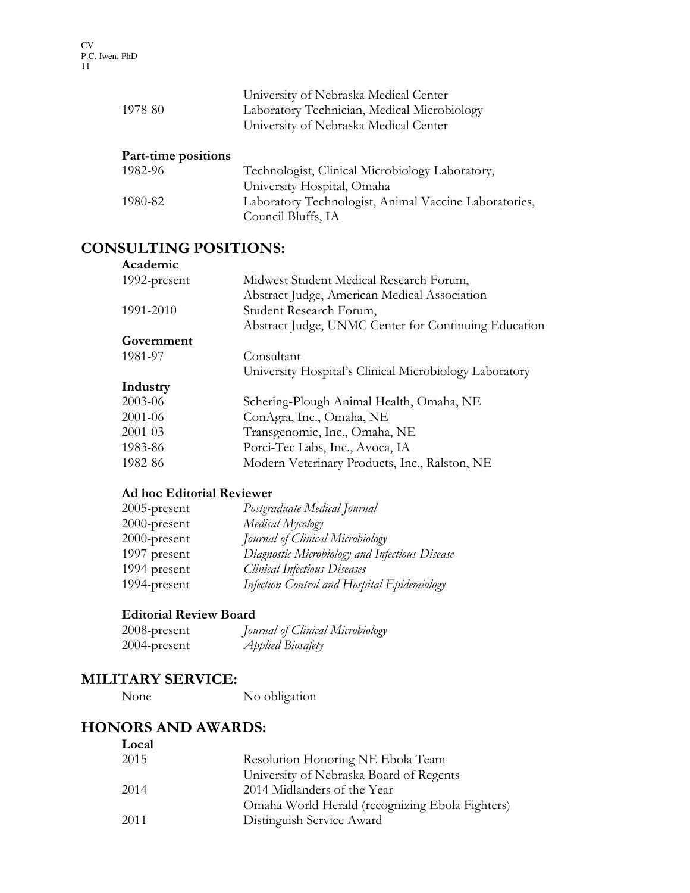| | |
|---|---|
| | University of Nebraska Medical Center |
| 1978-80 | Laboratory Technician, Medical Microbiology<br>University of Nebraska Medical Center |

**Part-time positions**

| | |
|---|---|
| 1982-96 | Technologist, Clinical Microbiology Laboratory,<br>University Hospital, Omaha |
| 1980-82 | Laboratory Technologist, Animal Vaccine Laboratories,<br>Council Bluffs, IA |

## CONSULTING POSITIONS:

**Academic**

| | |
|---|---|
| 1992-present | Midwest Student Medical Research Forum,<br>Abstract Judge, American Medical Association |
| 1991-2010 | Student Research Forum,<br>Abstract Judge, UNMC Center for Continuing Education |

**Government**

| | |
|---|---|
| 1981-97 | Consultant<br>University Hospital's Clinical Microbiology Laboratory |

**Industry**

| | |
|---|---|
| 2003-06 | Schering-Plough Animal Health, Omaha, NE |
| 2001-06 | ConAgra, Inc., Omaha, NE |
| 2001-03 | Transgenomic, Inc., Omaha, NE |
| 1983-86 | Porci-Tec Labs, Inc., Avoca, IA |
| 1982-86 | Modern Veterinary Products, Inc., Ralston, NE |

**Ad hoc Editorial Reviewer**

| | |
|---|---|
| 2005-present | *Postgraduate Medical Journal* |
| 2000-present | *Medical Mycology* |
| 2000-present | *Journal of Clinical Microbiology* |
| 1997-present | *Diagnostic Microbiology and Infectious Disease* |
| 1994-present | *Clinical Infectious Diseases* |
| 1994-present | *Infection Control and Hospital Epidemiology* |

**Editorial Review Board**

| | |
|---|---|
| 2008-present | *Journal of Clinical Microbiology* |
| 2004-present | *Applied Biosafety* |

## MILITARY SERVICE:

None No obligation

## HONORS AND AWARDS:

**Local**

| | |
|---|---|
| 2015 | Resolution Honoring NE Ebola Team<br>University of Nebraska Board of Regents |
| 2014 | 2014 Midlanders of the Year<br>Omaha World Herald (recognizing Ebola Fighters) |
| 2011 | Distinguish Service Award |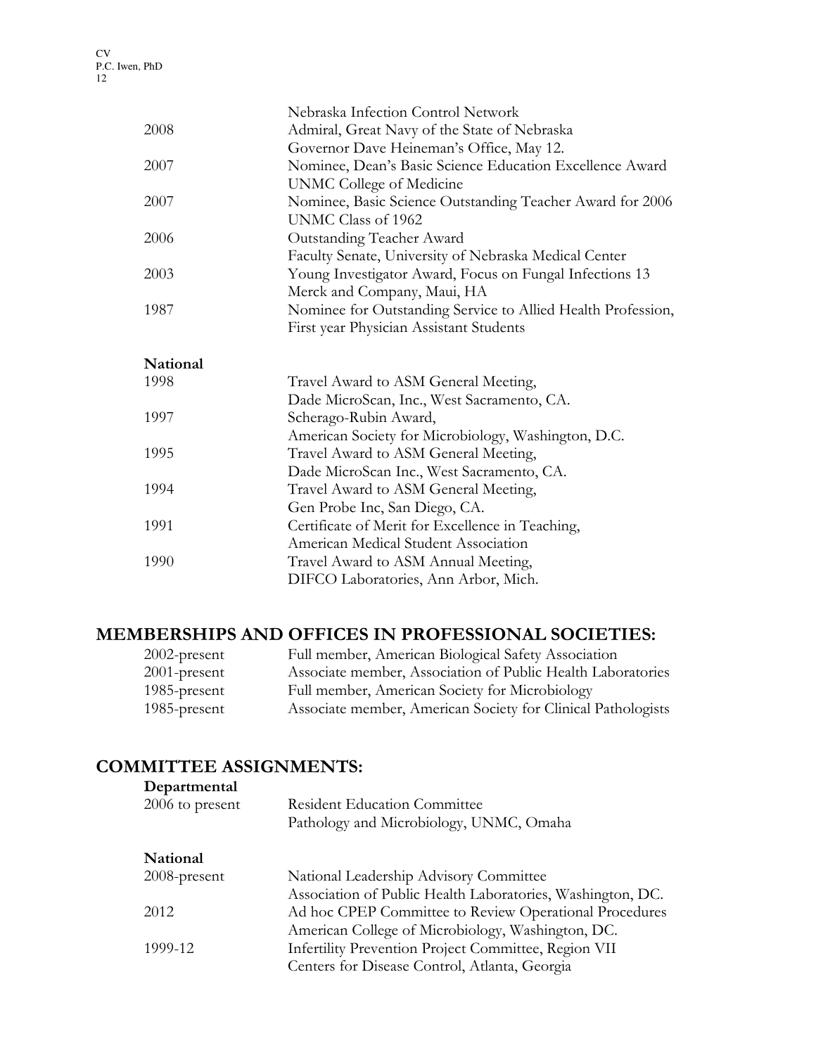| | |
|---|---|
| | Nebraska Infection Control Network |
| 2008 | Admiral, Great Navy of the State of Nebraska<br>Governor Dave Heineman's Office, May 12. |
| 2007 | Nominee, Dean's Basic Science Education Excellence Award<br>UNMC College of Medicine |
| 2007 | Nominee, Basic Science Outstanding Teacher Award for 2006<br>UNMC Class of 1962 |
| 2006 | Outstanding Teacher Award<br>Faculty Senate, University of Nebraska Medical Center |
| 2003 | Young Investigator Award, Focus on Fungal Infections 13<br>Merck and Company, Maui, HA |
| 1987 | Nominee for Outstanding Service to Allied Health Profession,<br>First year Physician Assistant Students |

**National**

| | |
|---|---|
| 1998 | Travel Award to ASM General Meeting,<br>Dade MicroScan, Inc., West Sacramento, CA. |
| 1997 | Scherago-Rubin Award,<br>American Society for Microbiology, Washington, D.C. |
| 1995 | Travel Award to ASM General Meeting,<br>Dade MicroScan Inc., West Sacramento, CA. |
| 1994 | Travel Award to ASM General Meeting,<br>Gen Probe Inc, San Diego, CA. |
| 1991 | Certificate of Merit for Excellence in Teaching,<br>American Medical Student Association |
| 1990 | Travel Award to ASM Annual Meeting,<br>DIFCO Laboratories, Ann Arbor, Mich. |

## MEMBERSHIPS AND OFFICES IN PROFESSIONAL SOCIETIES:

| | |
|---|---|
| 2002-present | Full member, American Biological Safety Association |
| 2001-present | Associate member, Association of Public Health Laboratories |
| 1985-present | Full member, American Society for Microbiology |
| 1985-present | Associate member, American Society for Clinical Pathologists |

## COMMITTEE ASSIGNMENTS:

**Departmental**

| | |
|---|---|
| 2006 to present | Resident Education Committee<br>Pathology and Microbiology, UNMC, Omaha |

**National**

| | |
|---|---|
| 2008-present | National Leadership Advisory Committee<br>Association of Public Health Laboratories, Washington, DC. |
| 2012 | Ad hoc CPEP Committee to Review Operational Procedures<br>American College of Microbiology, Washington, DC. |
| 1999-12 | Infertility Prevention Project Committee, Region VII<br>Centers for Disease Control, Atlanta, Georgia |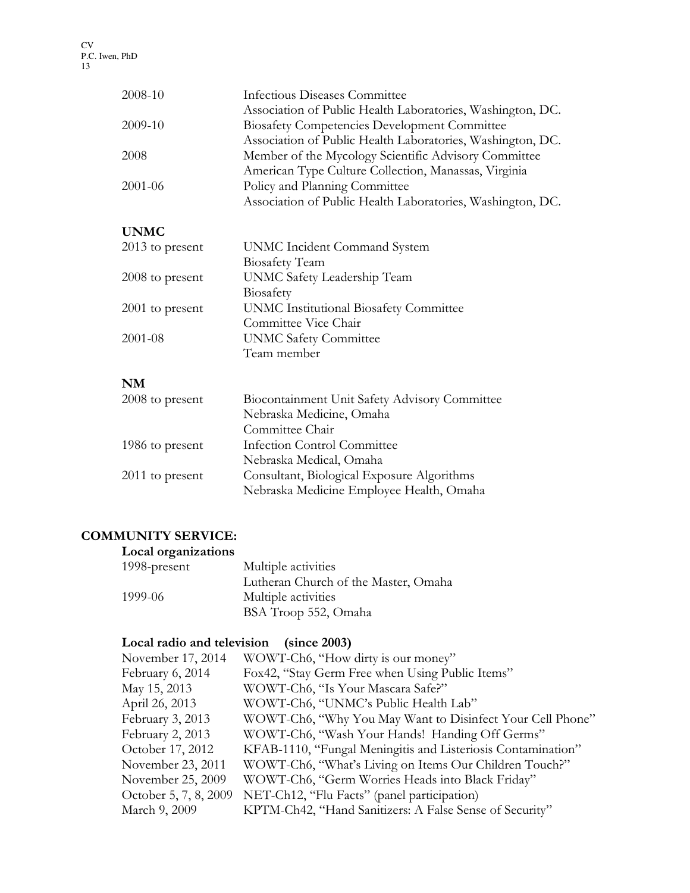| | |
|---|---|
| 2008-10 | Infectious Diseases Committee<br>Association of Public Health Laboratories, Washington, DC. |
| 2009-10 | Biosafety Competencies Development Committee<br>Association of Public Health Laboratories, Washington, DC. |
| 2008 | Member of the Mycology Scientific Advisory Committee<br>American Type Culture Collection, Manassas, Virginia |
| 2001-06 | Policy and Planning Committee<br>Association of Public Health Laboratories, Washington, DC. |

**UNMC**

| | |
|---|---|
| 2013 to present | UNMC Incident Command System<br>Biosafety Team |
| 2008 to present | UNMC Safety Leadership Team<br>Biosafety |
| 2001 to present | UNMC Institutional Biosafety Committee<br>Committee Vice Chair |
| 2001-08 | UNMC Safety Committee<br>Team member |

**NM**

| | |
|---|---|
| 2008 to present | Biocontainment Unit Safety Advisory Committee<br>Nebraska Medicine, Omaha<br>Committee Chair |
| 1986 to present | Infection Control Committee<br>Nebraska Medical, Omaha |
| 2011 to present | Consultant, Biological Exposure Algorithms<br>Nebraska Medicine Employee Health, Omaha |

## COMMUNITY SERVICE:

**Local organizations**

| | |
|---|---|
| 1998-present | Multiple activities<br>Lutheran Church of the Master, Omaha |
| 1999-06 | Multiple activities<br>BSA Troop 552, Omaha |

**Local radio and television (since 2003)**

| | |
|---|---|
| November 17, 2014 | WOWT-Ch6, "How dirty is our money" |
| February 6, 2014 | Fox42, "Stay Germ Free when Using Public Items" |
| May 15, 2013 | WOWT-Ch6, "Is Your Mascara Safe?" |
| April 26, 2013 | WOWT-Ch6, "UNMC's Public Health Lab" |
| February 3, 2013 | WOWT-Ch6, "Why You May Want to Disinfect Your Cell Phone" |
| February 2, 2013 | WOWT-Ch6, "Wash Your Hands! Handing Off Germs" |
| October 17, 2012 | KFAB-1110, "Fungal Meningitis and Listeriosis Contamination" |
| November 23, 2011 | WOWT-Ch6, "What's Living on Items Our Children Touch?" |
| November 25, 2009 | WOWT-Ch6, "Germ Worries Heads into Black Friday" |
| October 5, 7, 8, 2009 | NET-Ch12, "Flu Facts" (panel participation) |
| March 9, 2009 | KPTM-Ch42, "Hand Sanitizers: A False Sense of Security" |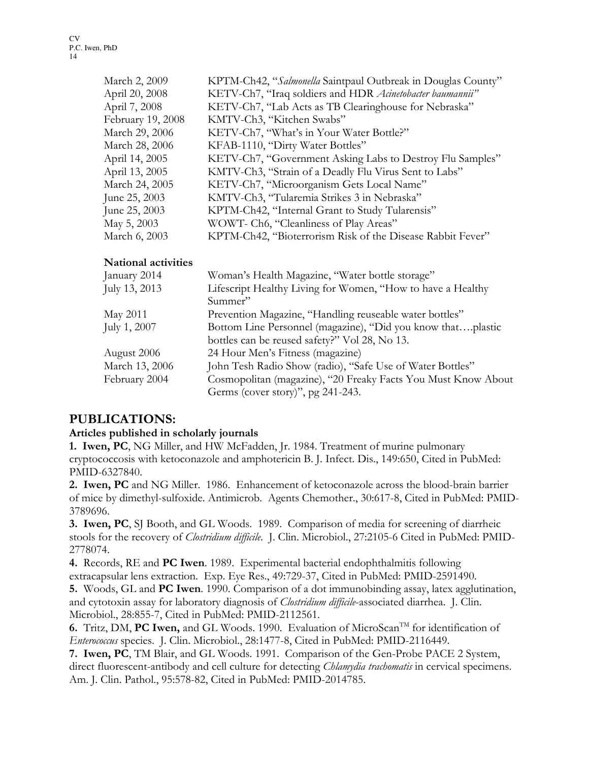| | |
|---|---|
| March 2, 2009 | KPTM-Ch42, "*Salmonella* Saintpaul Outbreak in Douglas County" |
| April 20, 2008 | KETV-Ch7, "Iraq soldiers and HDR *Acinetobacter baumannii"* |
| April 7, 2008 | KETV-Ch7, "Lab Acts as TB Clearinghouse for Nebraska" |
| February 19, 2008 | KMTV-Ch3, "Kitchen Swabs" |
| March 29, 2006 | KETV-Ch7, "What's in Your Water Bottle?" |
| March 28, 2006 | KFAB-1110, "Dirty Water Bottles" |
| April 14, 2005 | KETV-Ch7, "Government Asking Labs to Destroy Flu Samples" |
| April 13, 2005 | KMTV-Ch3, "Strain of a Deadly Flu Virus Sent to Labs" |
| March 24, 2005 | KETV-Ch7, "Microorganism Gets Local Name" |
| June 25, 2003 | KMTV-Ch3, "Tularemia Strikes 3 in Nebraska" |
| June 25, 2003 | KPTM-Ch42, "Internal Grant to Study Tularensis" |
| May 5, 2003 | WOWT- Ch6, "Cleanliness of Play Areas" |
| March 6, 2003 | KPTM-Ch42, "Bioterrorism Risk of the Disease Rabbit Fever" |

**National activities**

| | |
|---|---|
| January 2014 | Woman's Health Magazine, "Water bottle storage" |
| July 13, 2013 | Lifescript Healthy Living for Women, "How to have a Healthy Summer" |
| May 2011 | Prevention Magazine, "Handling reuseable water bottles" |
| July 1, 2007 | Bottom Line Personnel (magazine), "Did you know that….plastic bottles can be reused safety?" Vol 28, No 13. |
| August 2006 | 24 Hour Men's Fitness (magazine) |
| March 13, 2006 | John Tesh Radio Show (radio), "Safe Use of Water Bottles" |
| February 2004 | Cosmopolitan (magazine), "20 Freaky Facts You Must Know About Germs (cover story)", pg 241-243. |

## PUBLICATIONS:

**Articles published in scholarly journals**

**1. Iwen, PC**, NG Miller, and HW McFadden, Jr. 1984. Treatment of murine pulmonary cryptococcosis with ketoconazole and amphotericin B. J. Infect. Dis., 149:650, Cited in PubMed: PMID-6327840.

**2. Iwen, PC** and NG Miller. 1986. Enhancement of ketoconazole across the blood-brain barrier of mice by dimethyl-sulfoxide. Antimicrob. Agents Chemother., 30:617-8, Cited in PubMed: PMID-3789696.

**3. Iwen, PC**, SJ Booth, and GL Woods. 1989. Comparison of media for screening of diarrheic stools for the recovery of *Clostridium difficile*. J. Clin. Microbiol., 27:2105-6 Cited in PubMed: PMID-2778074.

**4.** Records, RE and **PC Iwen**. 1989. Experimental bacterial endophthalmitis following extracapsular lens extraction. Exp. Eye Res., 49:729-37, Cited in PubMed: PMID-2591490.

**5.** Woods, GL and **PC Iwen**. 1990. Comparison of a dot immunobinding assay, latex agglutination, and cytotoxin assay for laboratory diagnosis of *Clostridium difficile*-associated diarrhea. J. Clin. Microbiol., 28:855-7, Cited in PubMed: PMID-2112561.

**6.** Tritz, DM, **PC Iwen,** and GL Woods. 1990. Evaluation of MicroScan™ for identification of *Enterococcus* species. J. Clin. Microbiol., 28:1477-8, Cited in PubMed: PMID-2116449.

**7. Iwen, PC**, TM Blair, and GL Woods. 1991. Comparison of the Gen-Probe PACE 2 System, direct fluorescent-antibody and cell culture for detecting *Chlamydia trachomatis* in cervical specimens. Am. J. Clin. Pathol., 95:578-82, Cited in PubMed: PMID-2014785.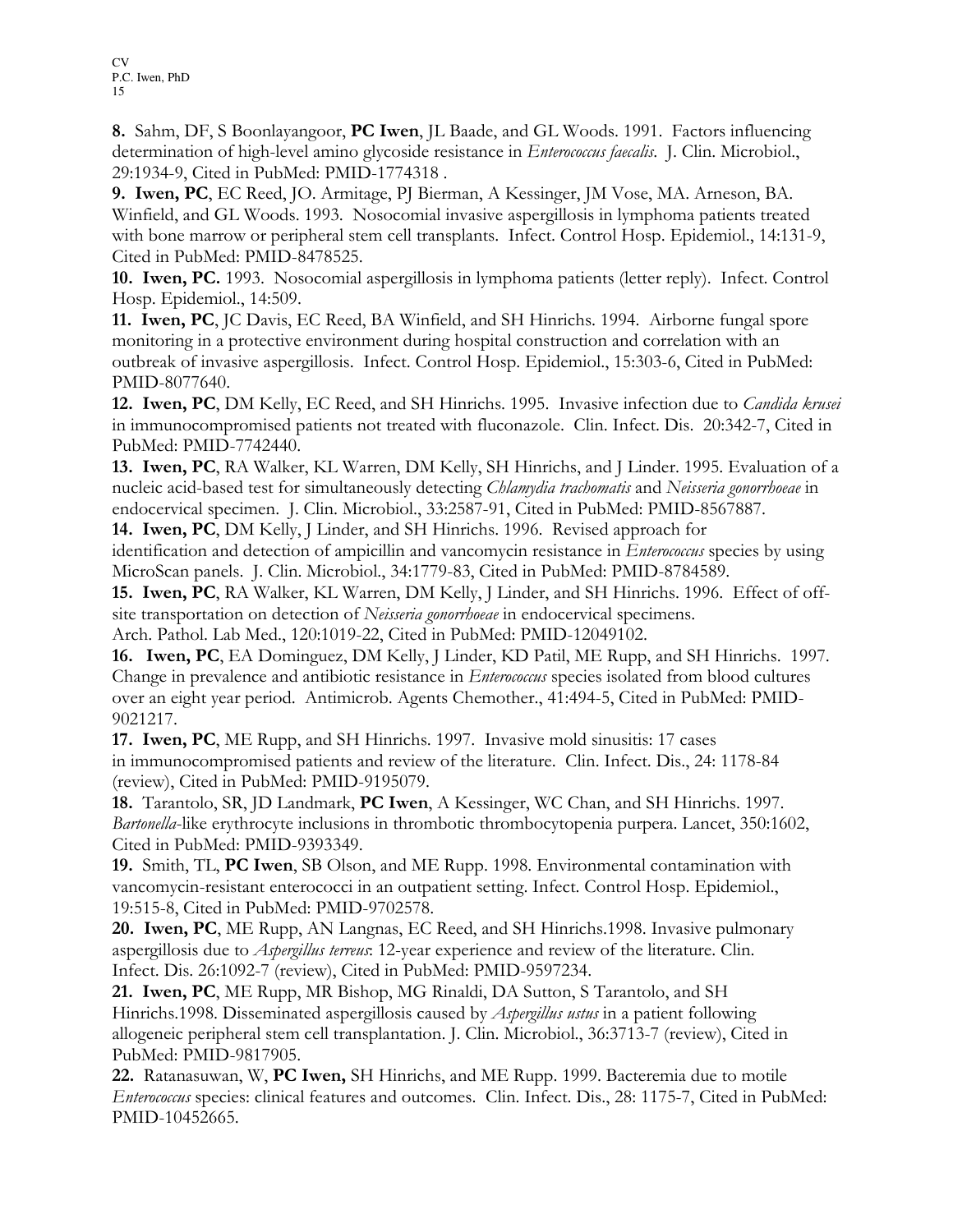**8.** Sahm, DF, S Boonlayangoor, **PC Iwen**, JL Baade, and GL Woods. 1991. Factors influencing determination of high-level amino glycoside resistance in *Enterococcus faecalis*. J. Clin. Microbiol., 29:1934-9, Cited in PubMed: PMID-1774318 .

**9.** **Iwen, PC**, EC Reed, JO. Armitage, PJ Bierman, A Kessinger, JM Vose, MA. Arneson, BA. Winfield, and GL Woods. 1993. Nosocomial invasive aspergillosis in lymphoma patients treated with bone marrow or peripheral stem cell transplants. Infect. Control Hosp. Epidemiol., 14:131-9, Cited in PubMed: PMID-8478525.

**10.** **Iwen, PC.** 1993. Nosocomial aspergillosis in lymphoma patients (letter reply). Infect. Control Hosp. Epidemiol., 14:509.

**11.** **Iwen, PC**, JC Davis, EC Reed, BA Winfield, and SH Hinrichs. 1994. Airborne fungal spore monitoring in a protective environment during hospital construction and correlation with an outbreak of invasive aspergillosis. Infect. Control Hosp. Epidemiol., 15:303-6, Cited in PubMed: PMID-8077640.

**12.** **Iwen, PC**, DM Kelly, EC Reed, and SH Hinrichs. 1995. Invasive infection due to *Candida krusei* in immunocompromised patients not treated with fluconazole. Clin. Infect. Dis. 20:342-7, Cited in PubMed: PMID-7742440.

**13.** **Iwen, PC**, RA Walker, KL Warren, DM Kelly, SH Hinrichs, and J Linder. 1995. Evaluation of a nucleic acid-based test for simultaneously detecting *Chlamydia trachomatis* and *Neisseria gonorrhoeae* in endocervical specimen. J. Clin. Microbiol., 33:2587-91, Cited in PubMed: PMID-8567887.

**14.** **Iwen, PC**, DM Kelly, J Linder, and SH Hinrichs. 1996. Revised approach for identification and detection of ampicillin and vancomycin resistance in *Enterococcus* species by using MicroScan panels. J. Clin. Microbiol., 34:1779-83, Cited in PubMed: PMID-8784589.

**15.** **Iwen, PC**, RA Walker, KL Warren, DM Kelly, J Linder, and SH Hinrichs. 1996. Effect of off-site transportation on detection of *Neisseria gonorrhoeae* in endocervical specimens. Arch. Pathol. Lab Med., 120:1019-22, Cited in PubMed: PMID-12049102.

**16.** **Iwen, PC**, EA Dominguez, DM Kelly, J Linder, KD Patil, ME Rupp, and SH Hinrichs. 1997. Change in prevalence and antibiotic resistance in *Enterococcus* species isolated from blood cultures over an eight year period. Antimicrob. Agents Chemother., 41:494-5, Cited in PubMed: PMID-9021217.

**17.** **Iwen, PC**, ME Rupp, and SH Hinrichs. 1997. Invasive mold sinusitis: 17 cases in immunocompromised patients and review of the literature. Clin. Infect. Dis., 24: 1178-84 (review), Cited in PubMed: PMID-9195079.

**18.** Tarantolo, SR, JD Landmark, **PC Iwen**, A Kessinger, WC Chan, and SH Hinrichs. 1997. *Bartonella*-like erythrocyte inclusions in thrombotic thrombocytopenia purpera. Lancet, 350:1602, Cited in PubMed: PMID-9393349.

**19.** Smith, TL, **PC Iwen**, SB Olson, and ME Rupp. 1998. Environmental contamination with vancomycin-resistant enterococci in an outpatient setting. Infect. Control Hosp. Epidemiol., 19:515-8, Cited in PubMed: PMID-9702578.

**20.** **Iwen, PC**, ME Rupp, AN Langnas, EC Reed, and SH Hinrichs.1998. Invasive pulmonary aspergillosis due to *Aspergillus terreus*: 12-year experience and review of the literature. Clin. Infect. Dis. 26:1092-7 (review), Cited in PubMed: PMID-9597234.

**21.** **Iwen, PC**, ME Rupp, MR Bishop, MG Rinaldi, DA Sutton, S Tarantolo, and SH Hinrichs.1998. Disseminated aspergillosis caused by *Aspergillus ustus* in a patient following allogeneic peripheral stem cell transplantation. J. Clin. Microbiol., 36:3713-7 (review), Cited in PubMed: PMID-9817905.

**22.** Ratanasuwan, W, **PC Iwen,** SH Hinrichs, and ME Rupp. 1999. Bacteremia due to motile *Enterococcus* species: clinical features and outcomes. Clin. Infect. Dis., 28: 1175-7, Cited in PubMed: PMID-10452665.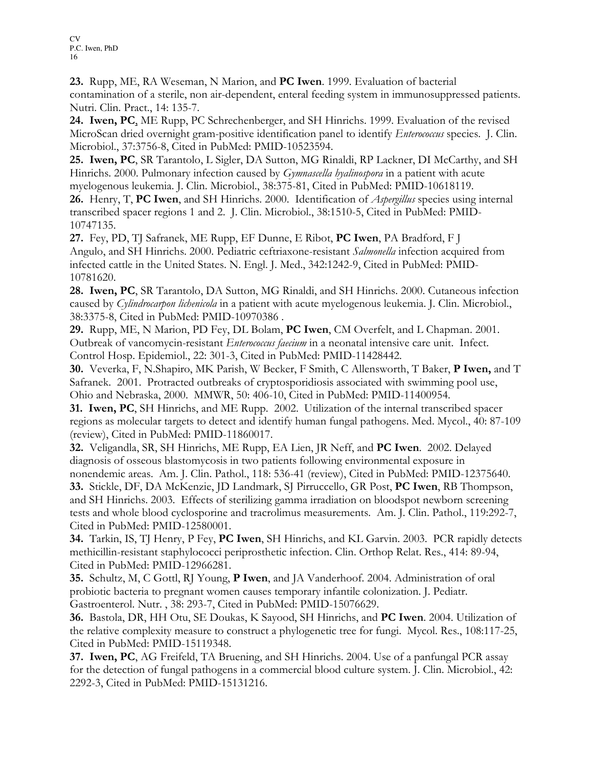**23.** Rupp, ME, RA Weseman, N Marion, and **PC Iwen**. 1999. Evaluation of bacterial contamination of a sterile, non air-dependent, enteral feeding system in immunosuppressed patients. Nutri. Clin. Pract., 14: 135-7.

**24. Iwen, PC**, ME Rupp, PC Schrechenberger, and SH Hinrichs. 1999. Evaluation of the revised MicroScan dried overnight gram-positive identification panel to identify *Enterococcus* species. J. Clin. Microbiol., 37:3756-8, Cited in PubMed: PMID-10523594.

**25. Iwen, PC**, SR Tarantolo, L Sigler, DA Sutton, MG Rinaldi, RP Lackner, DI McCarthy, and SH Hinrichs. 2000. Pulmonary infection caused by *Gymnascella hyalinospora* in a patient with acute myelogenous leukemia. J. Clin. Microbiol., 38:375-81, Cited in PubMed: PMID-10618119.

**26.** Henry, T, **PC Iwen**, and SH Hinrichs. 2000. Identification of *Aspergillus* species using internal transcribed spacer regions 1 and 2. J. Clin. Microbiol., 38:1510-5, Cited in PubMed: PMID-10747135.

**27.** Fey, PD, TJ Safranek, ME Rupp, EF Dunne, E Ribot, **PC Iwen**, PA Bradford, F J Angulo, and SH Hinrichs. 2000. Pediatric ceftriaxone-resistant *Salmonella* infection acquired from infected cattle in the United States. N. Engl. J. Med., 342:1242-9, Cited in PubMed: PMID-10781620.

**28. Iwen, PC**, SR Tarantolo, DA Sutton, MG Rinaldi, and SH Hinrichs. 2000. Cutaneous infection caused by *Cylindrocarpon lichenicola* in a patient with acute myelogenous leukemia. J. Clin. Microbiol., 38:3375-8, Cited in PubMed: PMID-10970386 .

**29.** Rupp, ME, N Marion, PD Fey, DL Bolam, **PC Iwen**, CM Overfelt, and L Chapman. 2001. Outbreak of vancomycin-resistant *Enterococcus faecium* in a neonatal intensive care unit. Infect. Control Hosp. Epidemiol., 22: 301-3, Cited in PubMed: PMID-11428442.

**30.** Veverka, F, N.Shapiro, MK Parish, W Becker, F Smith, C Allensworth, T Baker, **P Iwen,** and T Safranek. 2001. Protracted outbreaks of cryptosporidiosis associated with swimming pool use, Ohio and Nebraska, 2000. MMWR, 50: 406-10, Cited in PubMed: PMID-11400954.

**31. Iwen, PC**, SH Hinrichs, and ME Rupp. 2002. Utilization of the internal transcribed spacer regions as molecular targets to detect and identify human fungal pathogens. Med. Mycol., 40: 87-109 (review), Cited in PubMed: PMID-11860017.

**32.** Veligandla, SR, SH Hinrichs, ME Rupp, EA Lien, JR Neff, and **PC Iwen**. 2002. Delayed diagnosis of osseous blastomycosis in two patients following environmental exposure in nonendemic areas. Am. J. Clin. Pathol., 118: 536-41 (review), Cited in PubMed: PMID-12375640.

**33.** Stickle, DF, DA McKenzie, JD Landmark, SJ Pirruccello, GR Post, **PC Iwen**, RB Thompson, and SH Hinrichs. 2003. Effects of sterilizing gamma irradiation on bloodspot newborn screening tests and whole blood cyclosporine and tracrolimus measurements. Am. J. Clin. Pathol., 119:292-7, Cited in PubMed: PMID-12580001.

**34.** Tarkin, IS, TJ Henry, P Fey, **PC Iwen**, SH Hinrichs, and KL Garvin. 2003. PCR rapidly detects methicillin-resistant staphylococci periprosthetic infection. Clin. Orthop Relat. Res., 414: 89-94, Cited in PubMed: PMID-12966281.

**35.** Schultz, M, C Gottl, RJ Young, **P Iwen**, and JA Vanderhoof. 2004. Administration of oral probiotic bacteria to pregnant women causes temporary infantile colonization. J. Pediatr. Gastroenterol. Nutr. , 38: 293-7, Cited in PubMed: PMID-15076629.

**36.** Bastola, DR, HH Otu, SE Doukas, K Sayood, SH Hinrichs, and **PC Iwen**. 2004. Utilization of the relative complexity measure to construct a phylogenetic tree for fungi. Mycol. Res., 108:117-25, Cited in PubMed: PMID-15119348.

**37. Iwen, PC**, AG Freifeld, TA Bruening, and SH Hinrichs. 2004. Use of a panfungal PCR assay for the detection of fungal pathogens in a commercial blood culture system. J. Clin. Microbiol., 42: 2292-3, Cited in PubMed: PMID-15131216.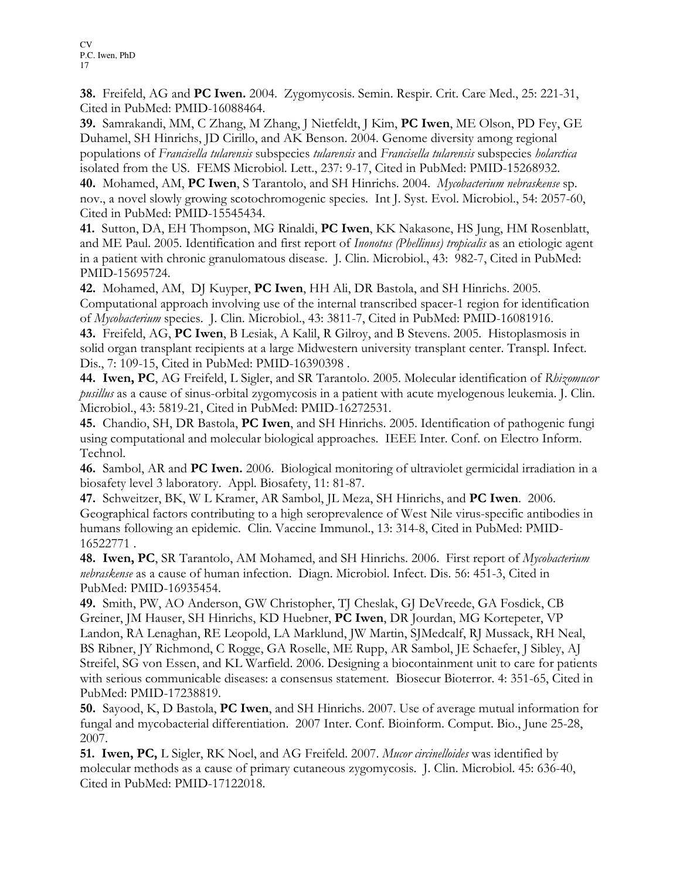**38.** Freifeld, AG and **PC Iwen.** 2004. Zygomycosis. Semin. Respir. Crit. Care Med., 25: 221-31, Cited in PubMed: PMID-16088464.

**39.** Samrakandi, MM, C Zhang, M Zhang, J Nietfeldt, J Kim, **PC Iwen**, ME Olson, PD Fey, GE Duhamel, SH Hinrichs, JD Cirillo, and AK Benson. 2004. Genome diversity among regional populations of *Francisella tularensis* subspecies *tularensis* and *Francisella tularensis* subspecies *holarctica* isolated from the US. FEMS Microbiol. Lett., 237: 9-17, Cited in PubMed: PMID-15268932.

**40.** Mohamed, AM, **PC Iwen**, S Tarantolo, and SH Hinrichs. 2004. *Mycobacterium nebraskense* sp. nov., a novel slowly growing scotochromogenic species. Int J. Syst. Evol. Microbiol., 54: 2057-60, Cited in PubMed: PMID-15545434.

**41.** Sutton, DA, EH Thompson, MG Rinaldi, **PC Iwen**, KK Nakasone, HS Jung, HM Rosenblatt, and ME Paul. 2005. Identification and first report of *Inonotus (Phellinus) tropicalis* as an etiologic agent in a patient with chronic granulomatous disease. J. Clin. Microbiol., 43: 982-7, Cited in PubMed: PMID-15695724.

**42.** Mohamed, AM, DJ Kuyper, **PC Iwen**, HH Ali, DR Bastola, and SH Hinrichs. 2005. Computational approach involving use of the internal transcribed spacer-1 region for identification of *Mycobacterium* species. J. Clin. Microbiol., 43: 3811-7, Cited in PubMed: PMID-16081916.

**43.** Freifeld, AG, **PC Iwen**, B Lesiak, A Kalil, R Gilroy, and B Stevens. 2005. Histoplasmosis in solid organ transplant recipients at a large Midwestern university transplant center. Transpl. Infect. Dis., 7: 109-15, Cited in PubMed: PMID-16390398 .

**44. Iwen, PC**, AG Freifeld, L Sigler, and SR Tarantolo. 2005. Molecular identification of *Rhizomucor pusillus* as a cause of sinus-orbital zygomycosis in a patient with acute myelogenous leukemia. J. Clin. Microbiol., 43: 5819-21, Cited in PubMed: PMID-16272531.

**45.** Chandio, SH, DR Bastola, **PC Iwen**, and SH Hinrichs. 2005. Identification of pathogenic fungi using computational and molecular biological approaches. IEEE Inter. Conf. on Electro Inform. Technol.

**46.** Sambol, AR and **PC Iwen.** 2006. Biological monitoring of ultraviolet germicidal irradiation in a biosafety level 3 laboratory. Appl. Biosafety, 11: 81-87.

**47.** Schweitzer, BK, W L Kramer, AR Sambol, JL Meza, SH Hinrichs, and **PC Iwen**. 2006. Geographical factors contributing to a high seroprevalence of West Nile virus-specific antibodies in humans following an epidemic. Clin. Vaccine Immunol., 13: 314-8, Cited in PubMed: PMID-16522771 .

**48. Iwen, PC**, SR Tarantolo, AM Mohamed, and SH Hinrichs. 2006. First report of *Mycobacterium nebraskense* as a cause of human infection. Diagn. Microbiol. Infect. Dis. 56: 451-3, Cited in PubMed: PMID-16935454.

**49.** Smith, PW, AO Anderson, GW Christopher, TJ Cheslak, GJ DeVreede, GA Fosdick, CB Greiner, JM Hauser, SH Hinrichs, KD Huebner, **PC Iwen**, DR Jourdan, MG Kortepeter, VP Landon, RA Lenaghan, RE Leopold, LA Marklund, JW Martin, SJMedcalf, RJ Mussack, RH Neal, BS Ribner, JY Richmond, C Rogge, GA Roselle, ME Rupp, AR Sambol, JE Schaefer, J Sibley, AJ Streifel, SG von Essen, and KL Warfield. 2006. Designing a biocontainment unit to care for patients with serious communicable diseases: a consensus statement. Biosecur Bioterror. 4: 351-65, Cited in PubMed: PMID-17238819.

**50.** Sayood, K, D Bastola, **PC Iwen**, and SH Hinrichs. 2007. Use of average mutual information for fungal and mycobacterial differentiation. 2007 Inter. Conf. Bioinform. Comput. Bio., June 25-28, 2007.

**51. Iwen, PC,** L Sigler, RK Noel, and AG Freifeld. 2007. *Mucor circinelloides* was identified by molecular methods as a cause of primary cutaneous zygomycosis. J. Clin. Microbiol. 45: 636-40, Cited in PubMed: PMID-17122018.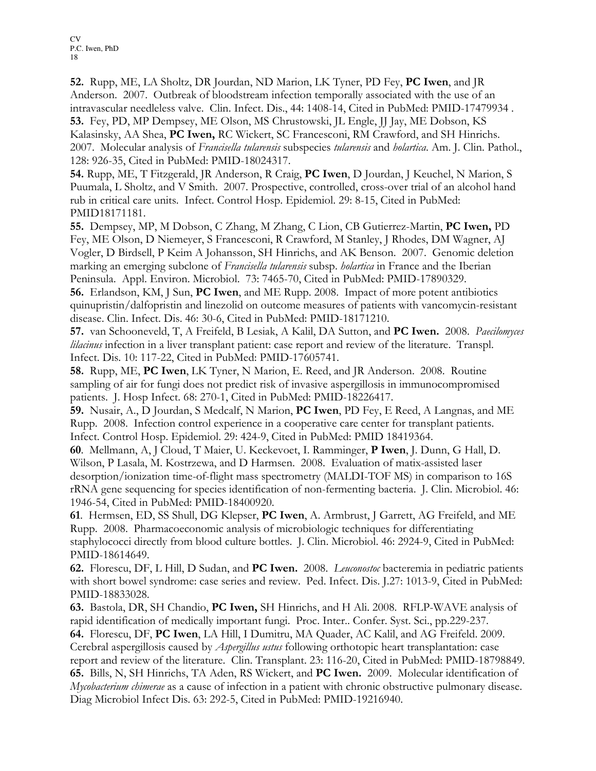**52.** Rupp, ME, LA Sholtz, DR Jourdan, ND Marion, LK Tyner, PD Fey, **PC Iwen**, and JR Anderson. 2007. Outbreak of bloodstream infection temporally associated with the use of an intravascular needleless valve. Clin. Infect. Dis., 44: 1408-14, Cited in PubMed: PMID-17479934 .

**53.** Fey, PD, MP Dempsey, ME Olson, MS Chrustowski, JL Engle, JJ Jay, ME Dobson, KS Kalasinsky, AA Shea, **PC Iwen,** RC Wickert, SC Francesconi, RM Crawford, and SH Hinrichs. 2007. Molecular analysis of *Francisella tularensis* subspecies *tularensis* and *holartica*. Am. J. Clin. Pathol., 128: 926-35, Cited in PubMed: PMID-18024317.

**54.** Rupp, ME, T Fitzgerald, JR Anderson, R Craig, **PC Iwen**, D Jourdan, J Keuchel, N Marion, S Puumala, L Sholtz, and V Smith. 2007. Prospective, controlled, cross-over trial of an alcohol hand rub in critical care units. Infect. Control Hosp. Epidemiol. 29: 8-15, Cited in PubMed: PMID18171181.

**55.** Dempsey, MP, M Dobson, C Zhang, M Zhang, C Lion, CB Gutierrez-Martin, **PC Iwen,** PD Fey, ME Olson, D Niemeyer, S Francesconi, R Crawford, M Stanley, J Rhodes, DM Wagner, AJ Vogler, D Birdsell, P Keim A Johansson, SH Hinrichs, and AK Benson. 2007. Genomic deletion marking an emerging subclone of *Francisella tularensis* subsp. *holartica* in France and the Iberian Peninsula. Appl. Environ. Microbiol. 73: 7465-70, Cited in PubMed: PMID-17890329.

**56.** Erlandson, KM, J Sun, **PC Iwen**, and ME Rupp. 2008. Impact of more potent antibiotics quinupristin/dalfopristin and linezolid on outcome measures of patients with vancomycin-resistant disease. Clin. Infect. Dis. 46: 30-6, Cited in PubMed: PMID-18171210.

**57.** van Schooneveld, T, A Freifeld, B Lesiak, A Kalil, DA Sutton, and **PC Iwen.** 2008. *Paecilomyces lilacinus* infection in a liver transplant patient: case report and review of the literature. Transpl. Infect. Dis. 10: 117-22, Cited in PubMed: PMID-17605741.

**58.** Rupp, ME, **PC Iwen**, LK Tyner, N Marion, E. Reed, and JR Anderson. 2008. Routine sampling of air for fungi does not predict risk of invasive aspergillosis in immunocompromised patients. J. Hosp Infect. 68: 270-1, Cited in PubMed: PMID-18226417.

**59.** Nusair, A., D Jourdan, S Medcalf, N Marion, **PC Iwen**, PD Fey, E Reed, A Langnas, and ME Rupp. 2008. Infection control experience in a cooperative care center for transplant patients. Infect. Control Hosp. Epidemiol. 29: 424-9, Cited in PubMed: PMID 18419364.

**60**. Mellmann, A, J Cloud, T Maier, U. Keckevoet, I. Ramminger, **P Iwen**, J. Dunn, G Hall, D. Wilson, P Lasala, M. Kostrzewa, and D Harmsen. 2008. Evaluation of matix-assisted laser desorption/ionization time-of-flight mass spectrometry (MALDI-TOF MS) in comparison to 16S rRNA gene sequencing for species identification of non-fermenting bacteria. J. Clin. Microbiol. 46: 1946-54, Cited in PubMed: PMID-18400920.

**61**. Hermsen, ED, SS Shull, DG Klepser, **PC Iwen**, A. Armbrust, J Garrett, AG Freifeld, and ME Rupp. 2008. Pharmacoeconomic analysis of microbiologic techniques for differentiating staphylococci directly from blood culture bottles. J. Clin. Microbiol. 46: 2924-9, Cited in PubMed: PMID-18614649.

**62.** Florescu, DF, L Hill, D Sudan, and **PC Iwen.** 2008. *Leuconostoc* bacteremia in pediatric patients with short bowel syndrome: case series and review. Ped. Infect. Dis. J.27: 1013-9, Cited in PubMed: PMID-18833028.

**63.** Bastola, DR, SH Chandio, **PC Iwen,** SH Hinrichs, and H Ali. 2008. RFLP-WAVE analysis of rapid identification of medically important fungi. Proc. Inter.. Confer. Syst. Sci., pp.229-237.

**64.** Florescu, DF, **PC Iwen**, LA Hill, I Dumitru, MA Quader, AC Kalil, and AG Freifeld. 2009. Cerebral aspergillosis caused by *Aspergillus ustus* following orthotopic heart transplantation: case report and review of the literature. Clin. Transplant. 23: 116-20, Cited in PubMed: PMID-18798849.

**65.** Bills, N, SH Hinrichs, TA Aden, RS Wickert, and **PC Iwen.** 2009. Molecular identification of *Mycobacterium chimerae* as a cause of infection in a patient with chronic obstructive pulmonary disease. Diag Microbiol Infect Dis. 63: 292-5, Cited in PubMed: PMID-19216940.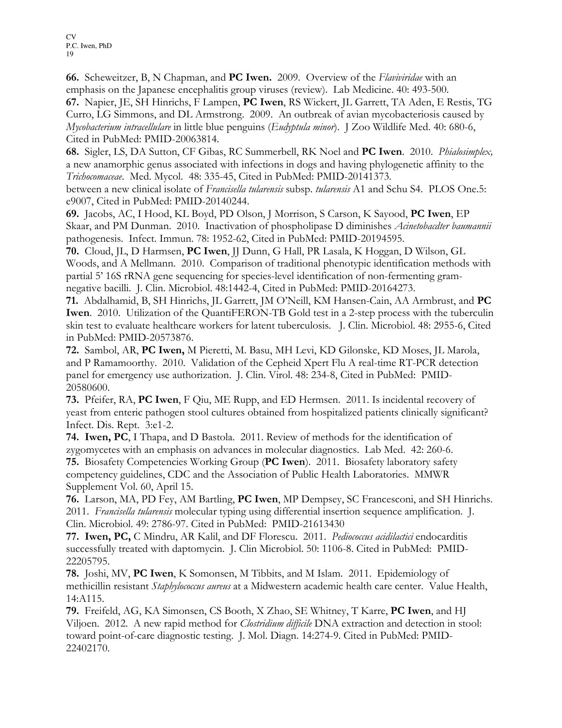**66.** Scheweitzer, B, N Chapman, and **PC Iwen.** 2009. Overview of the *Flaviviridae* with an emphasis on the Japanese encephalitis group viruses (review). Lab Medicine. 40: 493-500.

**67.** Napier, JE, SH Hinrichs, F Lampen, **PC Iwen**, RS Wickert, JL Garrett, TA Aden, E Restis, TG Curro, LG Simmons, and DL Armstrong. 2009. An outbreak of avian mycobacteriosis caused by *Mycobacterium intracellulare* in little blue penguins (*Eudyptula minor*). J Zoo Wildlife Med. 40: 680-6, Cited in PubMed: PMID-20063814.

**68.** Sigler, LS, DA Sutton, CF Gibas, RC Summerbell, RK Noel and **PC Iwen**. 2010. *Phialosimplex,* a new anamorphic genus associated with infections in dogs and having phylogenetic affinity to the *Trichocomaceae*. Med. Mycol. 48: 335-45, Cited in PubMed: PMID-20141373.

between a new clinical isolate of *Francisella tularensis* subsp. *tularensis* A1 and Schu S4. PLOS One.5: e9007, Cited in PubMed: PMID-20140244.

**69.** Jacobs, AC, I Hood, KL Boyd, PD Olson, J Morrison, S Carson, K Sayood, **PC Iwen**, EP Skaar, and PM Dunman. 2010. Inactivation of phospholipase D diminishes *Acinetobacdter baumannii* pathogenesis. Infect. Immun. 78: 1952-62, Cited in PubMed: PMID-20194595.

**70.** Cloud, JL, D Harmsen, **PC Iwen**, JJ Dunn, G Hall, PR Lasala, K Hoggan, D Wilson, GL Woods, and A Mellmann. 2010. Comparison of traditional phenotypic identification methods with partial 5' 16S rRNA gene sequencing for species-level identification of non-fermenting gram-negative bacilli. J. Clin. Microbiol. 48:1442-4, Cited in PubMed: PMID-20164273.

**71.** Abdalhamid, B, SH Hinrichs, JL Garrett, JM O'Neill, KM Hansen-Cain, AA Armbrust, and **PC Iwen**. 2010. Utilization of the QuantiFERON-TB Gold test in a 2-step process with the tuberculin skin test to evaluate healthcare workers for latent tuberculosis. J. Clin. Microbiol. 48: 2955-6, Cited in PubMed: PMID-20573876.

**72.** Sambol, AR, **PC Iwen,** M Pieretti, M. Basu, MH Levi, KD Gilonske, KD Moses, JL Marola, and P Ramamoorthy. 2010. Validation of the Cepheid Xpert Flu A real-time RT-PCR detection panel for emergency use authorization. J. Clin. Virol. 48: 234-8, Cited in PubMed: PMID-20580600.

**73.** Pfeifer, RA, **PC Iwen**, F Qiu, ME Rupp, and ED Hermsen. 2011. Is incidental recovery of yeast from enteric pathogen stool cultures obtained from hospitalized patients clinically significant? Infect. Dis. Rept. 3:e1-2.

**74. Iwen, PC**, I Thapa, and D Bastola. 2011. Review of methods for the identification of zygomycetes with an emphasis on advances in molecular diagnostics. Lab Med. 42: 260-6.

**75.** Biosafety Competencies Working Group (**PC Iwen**). 2011. Biosafety laboratory safety competency guidelines, CDC and the Association of Public Health Laboratories. MMWR Supplement Vol. 60, April 15.

**76.** Larson, MA, PD Fey, AM Bartling, **PC Iwen**, MP Dempsey, SC Francesconi, and SH Hinrichs. 2011. *Francisella tularensis* molecular typing using differential insertion sequence amplification. J. Clin. Microbiol. 49: 2786-97. Cited in PubMed: PMID-21613430

**77. Iwen, PC,** C Mindru, AR Kalil, and DF Florescu. 2011. *Pediococcus acidilactici* endocarditis successfully treated with daptomycin. J. Clin Microbiol. 50: 1106-8. Cited in PubMed: PMID-22205795.

**78.** Joshi, MV, **PC Iwen**, K Somonsen, M Tibbits, and M Islam. 2011. Epidemiology of methicillin resistant *Staphylococcus aureus* at a Midwestern academic health care center. Value Health, 14:A115.

**79.** Freifeld, AG, KA Simonsen, CS Booth, X Zhao, SE Whitney, T Karre, **PC Iwen**, and HJ Viljoen. 2012. A new rapid method for *Clostridium difficile* DNA extraction and detection in stool: toward point-of-care diagnostic testing. J. Mol. Diagn. 14:274-9. Cited in PubMed: PMID-22402170.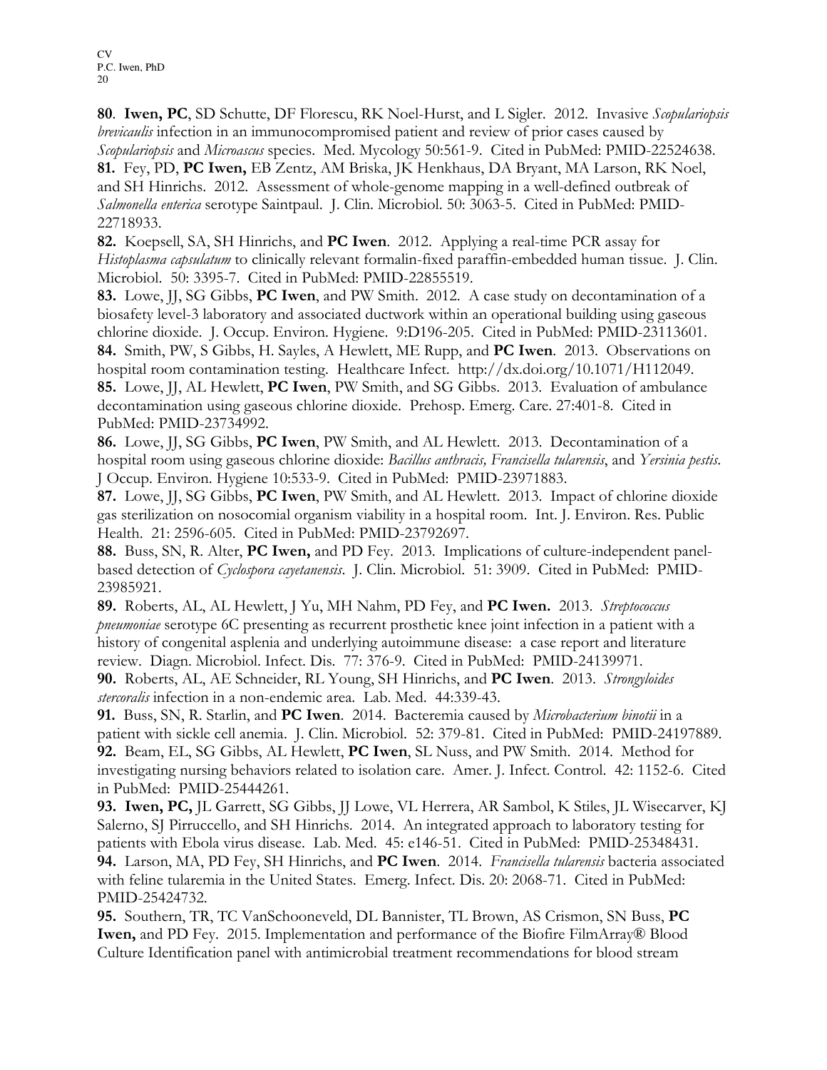**80**. **Iwen, PC**, SD Schutte, DF Florescu, RK Noel-Hurst, and L Sigler. 2012. Invasive *Scopulariopsis brevicaulis* infection in an immunocompromised patient and review of prior cases caused by *Scopulariopsis* and *Microascus* species. Med. Mycology 50:561-9. Cited in PubMed: PMID-22524638.
**81.** Fey, PD, **PC Iwen,** EB Zentz, AM Briska, JK Henkhaus, DA Bryant, MA Larson, RK Noel, and SH Hinrichs. 2012. Assessment of whole-genome mapping in a well-defined outbreak of *Salmonella enterica* serotype Saintpaul. J. Clin. Microbiol. 50: 3063-5. Cited in PubMed: PMID-22718933.
**82.** Koepsell, SA, SH Hinrichs, and **PC Iwen**. 2012. Applying a real-time PCR assay for *Histoplasma capsulatum* to clinically relevant formalin-fixed paraffin-embedded human tissue. J. Clin. Microbiol. 50: 3395-7. Cited in PubMed: PMID-22855519.
**83.** Lowe, JJ, SG Gibbs, **PC Iwen**, and PW Smith. 2012. A case study on decontamination of a biosafety level-3 laboratory and associated ductwork within an operational building using gaseous chlorine dioxide. J. Occup. Environ. Hygiene. 9:D196-205. Cited in PubMed: PMID-23113601.
**84.** Smith, PW, S Gibbs, H. Sayles, A Hewlett, ME Rupp, and **PC Iwen**. 2013. Observations on hospital room contamination testing. Healthcare Infect. http://dx.doi.org/10.1071/H112049.
**85.** Lowe, JJ, AL Hewlett, **PC Iwen**, PW Smith, and SG Gibbs. 2013. Evaluation of ambulance decontamination using gaseous chlorine dioxide. Prehosp. Emerg. Care. 27:401-8. Cited in PubMed: PMID-23734992.
**86.** Lowe, JJ, SG Gibbs, **PC Iwen**, PW Smith, and AL Hewlett. 2013. Decontamination of a hospital room using gaseous chlorine dioxide: *Bacillus anthracis, Francisella tularensis*, and *Yersinia pestis*. J Occup. Environ. Hygiene 10:533-9. Cited in PubMed: PMID-23971883.
**87.** Lowe, JJ, SG Gibbs, **PC Iwen**, PW Smith, and AL Hewlett. 2013. Impact of chlorine dioxide gas sterilization on nosocomial organism viability in a hospital room. Int. J. Environ. Res. Public Health. 21: 2596-605. Cited in PubMed: PMID-23792697.
**88.** Buss, SN, R. Alter, **PC Iwen,** and PD Fey. 2013. Implications of culture-independent panel-based detection of *Cyclospora cayetanensis*. J. Clin. Microbiol. 51: 3909. Cited in PubMed: PMID-23985921.
**89.** Roberts, AL, AL Hewlett, J Yu, MH Nahm, PD Fey, and **PC Iwen.** 2013. *Streptococcus pneumoniae* serotype 6C presenting as recurrent prosthetic knee joint infection in a patient with a history of congenital asplenia and underlying autoimmune disease: a case report and literature review. Diagn. Microbiol. Infect. Dis. 77: 376-9. Cited in PubMed: PMID-24139971.
**90.** Roberts, AL, AE Schneider, RL Young, SH Hinrichs, and **PC Iwen**. 2013. *Strongyloides stercoralis* infection in a non-endemic area. Lab. Med. 44:339-43.
**91.** Buss, SN, R. Starlin, and **PC Iwen**. 2014. Bacteremia caused by *Microbacterium binotii* in a patient with sickle cell anemia. J. Clin. Microbiol. 52: 379-81. Cited in PubMed: PMID-24197889.
**92.** Beam, EL, SG Gibbs, AL Hewlett, **PC Iwen**, SL Nuss, and PW Smith. 2014. Method for investigating nursing behaviors related to isolation care. Amer. J. Infect. Control. 42: 1152-6. Cited in PubMed: PMID-25444261.
**93. Iwen, PC,** JL Garrett, SG Gibbs, JJ Lowe, VL Herrera, AR Sambol, K Stiles, JL Wisecarver, KJ Salerno, SJ Pirruccello, and SH Hinrichs. 2014. An integrated approach to laboratory testing for patients with Ebola virus disease. Lab. Med. 45: e146-51. Cited in PubMed: PMID-25348431.
**94.** Larson, MA, PD Fey, SH Hinrichs, and **PC Iwen**. 2014. *Francisella tularensis* bacteria associated with feline tularemia in the United States. Emerg. Infect. Dis. 20: 2068-71. Cited in PubMed: PMID-25424732.
**95.** Southern, TR, TC VanSchooneveld, DL Bannister, TL Brown, AS Crismon, SN Buss, **PC Iwen,** and PD Fey. 2015. Implementation and performance of the Biofire FilmArray® Blood Culture Identification panel with antimicrobial treatment recommendations for blood stream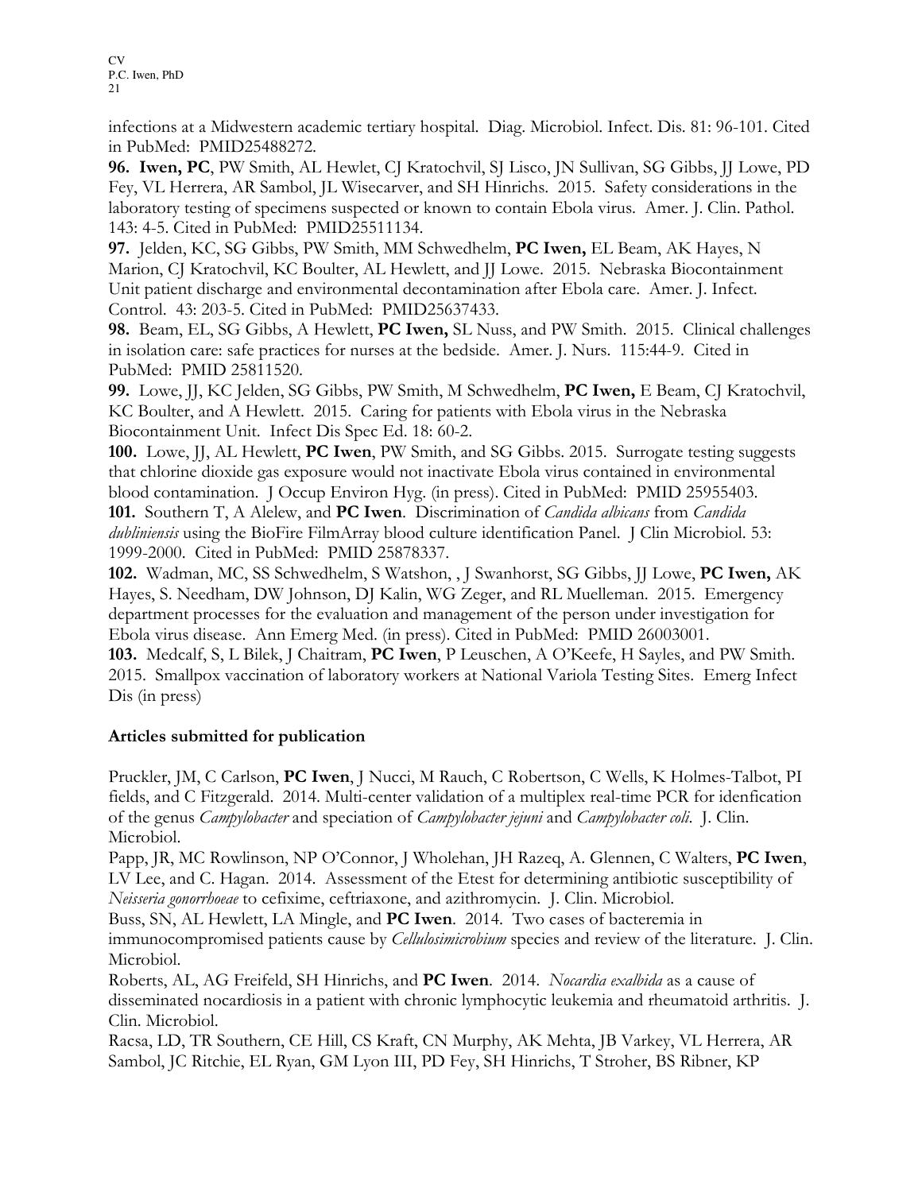infections at a Midwestern academic tertiary hospital. Diag. Microbiol. Infect. Dis. 81: 96-101. Cited in PubMed: PMID25488272.

**96. Iwen, PC**, PW Smith, AL Hewlet, CJ Kratochvil, SJ Lisco, JN Sullivan, SG Gibbs, JJ Lowe, PD Fey, VL Herrera, AR Sambol, JL Wisecarver, and SH Hinrichs. 2015. Safety considerations in the laboratory testing of specimens suspected or known to contain Ebola virus. Amer. J. Clin. Pathol. 143: 4-5. Cited in PubMed: PMID25511134.

**97.** Jelden, KC, SG Gibbs, PW Smith, MM Schwedhelm, **PC Iwen,** EL Beam, AK Hayes, N Marion, CJ Kratochvil, KC Boulter, AL Hewlett, and JJ Lowe. 2015. Nebraska Biocontainment Unit patient discharge and environmental decontamination after Ebola care. Amer. J. Infect. Control. 43: 203-5. Cited in PubMed: PMID25637433.

**98.** Beam, EL, SG Gibbs, A Hewlett, **PC Iwen,** SL Nuss, and PW Smith. 2015. Clinical challenges in isolation care: safe practices for nurses at the bedside. Amer. J. Nurs. 115:44-9. Cited in PubMed: PMID 25811520.

**99.** Lowe, JJ, KC Jelden, SG Gibbs, PW Smith, M Schwedhelm, **PC Iwen,** E Beam, CJ Kratochvil, KC Boulter, and A Hewlett. 2015. Caring for patients with Ebola virus in the Nebraska Biocontainment Unit. Infect Dis Spec Ed. 18: 60-2.

**100.** Lowe, JJ, AL Hewlett, **PC Iwen**, PW Smith, and SG Gibbs. 2015. Surrogate testing suggests that chlorine dioxide gas exposure would not inactivate Ebola virus contained in environmental blood contamination. J Occup Environ Hyg. (in press). Cited in PubMed: PMID 25955403.

**101.** Southern T, A Alelew, and **PC Iwen**. Discrimination of *Candida albicans* from *Candida dubliniensis* using the BioFire FilmArray blood culture identification Panel. J Clin Microbiol. 53: 1999-2000. Cited in PubMed: PMID 25878337.

**102.** Wadman, MC, SS Schwedhelm, S Watshon, , J Swanhorst, SG Gibbs, JJ Lowe, **PC Iwen,** AK Hayes, S. Needham, DW Johnson, DJ Kalin, WG Zeger, and RL Muelleman. 2015. Emergency department processes for the evaluation and management of the person under investigation for Ebola virus disease. Ann Emerg Med. (in press). Cited in PubMed: PMID 26003001.

**103.** Medcalf, S, L Bilek, J Chaitram, **PC Iwen**, P Leuschen, A O'Keefe, H Sayles, and PW Smith. 2015. Smallpox vaccination of laboratory workers at National Variola Testing Sites. Emerg Infect Dis (in press)

## Articles submitted for publication

Pruckler, JM, C Carlson, **PC Iwen**, J Nucci, M Rauch, C Robertson, C Wells, K Holmes-Talbot, PI fields, and C Fitzgerald. 2014. Multi-center validation of a multiplex real-time PCR for idenfication of the genus *Campylobacter* and speciation of *Campylobacter jejuni* and *Campylobacter coli*. J. Clin. Microbiol.

Papp, JR, MC Rowlinson, NP O'Connor, J Wholehan, JH Razeq, A. Glennen, C Walters, **PC Iwen**, LV Lee, and C. Hagan. 2014. Assessment of the Etest for determining antibiotic susceptibility of *Neisseria gonorrhoeae* to cefixime, ceftriaxone, and azithromycin. J. Clin. Microbiol.

Buss, SN, AL Hewlett, LA Mingle, and **PC Iwen**. 2014. Two cases of bacteremia in immunocompromised patients cause by *Cellulosimicrobium* species and review of the literature. J. Clin. Microbiol.

Roberts, AL, AG Freifeld, SH Hinrichs, and **PC Iwen**. 2014. *Nocardia exalbida* as a cause of disseminated nocardiosis in a patient with chronic lymphocytic leukemia and rheumatoid arthritis. J. Clin. Microbiol.

Racsa, LD, TR Southern, CE Hill, CS Kraft, CN Murphy, AK Mehta, JB Varkey, VL Herrera, AR Sambol, JC Ritchie, EL Ryan, GM Lyon III, PD Fey, SH Hinrichs, T Stroher, BS Ribner, KP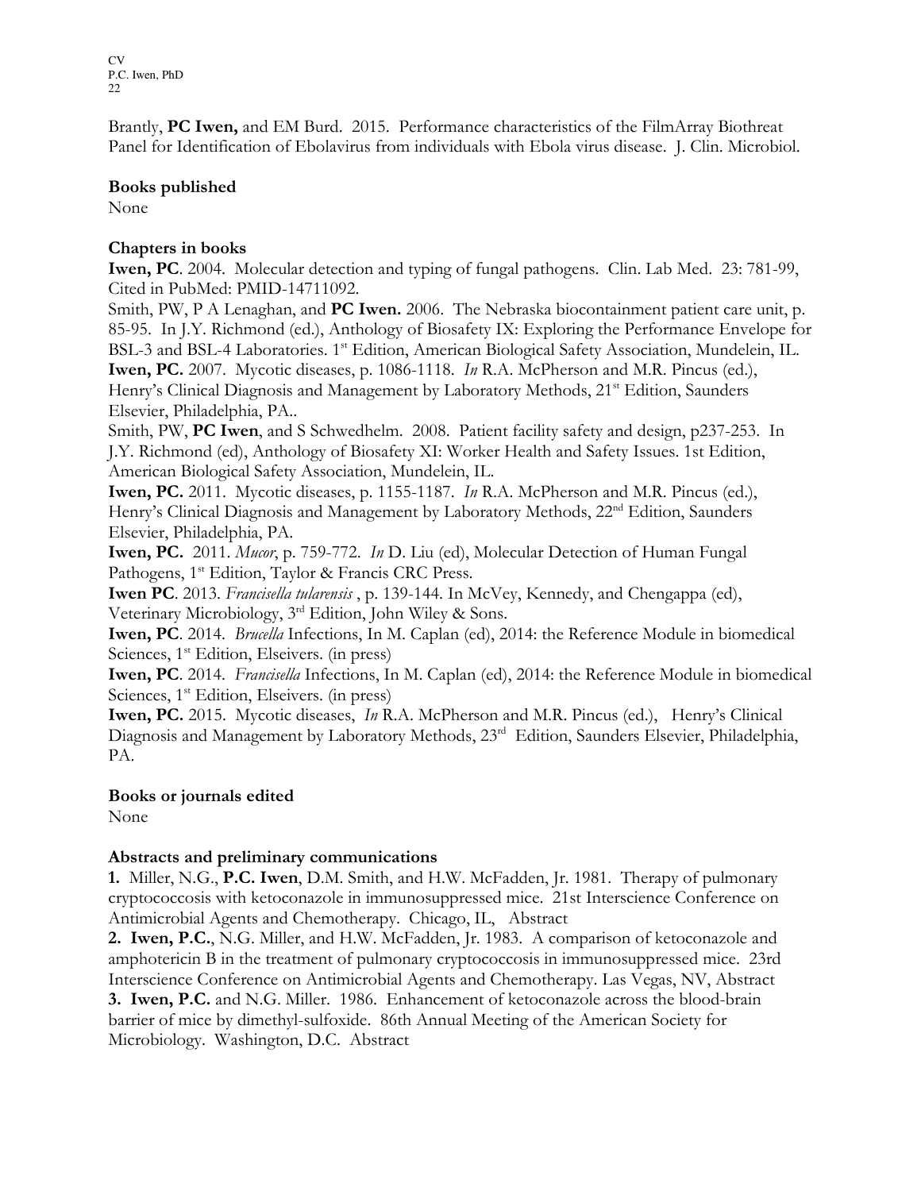Brantly, **PC Iwen,** and EM Burd. 2015. Performance characteristics of the FilmArray Biothreat Panel for Identification of Ebolavirus from individuals with Ebola virus disease. J. Clin. Microbiol.

**Books published**

None

**Chapters in books**

**Iwen, PC**. 2004. Molecular detection and typing of fungal pathogens. Clin. Lab Med. 23: 781-99, Cited in PubMed: PMID-14711092.

Smith, PW, P A Lenaghan, and **PC Iwen.** 2006. The Nebraska biocontainment patient care unit, p. 85-95. In J.Y. Richmond (ed.), Anthology of Biosafety IX: Exploring the Performance Envelope for BSL-3 and BSL-4 Laboratories. 1st Edition, American Biological Safety Association, Mundelein, IL.

**Iwen, PC.** 2007. Mycotic diseases, p. 1086-1118. *In* R.A. McPherson and M.R. Pincus (ed.), Henry's Clinical Diagnosis and Management by Laboratory Methods, 21st Edition, Saunders Elsevier, Philadelphia, PA..

Smith, PW, **PC Iwen**, and S Schwedhelm. 2008. Patient facility safety and design, p237-253. In J.Y. Richmond (ed), Anthology of Biosafety XI: Worker Health and Safety Issues. 1st Edition, American Biological Safety Association, Mundelein, IL.

**Iwen, PC.** 2011. Mycotic diseases, p. 1155-1187. *In* R.A. McPherson and M.R. Pincus (ed.), Henry's Clinical Diagnosis and Management by Laboratory Methods, 22nd Edition, Saunders Elsevier, Philadelphia, PA.

**Iwen, PC.** 2011. *Mucor*, p. 759-772. *In* D. Liu (ed), Molecular Detection of Human Fungal Pathogens, 1st Edition, Taylor & Francis CRC Press.

**Iwen PC**. 2013. *Francisella tularensis* , p. 139-144. In McVey, Kennedy, and Chengappa (ed), Veterinary Microbiology, 3rd Edition, John Wiley & Sons.

**Iwen, PC**. 2014. *Brucella* Infections, In M. Caplan (ed), 2014: the Reference Module in biomedical Sciences, 1st Edition, Elseivers. (in press)

**Iwen, PC**. 2014. *Francisella* Infections, In M. Caplan (ed), 2014: the Reference Module in biomedical Sciences, 1st Edition, Elseivers. (in press)

**Iwen, PC.** 2015. Mycotic diseases, *In* R.A. McPherson and M.R. Pincus (ed.), Henry's Clinical Diagnosis and Management by Laboratory Methods, 23rd Edition, Saunders Elsevier, Philadelphia, PA.

**Books or journals edited**

None

**Abstracts and preliminary communications**

**1.** Miller, N.G., **P.C. Iwen**, D.M. Smith, and H.W. McFadden, Jr. 1981. Therapy of pulmonary cryptococcosis with ketoconazole in immunosuppressed mice. 21st Interscience Conference on Antimicrobial Agents and Chemotherapy. Chicago, IL, Abstract

**2. Iwen, P.C.**, N.G. Miller, and H.W. McFadden, Jr. 1983. A comparison of ketoconazole and amphotericin B in the treatment of pulmonary cryptococcosis in immunosuppressed mice. 23rd Interscience Conference on Antimicrobial Agents and Chemotherapy. Las Vegas, NV, Abstract

**3. Iwen, P.C.** and N.G. Miller. 1986. Enhancement of ketoconazole across the blood-brain barrier of mice by dimethyl-sulfoxide. 86th Annual Meeting of the American Society for Microbiology. Washington, D.C. Abstract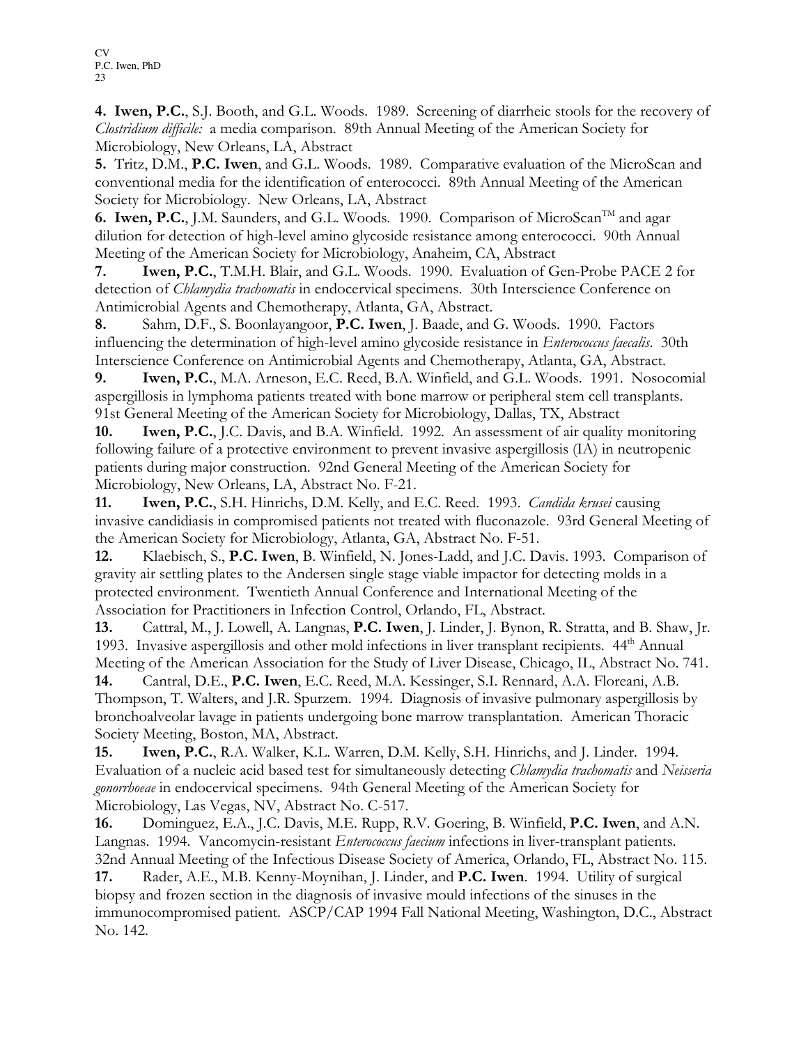**4. Iwen, P.C.**, S.J. Booth, and G.L. Woods. 1989. Screening of diarrheic stools for the recovery of *Clostridium difficile:* a media comparison. 89th Annual Meeting of the American Society for Microbiology, New Orleans, LA, Abstract

**5.** Tritz, D.M., **P.C. Iwen**, and G.L. Woods. 1989. Comparative evaluation of the MicroScan and conventional media for the identification of enterococci. 89th Annual Meeting of the American Society for Microbiology. New Orleans, LA, Abstract

**6. Iwen, P.C.**, J.M. Saunders, and G.L. Woods. 1990. Comparison of MicroScan™ and agar dilution for detection of high-level amino glycoside resistance among enterococci. 90th Annual Meeting of the American Society for Microbiology, Anaheim, CA, Abstract

**7.** **Iwen, P.C.**, T.M.H. Blair, and G.L. Woods. 1990. Evaluation of Gen-Probe PACE 2 for detection of *Chlamydia trachomatis* in endocervical specimens. 30th Interscience Conference on Antimicrobial Agents and Chemotherapy, Atlanta, GA, Abstract.

**8.** Sahm, D.F., S. Boonlayangoor, **P.C. Iwen**, J. Baade, and G. Woods. 1990. Factors influencing the determination of high-level amino glycoside resistance in *Enterococcus faecalis*. 30th Interscience Conference on Antimicrobial Agents and Chemotherapy, Atlanta, GA, Abstract.

**9.** **Iwen, P.C.**, M.A. Arneson, E.C. Reed, B.A. Winfield, and G.L. Woods. 1991. Nosocomial aspergillosis in lymphoma patients treated with bone marrow or peripheral stem cell transplants. 91st General Meeting of the American Society for Microbiology, Dallas, TX, Abstract

**10.** **Iwen, P.C.**, J.C. Davis, and B.A. Winfield. 1992. An assessment of air quality monitoring following failure of a protective environment to prevent invasive aspergillosis (IA) in neutropenic patients during major construction. 92nd General Meeting of the American Society for Microbiology, New Orleans, LA, Abstract No. F-21.

**11.** **Iwen, P.C.**, S.H. Hinrichs, D.M. Kelly, and E.C. Reed. 1993. *Candida krusei* causing invasive candidiasis in compromised patients not treated with fluconazole. 93rd General Meeting of the American Society for Microbiology, Atlanta, GA, Abstract No. F-51.

**12.** Klaebisch, S., **P.C. Iwen**, B. Winfield, N. Jones-Ladd, and J.C. Davis. 1993. Comparison of gravity air settling plates to the Andersen single stage viable impactor for detecting molds in a protected environment. Twentieth Annual Conference and International Meeting of the Association for Practitioners in Infection Control, Orlando, FL, Abstract.

**13.** Cattral, M., J. Lowell, A. Langnas, **P.C. Iwen**, J. Linder, J. Bynon, R. Stratta, and B. Shaw, Jr. 1993. Invasive aspergillosis and other mold infections in liver transplant recipients. 44th Annual Meeting of the American Association for the Study of Liver Disease, Chicago, IL, Abstract No. 741.

**14.** Cantral, D.E., **P.C. Iwen**, E.C. Reed, M.A. Kessinger, S.I. Rennard, A.A. Floreani, A.B. Thompson, T. Walters, and J.R. Spurzem. 1994. Diagnosis of invasive pulmonary aspergillosis by bronchoalveolar lavage in patients undergoing bone marrow transplantation. American Thoracic Society Meeting, Boston, MA, Abstract.

**15.** **Iwen, P.C.**, R.A. Walker, K.L. Warren, D.M. Kelly, S.H. Hinrichs, and J. Linder. 1994. Evaluation of a nucleic acid based test for simultaneously detecting *Chlamydia trachomatis* and *Neisseria gonorrhoeae* in endocervical specimens. 94th General Meeting of the American Society for Microbiology, Las Vegas, NV, Abstract No. C-517.

**16.** Dominguez, E.A., J.C. Davis, M.E. Rupp, R.V. Goering, B. Winfield, **P.C. Iwen**, and A.N. Langnas. 1994. Vancomycin-resistant *Enterococcus faecium* infections in liver-transplant patients. 32nd Annual Meeting of the Infectious Disease Society of America, Orlando, FL, Abstract No. 115.

**17.** Rader, A.E., M.B. Kenny-Moynihan, J. Linder, and **P.C. Iwen**. 1994. Utility of surgical biopsy and frozen section in the diagnosis of invasive mould infections of the sinuses in the immunocompromised patient. ASCP/CAP 1994 Fall National Meeting, Washington, D.C., Abstract No. 142.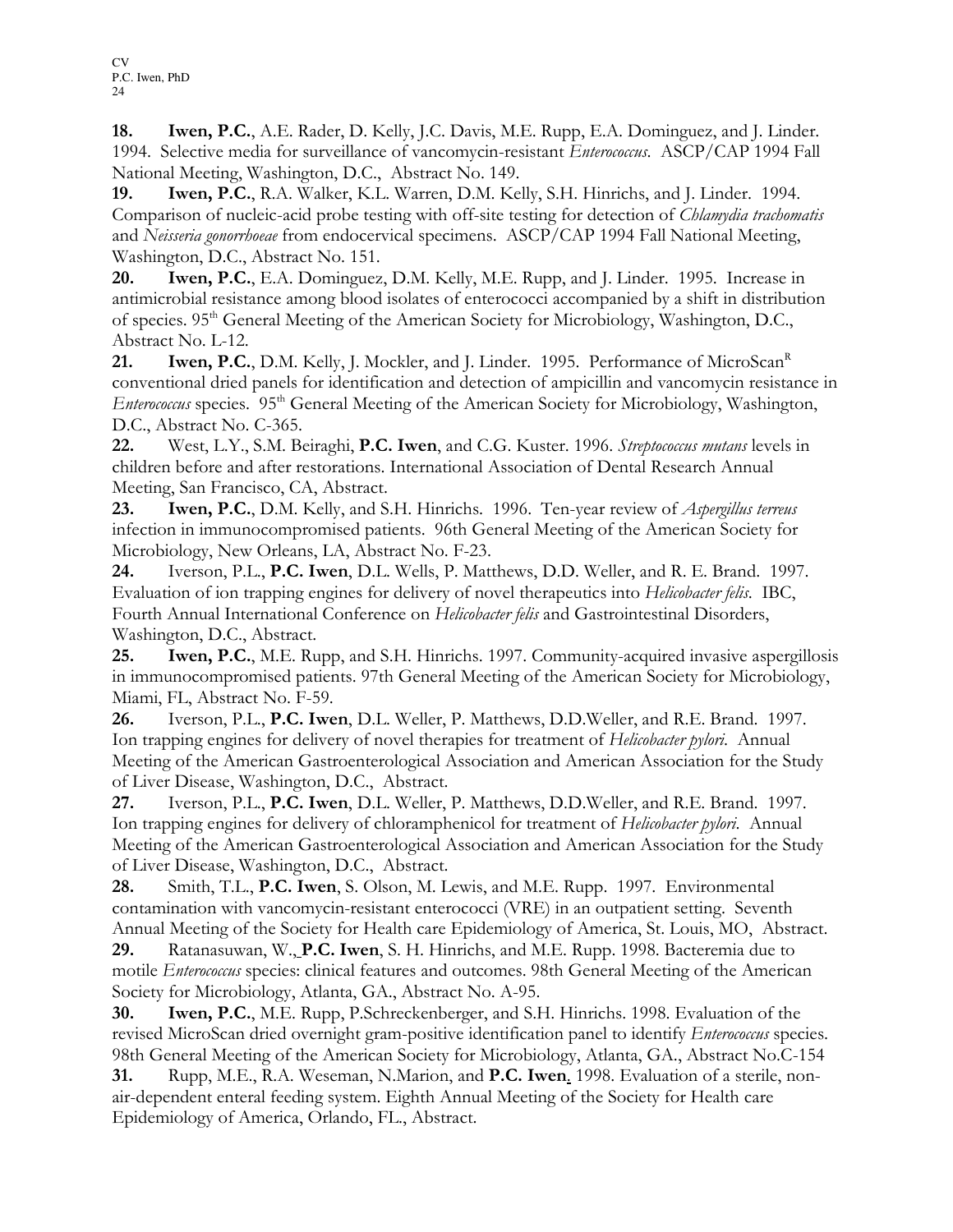**18.** **Iwen, P.C.**, A.E. Rader, D. Kelly, J.C. Davis, M.E. Rupp, E.A. Dominguez, and J. Linder. 1994. Selective media for surveillance of vancomycin-resistant *Enterococcus*. ASCP/CAP 1994 Fall National Meeting, Washington, D.C., Abstract No. 149.

**19.** **Iwen, P.C.**, R.A. Walker, K.L. Warren, D.M. Kelly, S.H. Hinrichs, and J. Linder. 1994. Comparison of nucleic-acid probe testing with off-site testing for detection of *Chlamydia trachomatis* and *Neisseria gonorrhoeae* from endocervical specimens. ASCP/CAP 1994 Fall National Meeting, Washington, D.C., Abstract No. 151.

**20.** **Iwen, P.C.**, E.A. Dominguez, D.M. Kelly, M.E. Rupp, and J. Linder. 1995. Increase in antimicrobial resistance among blood isolates of enterococci accompanied by a shift in distribution of species. 95th General Meeting of the American Society for Microbiology, Washington, D.C., Abstract No. L-12.

**21.** **Iwen, P.C.**, D.M. Kelly, J. Mockler, and J. Linder. 1995. Performance of MicroScan® conventional dried panels for identification and detection of ampicillin and vancomycin resistance in *Enterococcus* species. 95th General Meeting of the American Society for Microbiology, Washington, D.C., Abstract No. C-365.

**22.** West, L.Y., S.M. Beiraghi, **P.C. Iwen**, and C.G. Kuster. 1996. *Streptococcus mutans* levels in children before and after restorations. International Association of Dental Research Annual Meeting, San Francisco, CA, Abstract.

**23.** **Iwen, P.C.**, D.M. Kelly, and S.H. Hinrichs. 1996. Ten-year review of *Aspergillus terreus* infection in immunocompromised patients. 96th General Meeting of the American Society for Microbiology, New Orleans, LA, Abstract No. F-23.

**24.** Iverson, P.L., **P.C. Iwen**, D.L. Wells, P. Matthews, D.D. Weller, and R. E. Brand. 1997. Evaluation of ion trapping engines for delivery of novel therapeutics into *Helicobacter felis*. IBC, Fourth Annual International Conference on *Helicobacter felis* and Gastrointestinal Disorders, Washington, D.C., Abstract.

**25.** **Iwen, P.C.**, M.E. Rupp, and S.H. Hinrichs. 1997. Community-acquired invasive aspergillosis in immunocompromised patients. 97th General Meeting of the American Society for Microbiology, Miami, FL, Abstract No. F-59.

**26.** Iverson, P.L., **P.C. Iwen**, D.L. Weller, P. Matthews, D.D.Weller, and R.E. Brand. 1997. Ion trapping engines for delivery of novel therapies for treatment of *Helicobacter pylori*. Annual Meeting of the American Gastroenterological Association and American Association for the Study of Liver Disease, Washington, D.C., Abstract.

**27.** Iverson, P.L., **P.C. Iwen**, D.L. Weller, P. Matthews, D.D.Weller, and R.E. Brand. 1997. Ion trapping engines for delivery of chloramphenicol for treatment of *Helicobacter pylori*. Annual Meeting of the American Gastroenterological Association and American Association for the Study of Liver Disease, Washington, D.C., Abstract.

**28.** Smith, T.L., **P.C. Iwen**, S. Olson, M. Lewis, and M.E. Rupp. 1997. Environmental contamination with vancomycin-resistant enterococci (VRE) in an outpatient setting. Seventh Annual Meeting of the Society for Health care Epidemiology of America, St. Louis, MO, Abstract.

**29.** Ratanasuwan, W., **P.C. Iwen**, S. H. Hinrichs, and M.E. Rupp. 1998. Bacteremia due to motile *Enterococcus* species: clinical features and outcomes. 98th General Meeting of the American Society for Microbiology, Atlanta, GA., Abstract No. A-95.

**30.** **Iwen, P.C.**, M.E. Rupp, P.Schreckenberger, and S.H. Hinrichs. 1998. Evaluation of the revised MicroScan dried overnight gram-positive identification panel to identify *Enterococcus* species. 98th General Meeting of the American Society for Microbiology, Atlanta, GA., Abstract No.C-154

**31.** Rupp, M.E., R.A. Weseman, N.Marion, and **P.C. Iwen**. 1998. Evaluation of a sterile, non-air-dependent enteral feeding system. Eighth Annual Meeting of the Society for Health care Epidemiology of America, Orlando, FL., Abstract.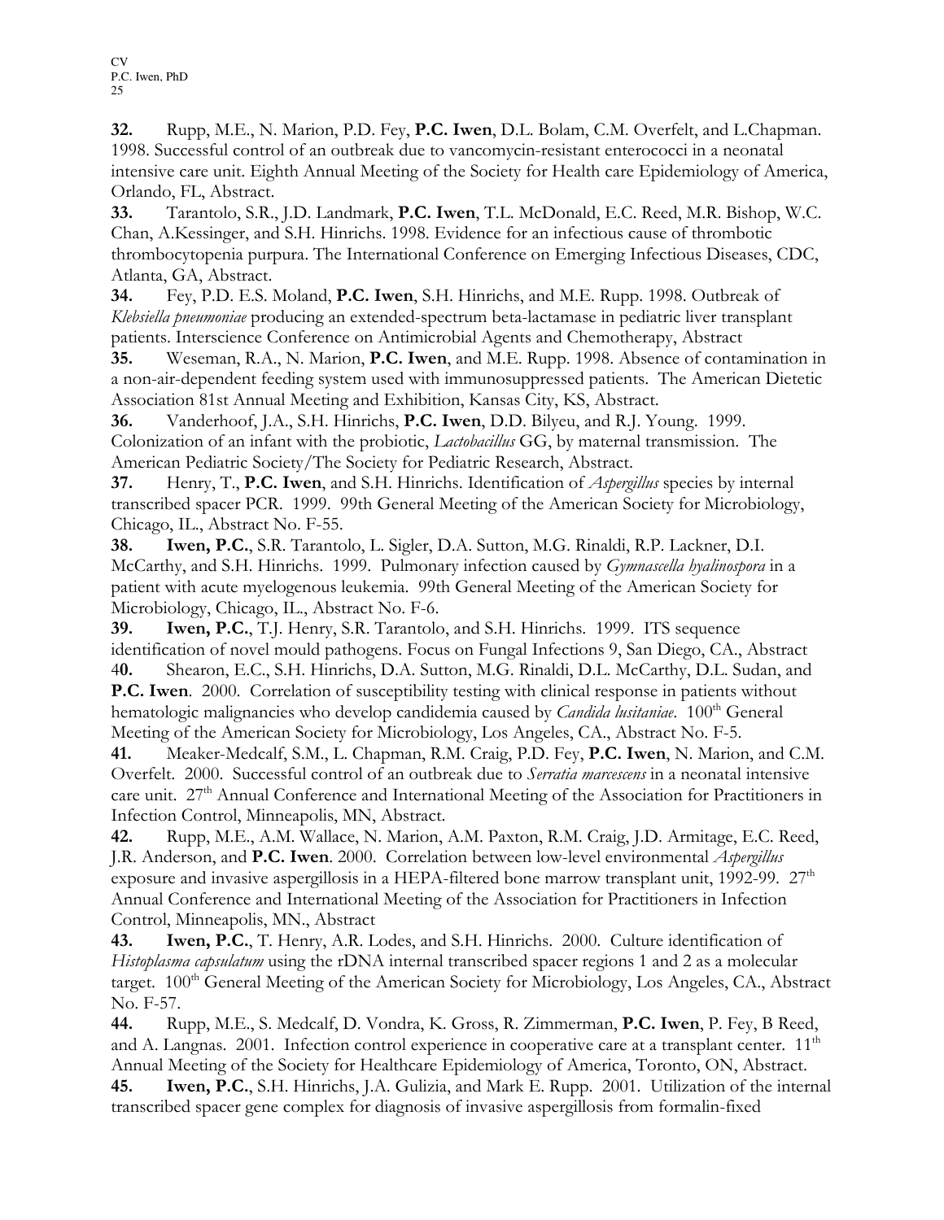**32.** Rupp, M.E., N. Marion, P.D. Fey, **P.C. Iwen**, D.L. Bolam, C.M. Overfelt, and L.Chapman. 1998. Successful control of an outbreak due to vancomycin-resistant enterococci in a neonatal intensive care unit. Eighth Annual Meeting of the Society for Health care Epidemiology of America, Orlando, FL, Abstract.

**33.** Tarantolo, S.R., J.D. Landmark, **P.C. Iwen**, T.L. McDonald, E.C. Reed, M.R. Bishop, W.C. Chan, A.Kessinger, and S.H. Hinrichs. 1998. Evidence for an infectious cause of thrombotic thrombocytopenia purpura. The International Conference on Emerging Infectious Diseases, CDC, Atlanta, GA, Abstract.

**34.** Fey, P.D. E.S. Moland, **P.C. Iwen**, S.H. Hinrichs, and M.E. Rupp. 1998. Outbreak of *Klebsiella pneumoniae* producing an extended-spectrum beta-lactamase in pediatric liver transplant patients. Interscience Conference on Antimicrobial Agents and Chemotherapy, Abstract

**35.** Weseman, R.A., N. Marion, **P.C. Iwen**, and M.E. Rupp. 1998. Absence of contamination in a non-air-dependent feeding system used with immunosuppressed patients. The American Dietetic Association 81st Annual Meeting and Exhibition, Kansas City, KS, Abstract.

**36.** Vanderhoof, J.A., S.H. Hinrichs, **P.C. Iwen**, D.D. Bilyeu, and R.J. Young. 1999. Colonization of an infant with the probiotic, *Lactobacillus* GG, by maternal transmission. The American Pediatric Society/The Society for Pediatric Research, Abstract.

**37.** Henry, T., **P.C. Iwen**, and S.H. Hinrichs. Identification of *Aspergillus* species by internal transcribed spacer PCR. 1999. 99th General Meeting of the American Society for Microbiology, Chicago, IL., Abstract No. F-55.

**38.** **Iwen, P.C.**, S.R. Tarantolo, L. Sigler, D.A. Sutton, M.G. Rinaldi, R.P. Lackner, D.I. McCarthy, and S.H. Hinrichs. 1999. Pulmonary infection caused by *Gymnascella hyalinospora* in a patient with acute myelogenous leukemia. 99th General Meeting of the American Society for Microbiology, Chicago, IL., Abstract No. F-6.

**39.** **Iwen, P.C.**, T.J. Henry, S.R. Tarantolo, and S.H. Hinrichs. 1999. ITS sequence identification of novel mould pathogens. Focus on Fungal Infections 9, San Diego, CA., Abstract

**40.** Shearon, E.C., S.H. Hinrichs, D.A. Sutton, M.G. Rinaldi, D.L. McCarthy, D.L. Sudan, and **P.C. Iwen**. 2000. Correlation of susceptibility testing with clinical response in patients without hematologic malignancies who develop candidemia caused by *Candida lusitaniae*. 100[th] General Meeting of the American Society for Microbiology, Los Angeles, CA., Abstract No. F-5.

**41.** Meaker-Medcalf, S.M., L. Chapman, R.M. Craig, P.D. Fey, **P.C. Iwen**, N. Marion, and C.M. Overfelt. 2000. Successful control of an outbreak due to *Serratia marcescens* in a neonatal intensive care unit. 27[th] Annual Conference and International Meeting of the Association for Practitioners in Infection Control, Minneapolis, MN, Abstract.

**42.** Rupp, M.E., A.M. Wallace, N. Marion, A.M. Paxton, R.M. Craig, J.D. Armitage, E.C. Reed, J.R. Anderson, and **P.C. Iwen**. 2000. Correlation between low-level environmental *Aspergillus* exposure and invasive aspergillosis in a HEPA-filtered bone marrow transplant unit, 1992-99. 27[th] Annual Conference and International Meeting of the Association for Practitioners in Infection Control, Minneapolis, MN., Abstract

**43.** **Iwen, P.C.**, T. Henry, A.R. Lodes, and S.H. Hinrichs. 2000. Culture identification of *Histoplasma capsulatum* using the rDNA internal transcribed spacer regions 1 and 2 as a molecular target. 100[th] General Meeting of the American Society for Microbiology, Los Angeles, CA., Abstract No. F-57.

**44.** Rupp, M.E., S. Medcalf, D. Vondra, K. Gross, R. Zimmerman, **P.C. Iwen**, P. Fey, B Reed, and A. Langnas. 2001. Infection control experience in cooperative care at a transplant center. 11[th] Annual Meeting of the Society for Healthcare Epidemiology of America, Toronto, ON, Abstract.

**45.** **Iwen, P.C.**, S.H. Hinrichs, J.A. Gulizia, and Mark E. Rupp. 2001. Utilization of the internal transcribed spacer gene complex for diagnosis of invasive aspergillosis from formalin-fixed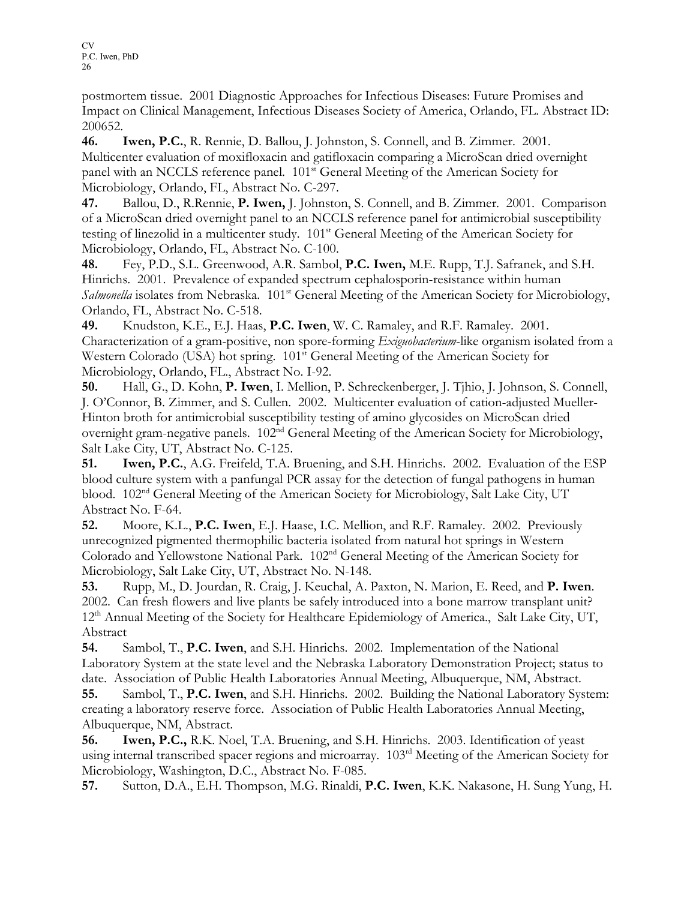postmortem tissue. 2001 Diagnostic Approaches for Infectious Diseases: Future Promises and Impact on Clinical Management, Infectious Diseases Society of America, Orlando, FL. Abstract ID: 200652.

**46.** **Iwen, P.C.**, R. Rennie, D. Ballou, J. Johnston, S. Connell, and B. Zimmer. 2001. Multicenter evaluation of moxifloxacin and gatifloxacin comparing a MicroScan dried overnight panel with an NCCLS reference panel. 101st General Meeting of the American Society for Microbiology, Orlando, FL, Abstract No. C-297.

**47.** Ballou, D., R.Rennie, **P. Iwen,** J. Johnston, S. Connell, and B. Zimmer. 2001. Comparison of a MicroScan dried overnight panel to an NCCLS reference panel for antimicrobial susceptibility testing of linezolid in a multicenter study. 101st General Meeting of the American Society for Microbiology, Orlando, FL, Abstract No. C-100.

**48.** Fey, P.D., S.L. Greenwood, A.R. Sambol, **P.C. Iwen,** M.E. Rupp, T.J. Safranek, and S.H. Hinrichs. 2001. Prevalence of expanded spectrum cephalosporin-resistance within human *Salmonella* isolates from Nebraska. 101st General Meeting of the American Society for Microbiology, Orlando, FL, Abstract No. C-518.

**49.** Knudston, K.E., E.J. Haas, **P.C. Iwen**, W. C. Ramaley, and R.F. Ramaley. 2001. Characterization of a gram-positive, non spore-forming *Exiguobacterium*-like organism isolated from a Western Colorado (USA) hot spring. 101st General Meeting of the American Society for Microbiology, Orlando, FL., Abstract No. I-92.

**50.** Hall, G., D. Kohn, **P. Iwen**, I. Mellion, P. Schreckenberger, J. Tjhio, J. Johnson, S. Connell, J. O'Connor, B. Zimmer, and S. Cullen. 2002. Multicenter evaluation of cation-adjusted Mueller-Hinton broth for antimicrobial susceptibility testing of amino glycosides on MicroScan dried overnight gram-negative panels. 102nd General Meeting of the American Society for Microbiology, Salt Lake City, UT, Abstract No. C-125.

**51.** **Iwen, P.C.**, A.G. Freifeld, T.A. Bruening, and S.H. Hinrichs. 2002. Evaluation of the ESP blood culture system with a panfungal PCR assay for the detection of fungal pathogens in human blood. 102nd General Meeting of the American Society for Microbiology, Salt Lake City, UT Abstract No. F-64.

**52.** Moore, K.L., **P.C. Iwen**, E.J. Haase, I.C. Mellion, and R.F. Ramaley. 2002. Previously unrecognized pigmented thermophilic bacteria isolated from natural hot springs in Western Colorado and Yellowstone National Park. 102nd General Meeting of the American Society for Microbiology, Salt Lake City, UT, Abstract No. N-148.

**53.** Rupp, M., D. Jourdan, R. Craig, J. Keuchal, A. Paxton, N. Marion, E. Reed, and **P. Iwen**. 2002. Can fresh flowers and live plants be safely introduced into a bone marrow transplant unit? 12th Annual Meeting of the Society for Healthcare Epidemiology of America., Salt Lake City, UT, Abstract

**54.** Sambol, T., **P.C. Iwen**, and S.H. Hinrichs. 2002. Implementation of the National Laboratory System at the state level and the Nebraska Laboratory Demonstration Project; status to date. Association of Public Health Laboratories Annual Meeting, Albuquerque, NM, Abstract.

**55.** Sambol, T., **P.C. Iwen**, and S.H. Hinrichs. 2002. Building the National Laboratory System: creating a laboratory reserve force. Association of Public Health Laboratories Annual Meeting, Albuquerque, NM, Abstract.

**56.** **Iwen, P.C.,** R.K. Noel, T.A. Bruening, and S.H. Hinrichs. 2003. Identification of yeast using internal transcribed spacer regions and microarray. 103rd Meeting of the American Society for Microbiology, Washington, D.C., Abstract No. F-085.

**57.** Sutton, D.A., E.H. Thompson, M.G. Rinaldi, **P.C. Iwen**, K.K. Nakasone, H. Sung Yung, H.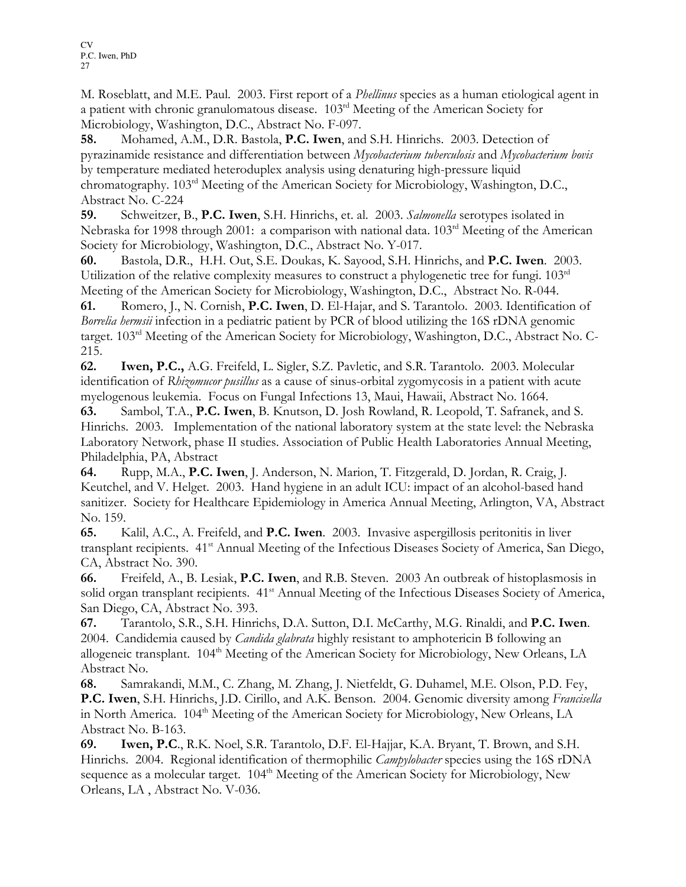M. Roseblatt, and M.E. Paul. 2003. First report of a *Phellinus* species as a human etiological agent in a patient with chronic granulomatous disease. 103rd Meeting of the American Society for Microbiology, Washington, D.C., Abstract No. F-097.

**58.** Mohamed, A.M., D.R. Bastola, **P.C. Iwen**, and S.H. Hinrichs. 2003. Detection of pyrazinamide resistance and differentiation between *Mycobacterium tuberculosis* and *Mycobacterium bovis* by temperature mediated heteroduplex analysis using denaturing high-pressure liquid chromatography. 103rd Meeting of the American Society for Microbiology, Washington, D.C., Abstract No. C-224

**59.** Schweitzer, B., **P.C. Iwen**, S.H. Hinrichs, et. al. 2003. *Salmonella* serotypes isolated in Nebraska for 1998 through 2001: a comparison with national data. 103rd Meeting of the American Society for Microbiology, Washington, D.C., Abstract No. Y-017.

**60.** Bastola, D.R., H.H. Out, S.E. Doukas, K. Sayood, S.H. Hinrichs, and **P.C. Iwen**. 2003. Utilization of the relative complexity measures to construct a phylogenetic tree for fungi. 103rd Meeting of the American Society for Microbiology, Washington, D.C., Abstract No. R-044.

**61.** Romero, J., N. Cornish, **P.C. Iwen**, D. El-Hajar, and S. Tarantolo. 2003. Identification of *Borrelia hermsii* infection in a pediatric patient by PCR of blood utilizing the 16S rDNA genomic target. 103rd Meeting of the American Society for Microbiology, Washington, D.C., Abstract No. C-215.

**62.** **Iwen, P.C.,** A.G. Freifeld, L. Sigler, S.Z. Pavletic, and S.R. Tarantolo. 2003. Molecular identification of *Rhizomucor pusillus* as a cause of sinus-orbital zygomycosis in a patient with acute myelogenous leukemia. Focus on Fungal Infections 13, Maui, Hawaii, Abstract No. 1664.

**63.** Sambol, T.A., **P.C. Iwen**, B. Knutson, D. Josh Rowland, R. Leopold, T. Safranek, and S. Hinrichs. 2003. Implementation of the national laboratory system at the state level: the Nebraska Laboratory Network, phase II studies. Association of Public Health Laboratories Annual Meeting, Philadelphia, PA, Abstract

**64.** Rupp, M.A., **P.C. Iwen**, J. Anderson, N. Marion, T. Fitzgerald, D. Jordan, R. Craig, J. Keutchel, and V. Helget. 2003. Hand hygiene in an adult ICU: impact of an alcohol-based hand sanitizer. Society for Healthcare Epidemiology in America Annual Meeting, Arlington, VA, Abstract No. 159.

**65.** Kalil, A.C., A. Freifeld, and **P.C. Iwen**. 2003. Invasive aspergillosis peritonitis in liver transplant recipients. 41st Annual Meeting of the Infectious Diseases Society of America, San Diego, CA, Abstract No. 390.

**66.** Freifeld, A., B. Lesiak, **P.C. Iwen**, and R.B. Steven. 2003 An outbreak of histoplasmosis in solid organ transplant recipients. 41st Annual Meeting of the Infectious Diseases Society of America, San Diego, CA, Abstract No. 393.

**67.** Tarantolo, S.R., S.H. Hinrichs, D.A. Sutton, D.I. McCarthy, M.G. Rinaldi, and **P.C. Iwen**. 2004. Candidemia caused by *Candida glabrata* highly resistant to amphotericin B following an allogeneic transplant. 104th Meeting of the American Society for Microbiology, New Orleans, LA Abstract No.

**68.** Samrakandi, M.M., C. Zhang, M. Zhang, J. Nietfeldt, G. Duhamel, M.E. Olson, P.D. Fey, **P.C. Iwen**, S.H. Hinrichs, J.D. Cirillo, and A.K. Benson. 2004. Genomic diversity among *Francisella* in North America. 104th Meeting of the American Society for Microbiology, New Orleans, LA Abstract No. B-163.

**69.** **Iwen, P.C**., R.K. Noel, S.R. Tarantolo, D.F. El-Hajjar, K.A. Bryant, T. Brown, and S.H. Hinrichs. 2004. Regional identification of thermophilic *Campylobacter* species using the 16S rDNA sequence as a molecular target. 104th Meeting of the American Society for Microbiology, New Orleans, LA , Abstract No. V-036.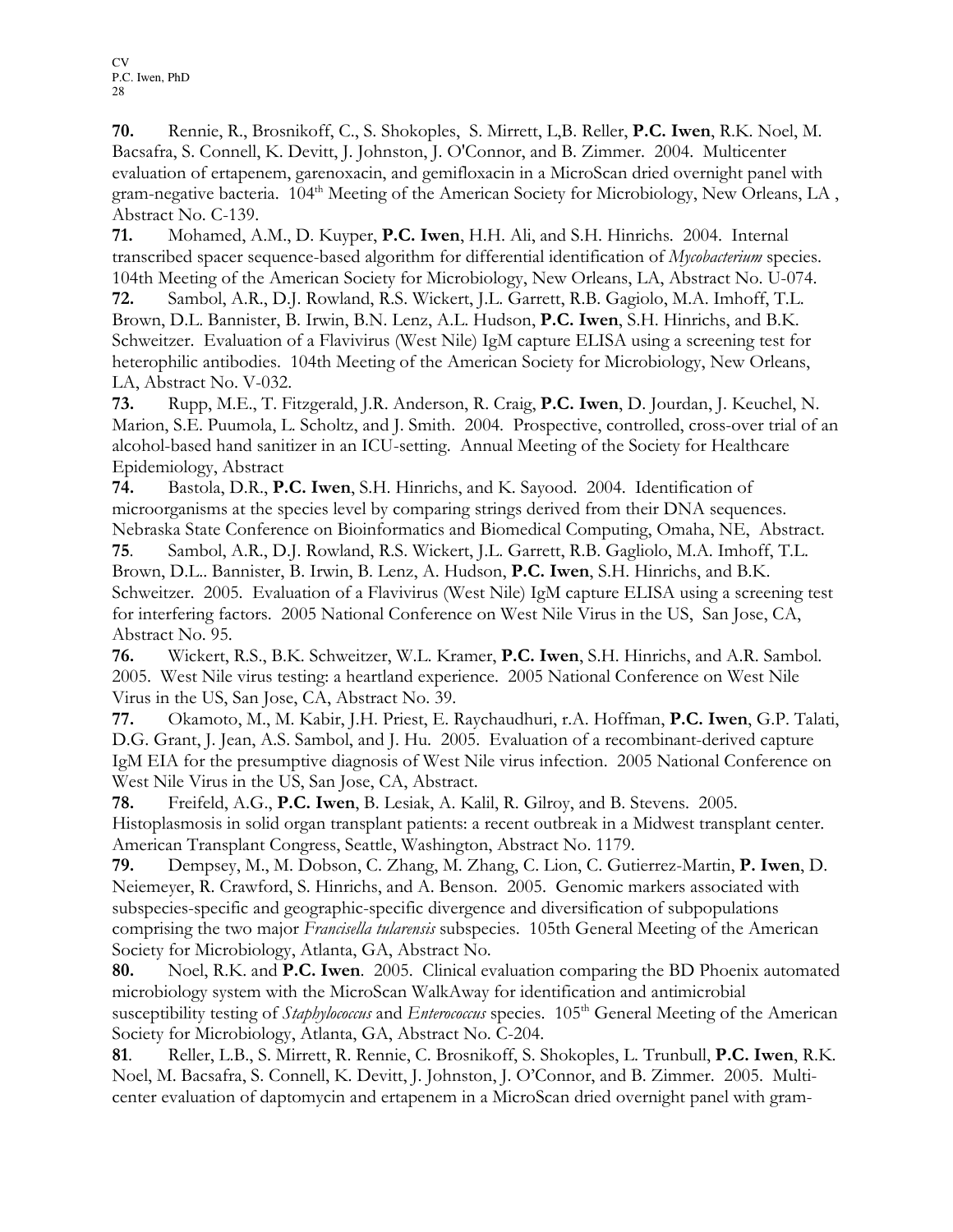**70.** Rennie, R., Brosnikoff, C., S. Shokoples, S. Mirrett, L,B. Reller, **P.C. Iwen**, R.K. Noel, M. Bacsafra, S. Connell, K. Devitt, J. Johnston, J. O'Connor, and B. Zimmer. 2004. Multicenter evaluation of ertapenem, garenoxacin, and gemifloxacin in a MicroScan dried overnight panel with gram-negative bacteria. 104[th] Meeting of the American Society for Microbiology, New Orleans, LA , Abstract No. C-139.

**71.** Mohamed, A.M., D. Kuyper, **P.C. Iwen**, H.H. Ali, and S.H. Hinrichs. 2004. Internal transcribed spacer sequence-based algorithm for differential identification of *Mycobacterium* species. 104th Meeting of the American Society for Microbiology, New Orleans, LA, Abstract No. U-074.

**72.** Sambol, A.R., D.J. Rowland, R.S. Wickert, J.L. Garrett, R.B. Gagiolo, M.A. Imhoff, T.L. Brown, D.L. Bannister, B. Irwin, B.N. Lenz, A.L. Hudson, **P.C. Iwen**, S.H. Hinrichs, and B.K. Schweitzer. Evaluation of a Flavivirus (West Nile) IgM capture ELISA using a screening test for heterophilic antibodies. 104th Meeting of the American Society for Microbiology, New Orleans, LA, Abstract No. V-032.

**73.** Rupp, M.E., T. Fitzgerald, J.R. Anderson, R. Craig, **P.C. Iwen**, D. Jourdan, J. Keuchel, N. Marion, S.E. Puumola, L. Scholtz, and J. Smith. 2004. Prospective, controlled, cross-over trial of an alcohol-based hand sanitizer in an ICU-setting. Annual Meeting of the Society for Healthcare Epidemiology, Abstract

**74.** Bastola, D.R., **P.C. Iwen**, S.H. Hinrichs, and K. Sayood. 2004. Identification of microorganisms at the species level by comparing strings derived from their DNA sequences. Nebraska State Conference on Bioinformatics and Biomedical Computing, Omaha, NE, Abstract.

**75**. Sambol, A.R., D.J. Rowland, R.S. Wickert, J.L. Garrett, R.B. Gagliolo, M.A. Imhoff, T.L. Brown, D.L.. Bannister, B. Irwin, B. Lenz, A. Hudson, **P.C. Iwen**, S.H. Hinrichs, and B.K. Schweitzer. 2005. Evaluation of a Flavivirus (West Nile) IgM capture ELISA using a screening test for interfering factors. 2005 National Conference on West Nile Virus in the US, San Jose, CA, Abstract No. 95.

**76.** Wickert, R.S., B.K. Schweitzer, W.L. Kramer, **P.C. Iwen**, S.H. Hinrichs, and A.R. Sambol. 2005. West Nile virus testing: a heartland experience. 2005 National Conference on West Nile Virus in the US, San Jose, CA, Abstract No. 39.

**77.** Okamoto, M., M. Kabir, J.H. Priest, E. Raychaudhuri, r.A. Hoffman, **P.C. Iwen**, G.P. Talati, D.G. Grant, J. Jean, A.S. Sambol, and J. Hu. 2005. Evaluation of a recombinant-derived capture IgM EIA for the presumptive diagnosis of West Nile virus infection. 2005 National Conference on West Nile Virus in the US, San Jose, CA, Abstract.

**78.** Freifeld, A.G., **P.C. Iwen**, B. Lesiak, A. Kalil, R. Gilroy, and B. Stevens. 2005. Histoplasmosis in solid organ transplant patients: a recent outbreak in a Midwest transplant center. American Transplant Congress, Seattle, Washington, Abstract No. 1179.

**79.** Dempsey, M., M. Dobson, C. Zhang, M. Zhang, C. Lion, C. Gutierrez-Martin, **P. Iwen**, D. Neiemeyer, R. Crawford, S. Hinrichs, and A. Benson. 2005. Genomic markers associated with subspecies-specific and geographic-specific divergence and diversification of subpopulations comprising the two major *Francisella tularensis* subspecies. 105th General Meeting of the American Society for Microbiology, Atlanta, GA, Abstract No.

**80.** Noel, R.K. and **P.C. Iwen**. 2005. Clinical evaluation comparing the BD Phoenix automated microbiology system with the MicroScan WalkAway for identification and antimicrobial susceptibility testing of *Staphylococcus* and *Enterococcus* species. 105[th] General Meeting of the American Society for Microbiology, Atlanta, GA, Abstract No. C-204.

**81**. Reller, L.B., S. Mirrett, R. Rennie, C. Brosnikoff, S. Shokoples, L. Trunbull, **P.C. Iwen**, R.K. Noel, M. Bacsafra, S. Connell, K. Devitt, J. Johnston, J. O'Connor, and B. Zimmer. 2005. Multi-center evaluation of daptomycin and ertapenem in a MicroScan dried overnight panel with gram-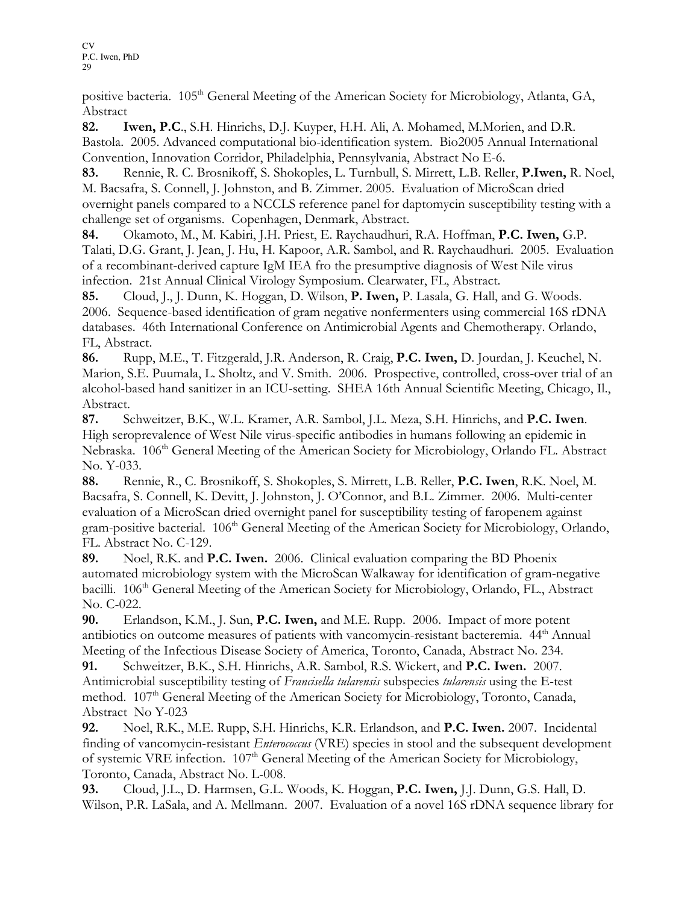positive bacteria. 105th General Meeting of the American Society for Microbiology, Atlanta, GA, Abstract

**82.** **Iwen, P.C**., S.H. Hinrichs, D.J. Kuyper, H.H. Ali, A. Mohamed, M.Morien, and D.R. Bastola. 2005. Advanced computational bio-identification system. Bio2005 Annual International Convention, Innovation Corridor, Philadelphia, Pennsylvania, Abstract No E-6.

**83.** Rennie, R. C. Brosnikoff, S. Shokoples, L. Turnbull, S. Mirrett, L.B. Reller, **P.Iwen,** R. Noel, M. Bacsafra, S. Connell, J. Johnston, and B. Zimmer. 2005. Evaluation of MicroScan dried overnight panels compared to a NCCLS reference panel for daptomycin susceptibility testing with a challenge set of organisms. Copenhagen, Denmark, Abstract.

**84.** Okamoto, M., M. Kabiri, J.H. Priest, E. Raychaudhuri, R.A. Hoffman, **P.C. Iwen,** G.P. Talati, D.G. Grant, J. Jean, J. Hu, H. Kapoor, A.R. Sambol, and R. Raychaudhuri. 2005. Evaluation of a recombinant-derived capture IgM IEA fro the presumptive diagnosis of West Nile virus infection. 21st Annual Clinical Virology Symposium. Clearwater, FL, Abstract.

**85.** Cloud, J., J. Dunn, K. Hoggan, D. Wilson, **P. Iwen,** P. Lasala, G. Hall, and G. Woods. 2006. Sequence-based identification of gram negative nonfermenters using commercial 16S rDNA databases. 46th International Conference on Antimicrobial Agents and Chemotherapy. Orlando, FL, Abstract.

**86.** Rupp, M.E., T. Fitzgerald, J.R. Anderson, R. Craig, **P.C. Iwen,** D. Jourdan, J. Keuchel, N. Marion, S.E. Puumala, L. Sholtz, and V. Smith. 2006. Prospective, controlled, cross-over trial of an alcohol-based hand sanitizer in an ICU-setting. SHEA 16th Annual Scientific Meeting, Chicago, Il., Abstract.

**87.** Schweitzer, B.K., W.L. Kramer, A.R. Sambol, J.L. Meza, S.H. Hinrichs, and **P.C. Iwen**. High seroprevalence of West Nile virus-specific antibodies in humans following an epidemic in Nebraska. 106th General Meeting of the American Society for Microbiology, Orlando FL. Abstract No. Y-033.

**88.** Rennie, R., C. Brosnikoff, S. Shokoples, S. Mirrett, L.B. Reller, **P.C. Iwen**, R.K. Noel, M. Bacsafra, S. Connell, K. Devitt, J. Johnston, J. O'Connor, and B.L. Zimmer. 2006. Multi-center evaluation of a MicroScan dried overnight panel for susceptibility testing of faropenem against gram-positive bacterial. 106th General Meeting of the American Society for Microbiology, Orlando, FL. Abstract No. C-129.

**89.** Noel, R.K. and **P.C. Iwen.** 2006. Clinical evaluation comparing the BD Phoenix automated microbiology system with the MicroScan Walkaway for identification of gram-negative bacilli. 106th General Meeting of the American Society for Microbiology, Orlando, FL., Abstract No. C-022.

**90.** Erlandson, K.M., J. Sun, **P.C. Iwen,** and M.E. Rupp. 2006. Impact of more potent antibiotics on outcome measures of patients with vancomycin-resistant bacteremia. 44th Annual Meeting of the Infectious Disease Society of America, Toronto, Canada, Abstract No. 234.

**91.** Schweitzer, B.K., S.H. Hinrichs, A.R. Sambol, R.S. Wickert, and **P.C. Iwen.** 2007. Antimicrobial susceptibility testing of *Francisella tularensis* subspecies *tularensis* using the E-test method. 107th General Meeting of the American Society for Microbiology, Toronto, Canada, Abstract No Y-023

**92.** Noel, R.K., M.E. Rupp, S.H. Hinrichs, K.R. Erlandson, and **P.C. Iwen.** 2007. Incidental finding of vancomycin-resistant *Enterococcus* (VRE) species in stool and the subsequent development of systemic VRE infection. 107th General Meeting of the American Society for Microbiology, Toronto, Canada, Abstract No. L-008.

**93.** Cloud, J.L., D. Harmsen, G.L. Woods, K. Hoggan, **P.C. Iwen,** J.J. Dunn, G.S. Hall, D. Wilson, P.R. LaSala, and A. Mellmann. 2007. Evaluation of a novel 16S rDNA sequence library for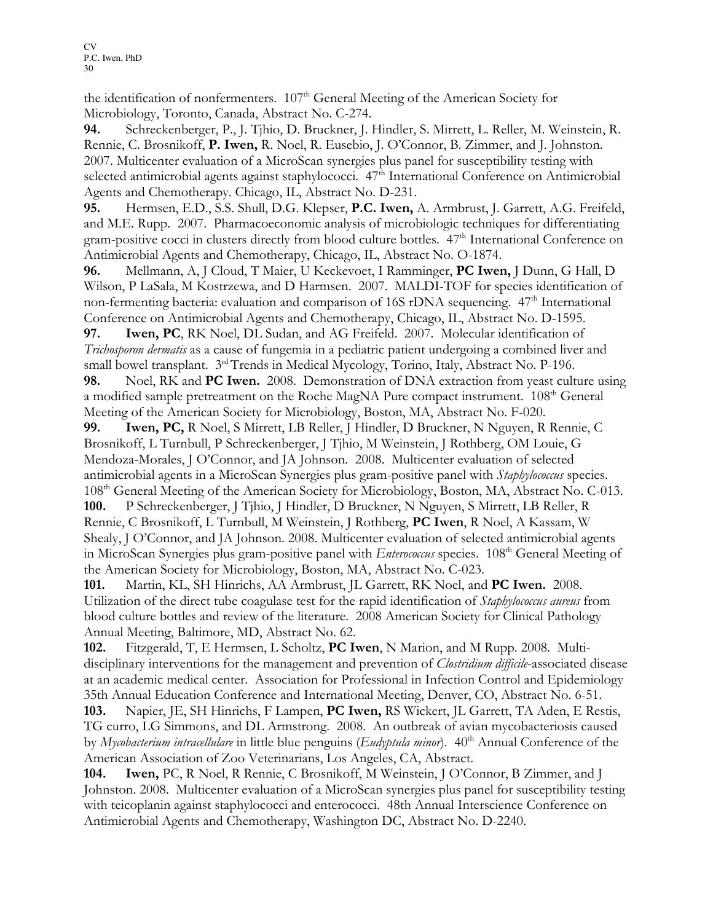the identification of nonfermenters. 107th General Meeting of the American Society for Microbiology, Toronto, Canada, Abstract No. C-274.

**94.** Schreckenberger, P., J. Tjhio, D. Bruckner, J. Hindler, S. Mirrett, L. Reller, M. Weinstein, R. Rennie, C. Brosnikoff, **P. Iwen,** R. Noel, R. Eusebio, J. O'Connor, B. Zimmer, and J. Johnston. 2007. Multicenter evaluation of a MicroScan synergies plus panel for susceptibility testing with selected antimicrobial agents against staphylococci. 47th International Conference on Antimicrobial Agents and Chemotherapy. Chicago, IL, Abstract No. D-231.

**95.** Hermsen, E.D., S.S. Shull, D.G. Klepser, **P.C. Iwen,** A. Armbrust, J. Garrett, A.G. Freifeld, and M.E. Rupp. 2007. Pharmacoeconomic analysis of microbiologic techniques for differentiating gram-positive cocci in clusters directly from blood culture bottles. 47th International Conference on Antimicrobial Agents and Chemotherapy, Chicago, IL, Abstract No. O-1874.

**96.** Mellmann, A, J Cloud, T Maier, U Keckevoet, I Ramminger, **PC Iwen,** J Dunn, G Hall, D Wilson, P LaSala, M Kostrzewa, and D Harmsen. 2007. MALDI-TOF for species identification of non-fermenting bacteria: evaluation and comparison of 16S rDNA sequencing. 47th International Conference on Antimicrobial Agents and Chemotherapy, Chicago, IL, Abstract No. D-1595.

**97. Iwen, PC**, RK Noel, DL Sudan, and AG Freifeld. 2007. Molecular identification of *Trichosporon dermatis* as a cause of fungemia in a pediatric patient undergoing a combined liver and small bowel transplant. 3rd Trends in Medical Mycology, Torino, Italy, Abstract No. P-196.

**98.** Noel, RK and **PC Iwen.** 2008. Demonstration of DNA extraction from yeast culture using a modified sample pretreatment on the Roche MagNA Pure compact instrument. 108th General Meeting of the American Society for Microbiology, Boston, MA, Abstract No. F-020.

**99. Iwen, PC,** R Noel, S Mirrett, LB Reller, J Hindler, D Bruckner, N Nguyen, R Rennie, C Brosnikoff, L Turnbull, P Schreckenberger, J Tjhio, M Weinstein, J Rothberg, OM Louie, G Mendoza-Morales, J O'Connor, and JA Johnson. 2008. Multicenter evaluation of selected antimicrobial agents in a MicroScan Synergies plus gram-positive panel with *Staphylococcus* species. 108th General Meeting of the American Society for Microbiology, Boston, MA, Abstract No. C-013.

**100.** P Schreckenberger, J Tjhio, J Hindler, D Bruckner, N Nguyen, S Mirrett, LB Reller, R Rennie, C Brosnikoff, L Turnbull, M Weinstein, J Rothberg, **PC Iwen**, R Noel, A Kassam, W Shealy, J O'Connor, and JA Johnson. 2008. Multicenter evaluation of selected antimicrobial agents in MicroScan Synergies plus gram-positive panel with *Enterococcus* species. 108th General Meeting of the American Society for Microbiology, Boston, MA, Abstract No. C-023.

**101.** Martin, KL, SH Hinrichs, AA Armbrust, JL Garrett, RK Noel, and **PC Iwen.** 2008. Utilization of the direct tube coagulase test for the rapid identification of *Staphylococcus aureus* from blood culture bottles and review of the literature. 2008 American Society for Clinical Pathology Annual Meeting, Baltimore, MD, Abstract No. 62.

**102.** Fitzgerald, T, E Hermsen, L Scholtz, **PC Iwen**, N Marion, and M Rupp. 2008. Multi-disciplinary interventions for the management and prevention of *Clostridium difficile*-associated disease at an academic medical center. Association for Professional in Infection Control and Epidemiology 35th Annual Education Conference and International Meeting, Denver, CO, Abstract No. 6-51.

**103.** Napier, JE, SH Hinrichs, F Lampen, **PC Iwen,** RS Wickert, JL Garrett, TA Aden, E Restis, TG curro, LG Simmons, and DL Armstrong. 2008. An outbreak of avian mycobacteriosis caused by *Mycobacterium intracellulare* in little blue penguins (*Eudyptula minor*). 40th Annual Conference of the American Association of Zoo Veterinarians, Los Angeles, CA, Abstract.

**104. Iwen,** PC, R Noel, R Rennie, C Brosnikoff, M Weinstein, J O'Connor, B Zimmer, and J Johnston. 2008. Multicenter evaluation of a MicroScan synergies plus panel for susceptibility testing with teicoplanin against staphylococci and enterococci. 48th Annual Interscience Conference on Antimicrobial Agents and Chemotherapy, Washington DC, Abstract No. D-2240.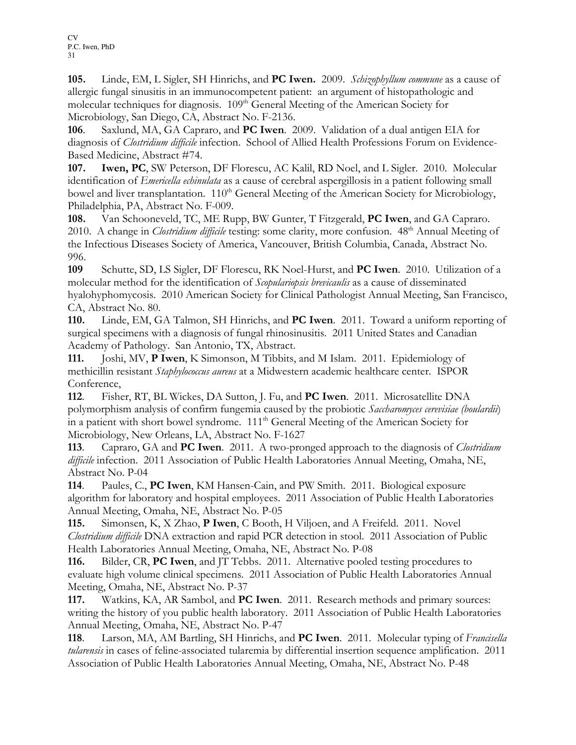**105.** Linde, EM, L Sigler, SH Hinrichs, and **PC Iwen.** 2009. *Schizophyllum commune* as a cause of allergic fungal sinusitis in an immunocompetent patient: an argument of histopathologic and molecular techniques for diagnosis. 109th General Meeting of the American Society for Microbiology, San Diego, CA, Abstract No. F-2136.

**106**. Saxlund, MA, GA Capraro, and **PC Iwen**. 2009. Validation of a dual antigen EIA for diagnosis of *Clostridium difficile* infection. School of Allied Health Professions Forum on Evidence-Based Medicine, Abstract #74.

**107.** **Iwen, PC**, SW Peterson, DF Florescu, AC Kalil, RD Noel, and L Sigler. 2010. Molecular identification of *Emericella echinulata* as a cause of cerebral aspergillosis in a patient following small bowel and liver transplantation. 110th General Meeting of the American Society for Microbiology, Philadelphia, PA, Abstract No. F-009.

**108.** Van Schooneveld, TC, ME Rupp, BW Gunter, T Fitzgerald, **PC Iwen**, and GA Capraro. 2010. A change in *Clostridium difficile* testing: some clarity, more confusion. 48th Annual Meeting of the Infectious Diseases Society of America, Vancouver, British Columbia, Canada, Abstract No. 996.

**109** Schutte, SD, LS Sigler, DF Florescu, RK Noel-Hurst, and **PC Iwen**. 2010. Utilization of a molecular method for the identification of *Scopulariopsis brevicaulis* as a cause of disseminated hyalohyphomycosis. 2010 American Society for Clinical Pathologist Annual Meeting, San Francisco, CA, Abstract No. 80.

**110.** Linde, EM, GA Talmon, SH Hinrichs, and **PC Iwen**. 2011. Toward a uniform reporting of surgical specimens with a diagnosis of fungal rhinosinusitis. 2011 United States and Canadian Academy of Pathology. San Antonio, TX, Abstract.

**111.** Joshi, MV, **P Iwen**, K Simonson, M Tibbits, and M Islam. 2011. Epidemiology of methicillin resistant *Staphylococcus aureus* at a Midwestern academic healthcare center. ISPOR Conference,

**112**. Fisher, RT, BL Wickes, DA Sutton, J. Fu, and **PC Iwen**. 2011. Microsatellite DNA polymorphism analysis of confirm fungemia caused by the probiotic *Saccharomyces cerevisiae (boulardii*) in a patient with short bowel syndrome. 111th General Meeting of the American Society for Microbiology, New Orleans, LA, Abstract No. F-1627

**113**. Capraro, GA and **PC Iwen**. 2011. A two-pronged approach to the diagnosis of *Clostridium difficile* infection. 2011 Association of Public Health Laboratories Annual Meeting, Omaha, NE, Abstract No. P-04

**114**. Paules, C., **PC Iwen**, KM Hansen-Cain, and PW Smith. 2011. Biological exposure algorithm for laboratory and hospital employees. 2011 Association of Public Health Laboratories Annual Meeting, Omaha, NE, Abstract No. P-05

**115.** Simonsen, K, X Zhao, **P Iwen**, C Booth, H Viljoen, and A Freifeld. 2011. Novel *Clostridium difficile* DNA extraction and rapid PCR detection in stool. 2011 Association of Public Health Laboratories Annual Meeting, Omaha, NE, Abstract No. P-08

**116.** Bilder, CR, **PC Iwen**, and JT Tebbs. 2011. Alternative pooled testing procedures to evaluate high volume clinical specimens. 2011 Association of Public Health Laboratories Annual Meeting, Omaha, NE, Abstract No. P-37

**117.** Watkins, KA, AR Sambol, and **PC Iwen**. 2011. Research methods and primary sources: writing the history of you public health laboratory. 2011 Association of Public Health Laboratories Annual Meeting, Omaha, NE, Abstract No. P-47

**118**. Larson, MA, AM Bartling, SH Hinrichs, and **PC Iwen**. 2011. Molecular typing of *Francisella tularensis* in cases of feline-associated tularemia by differential insertion sequence amplification. 2011 Association of Public Health Laboratories Annual Meeting, Omaha, NE, Abstract No. P-48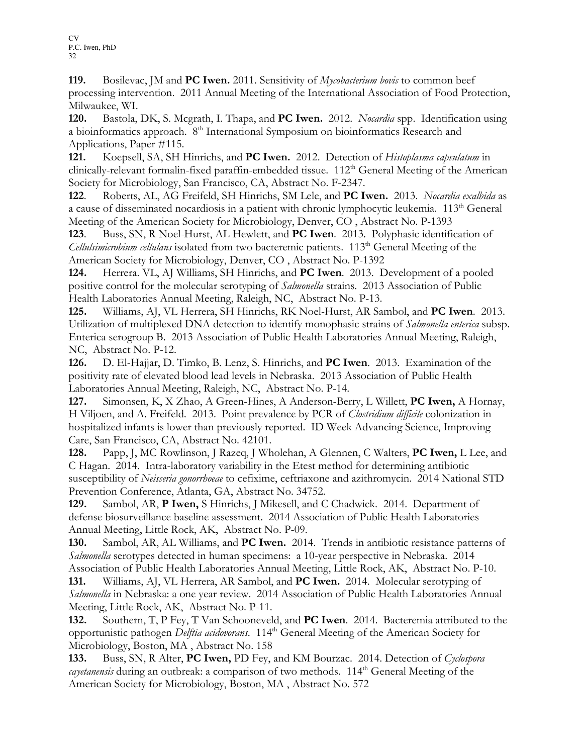**119.** Bosilevac, JM and **PC Iwen.** 2011. Sensitivity of *Mycobacterium bovis* to common beef processing intervention. 2011 Annual Meeting of the International Association of Food Protection, Milwaukee, WI.

**120.** Bastola, DK, S. Mcgrath, I. Thapa, and **PC Iwen.** 2012. *Nocardia* spp. Identification using a bioinformatics approach. 8th International Symposium on bioinformatics Research and Applications, Paper #115.

**121.** Koepsell, SA, SH Hinrichs, and **PC Iwen.** 2012. Detection of *Histoplasma capsulatum* in clinically-relevant formalin-fixed paraffin-embedded tissue. 112th General Meeting of the American Society for Microbiology, San Francisco, CA, Abstract No. F-2347.

**122**. Roberts, AL, AG Freifeld, SH Hinrichs, SM Lele, and **PC Iwen.** 2013. *Nocardia exalbida* as a cause of disseminated nocardiosis in a patient with chronic lymphocytic leukemia. 113th General Meeting of the American Society for Microbiology, Denver, CO , Abstract No. P-1393

**123**. Buss, SN, R Noel-Hurst, AL Hewlett, and **PC Iwen**. 2013. Polyphasic identification of *Cellulsimicrobium cellulans* isolated from two bacteremic patients. 113th General Meeting of the American Society for Microbiology, Denver, CO , Abstract No. P-1392

**124.** Herrera. VL, AJ Williams, SH Hinrichs, and **PC Iwen**. 2013. Development of a pooled positive control for the molecular serotyping of *Salmonella* strains. 2013 Association of Public Health Laboratories Annual Meeting, Raleigh, NC, Abstract No. P-13.

**125.** Williams, AJ, VL Herrera, SH Hinrichs, RK Noel-Hurst, AR Sambol, and **PC Iwen**. 2013. Utilization of multiplexed DNA detection to identify monophasic strains of *Salmonella enterica* subsp. Enterica serogroup B. 2013 Association of Public Health Laboratories Annual Meeting, Raleigh, NC, Abstract No. P-12.

**126.** D. El-Hajjar, D. Timko, B. Lenz, S. Hinrichs, and **PC Iwen**. 2013. Examination of the positivity rate of elevated blood lead levels in Nebraska. 2013 Association of Public Health Laboratories Annual Meeting, Raleigh, NC, Abstract No. P-14.

**127.** Simonsen, K, X Zhao, A Green-Hines, A Anderson-Berry, L Willett, **PC Iwen,** A Hornay, H Viljoen, and A. Freifeld. 2013. Point prevalence by PCR of *Clostridium difficile* colonization in hospitalized infants is lower than previously reported. ID Week Advancing Science, Improving Care, San Francisco, CA, Abstract No. 42101.

**128.** Papp, J, MC Rowlinson, J Razeq, J Wholehan, A Glennen, C Walters, **PC Iwen,** L Lee, and C Hagan. 2014. Intra-laboratory variability in the Etest method for determining antibiotic susceptibility of *Neisseria gonorrhoeae* to cefixime, ceftriaxone and azithromycin. 2014 National STD Prevention Conference, Atlanta, GA, Abstract No. 34752.

**129.** Sambol, AR, **P Iwen,** S Hinrichs, J Mikesell, and C Chadwick. 2014. Department of defense biosurveillance baseline assessment. 2014 Association of Public Health Laboratories Annual Meeting, Little Rock, AK, Abstract No. P-09.

**130.** Sambol, AR, AL Williams, and **PC Iwen.** 2014. Trends in antibiotic resistance patterns of *Salmonella* serotypes detected in human specimens: a 10-year perspective in Nebraska. 2014 Association of Public Health Laboratories Annual Meeting, Little Rock, AK, Abstract No. P-10.

**131.** Williams, AJ, VL Herrera, AR Sambol, and **PC Iwen.** 2014. Molecular serotyping of *Salmonella* in Nebraska: a one year review. 2014 Association of Public Health Laboratories Annual Meeting, Little Rock, AK, Abstract No. P-11.

**132.** Southern, T, P Fey, T Van Schooneveld, and **PC Iwen**. 2014. Bacteremia attributed to the opportunistic pathogen *Delftia acidovorans*. 114th General Meeting of the American Society for Microbiology, Boston, MA , Abstract No. 158

**133.** Buss, SN, R Alter, **PC Iwen,** PD Fey, and KM Bourzac. 2014. Detection of *Cyclospora cayetanensis* during an outbreak: a comparison of two methods. 114th General Meeting of the American Society for Microbiology, Boston, MA , Abstract No. 572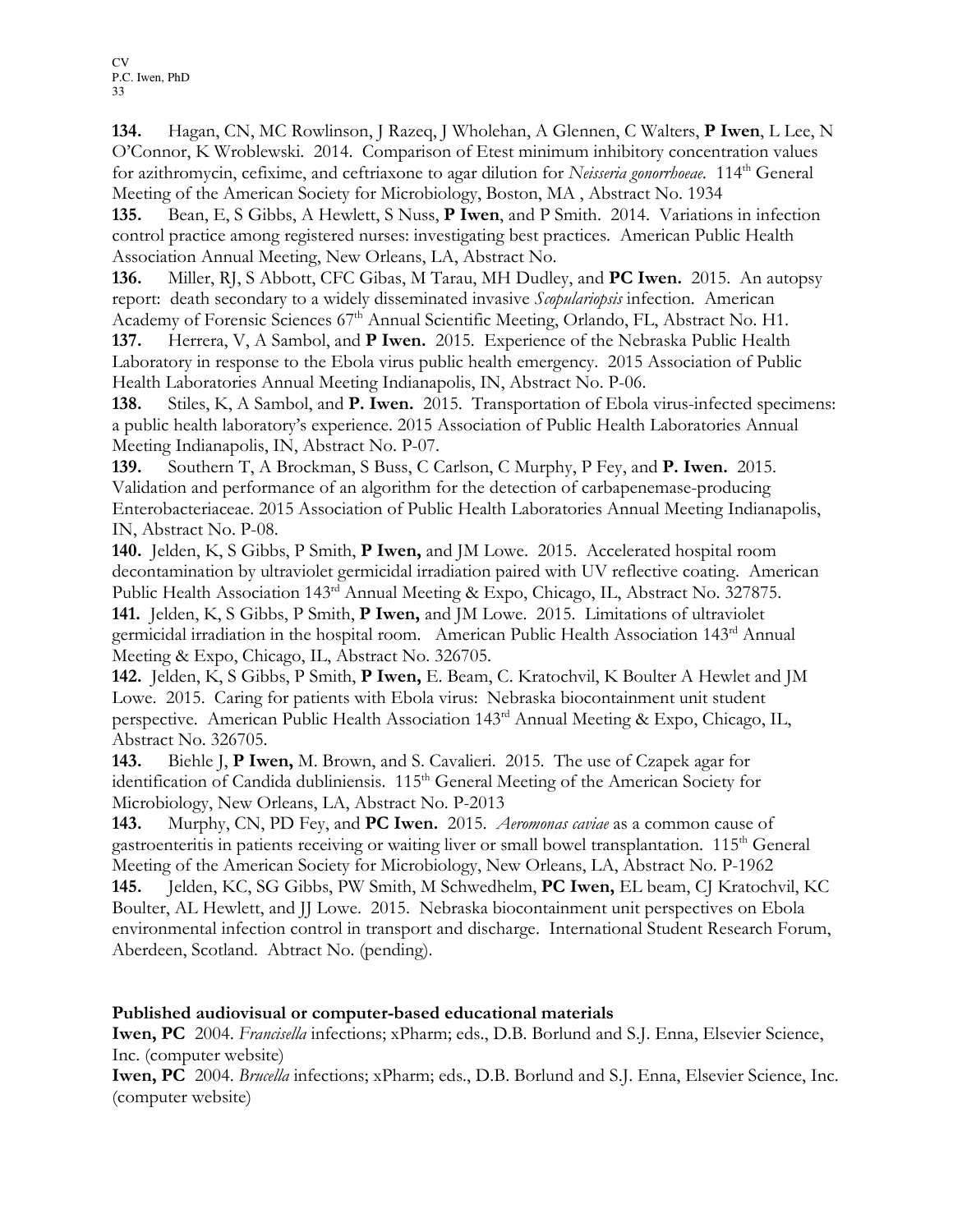**134.** Hagan, CN, MC Rowlinson, J Razeq, J Wholehan, A Glennen, C Walters, **P Iwen**, L Lee, N O'Connor, K Wroblewski. 2014. Comparison of Etest minimum inhibitory concentration values for azithromycin, cefixime, and ceftriaxone to agar dilution for *Neisseria gonorrhoeae*. 114th General Meeting of the American Society for Microbiology, Boston, MA , Abstract No. 1934

**135.** Bean, E, S Gibbs, A Hewlett, S Nuss, **P Iwen**, and P Smith. 2014. Variations in infection control practice among registered nurses: investigating best practices. American Public Health Association Annual Meeting, New Orleans, LA, Abstract No.

**136.** Miller, RJ, S Abbott, CFC Gibas, M Tarau, MH Dudley, and **PC Iwen.** 2015. An autopsy report: death secondary to a widely disseminated invasive *Scopulariopsis* infection. American Academy of Forensic Sciences 67th Annual Scientific Meeting, Orlando, FL, Abstract No. H1.

**137.** Herrera, V, A Sambol, and **P Iwen.** 2015. Experience of the Nebraska Public Health Laboratory in response to the Ebola virus public health emergency. 2015 Association of Public Health Laboratories Annual Meeting Indianapolis, IN, Abstract No. P-06.

**138.** Stiles, K, A Sambol, and **P. Iwen.** 2015. Transportation of Ebola virus-infected specimens: a public health laboratory's experience. 2015 Association of Public Health Laboratories Annual Meeting Indianapolis, IN, Abstract No. P-07.

**139.** Southern T, A Brockman, S Buss, C Carlson, C Murphy, P Fey, and **P. Iwen.** 2015. Validation and performance of an algorithm for the detection of carbapenemase-producing Enterobacteriaceae. 2015 Association of Public Health Laboratories Annual Meeting Indianapolis, IN, Abstract No. P-08.

**140.** Jelden, K, S Gibbs, P Smith, **P Iwen,** and JM Lowe. 2015. Accelerated hospital room decontamination by ultraviolet germicidal irradiation paired with UV reflective coating. American Public Health Association 143rd Annual Meeting & Expo, Chicago, IL, Abstract No. 327875.

**141.** Jelden, K, S Gibbs, P Smith, **P Iwen,** and JM Lowe. 2015. Limitations of ultraviolet germicidal irradiation in the hospital room. American Public Health Association 143rd Annual Meeting & Expo, Chicago, IL, Abstract No. 326705.

**142.** Jelden, K, S Gibbs, P Smith, **P Iwen,** E. Beam, C. Kratochvil, K Boulter A Hewlet and JM Lowe. 2015. Caring for patients with Ebola virus: Nebraska biocontainment unit student perspective. American Public Health Association 143rd Annual Meeting & Expo, Chicago, IL, Abstract No. 326705.

**143.** Biehle J, **P Iwen,** M. Brown, and S. Cavalieri. 2015. The use of Czapek agar for identification of Candida dubliniensis. 115th General Meeting of the American Society for Microbiology, New Orleans, LA, Abstract No. P-2013

**143.** Murphy, CN, PD Fey, and **PC Iwen.** 2015. *Aeromonas caviae* as a common cause of gastroenteritis in patients receiving or waiting liver or small bowel transplantation. 115th General Meeting of the American Society for Microbiology, New Orleans, LA, Abstract No. P-1962

**145.** Jelden, KC, SG Gibbs, PW Smith, M Schwedhelm, **PC Iwen,** EL beam, CJ Kratochvil, KC Boulter, AL Hewlett, and JJ Lowe. 2015. Nebraska biocontainment unit perspectives on Ebola environmental infection control in transport and discharge. International Student Research Forum, Aberdeen, Scotland. Abtract No. (pending).

### Published audiovisual or computer-based educational materials

**Iwen, PC** 2004. *Francisella* infections; xPharm; eds., D.B. Borlund and S.J. Enna, Elsevier Science, Inc. (computer website)

**Iwen, PC** 2004. *Brucella* infections; xPharm; eds., D.B. Borlund and S.J. Enna, Elsevier Science, Inc. (computer website)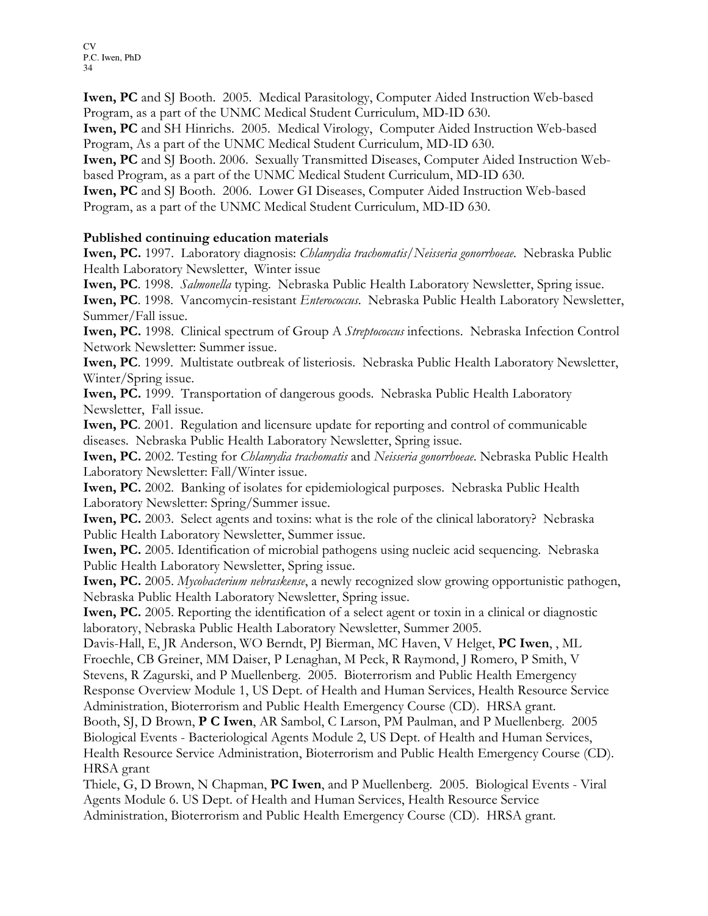**Iwen, PC** and SJ Booth. 2005. Medical Parasitology, Computer Aided Instruction Web-based Program, as a part of the UNMC Medical Student Curriculum, MD-ID 630.
**Iwen, PC** and SH Hinrichs. 2005. Medical Virology, Computer Aided Instruction Web-based Program, As a part of the UNMC Medical Student Curriculum, MD-ID 630.
**Iwen, PC** and SJ Booth. 2006. Sexually Transmitted Diseases, Computer Aided Instruction Web-based Program, as a part of the UNMC Medical Student Curriculum, MD-ID 630.
**Iwen, PC** and SJ Booth. 2006. Lower GI Diseases, Computer Aided Instruction Web-based Program, as a part of the UNMC Medical Student Curriculum, MD-ID 630.

**Published continuing education materials**

**Iwen, PC.** 1997. Laboratory diagnosis: *Chlamydia trachomatis*/*Neisseria gonorrhoeae*. Nebraska Public Health Laboratory Newsletter, Winter issue
**Iwen, PC**. 1998. *Salmonella* typing. Nebraska Public Health Laboratory Newsletter, Spring issue.
**Iwen, PC**. 1998. Vancomycin-resistant *Enterococcus*. Nebraska Public Health Laboratory Newsletter, Summer/Fall issue.
**Iwen, PC.** 1998. Clinical spectrum of Group A *Streptococcus* infections. Nebraska Infection Control Network Newsletter: Summer issue.
**Iwen, PC**. 1999. Multistate outbreak of listeriosis. Nebraska Public Health Laboratory Newsletter, Winter/Spring issue.
**Iwen, PC.** 1999. Transportation of dangerous goods. Nebraska Public Health Laboratory Newsletter, Fall issue.
**Iwen, PC**. 2001. Regulation and licensure update for reporting and control of communicable diseases. Nebraska Public Health Laboratory Newsletter, Spring issue.
**Iwen, PC.** 2002. Testing for *Chlamydia trachomatis* and *Neisseria gonorrhoeae*. Nebraska Public Health Laboratory Newsletter: Fall/Winter issue.
**Iwen, PC.** 2002. Banking of isolates for epidemiological purposes. Nebraska Public Health Laboratory Newsletter: Spring/Summer issue.
**Iwen, PC.** 2003. Select agents and toxins: what is the role of the clinical laboratory? Nebraska Public Health Laboratory Newsletter, Summer issue.
**Iwen, PC.** 2005. Identification of microbial pathogens using nucleic acid sequencing. Nebraska Public Health Laboratory Newsletter, Spring issue.
**Iwen, PC.** 2005. *Mycobacterium nebraskense*, a newly recognized slow growing opportunistic pathogen, Nebraska Public Health Laboratory Newsletter, Spring issue.
**Iwen, PC.** 2005. Reporting the identification of a select agent or toxin in a clinical or diagnostic laboratory, Nebraska Public Health Laboratory Newsletter, Summer 2005.
Davis-Hall, E, JR Anderson, WO Berndt, PJ Bierman, MC Haven, V Helget, **PC Iwen**, , ML Froechle, CB Greiner, MM Daiser, P Lenaghan, M Peck, R Raymond, J Romero, P Smith, V Stevens, R Zagurski, and P Muellenberg. 2005. Bioterrorism and Public Health Emergency Response Overview Module 1, US Dept. of Health and Human Services, Health Resource Service Administration, Bioterrorism and Public Health Emergency Course (CD). HRSA grant.
Booth, SJ, D Brown, **P C Iwen**, AR Sambol, C Larson, PM Paulman, and P Muellenberg. 2005 Biological Events - Bacteriological Agents Module 2, US Dept. of Health and Human Services, Health Resource Service Administration, Bioterrorism and Public Health Emergency Course (CD). HRSA grant
Thiele, G, D Brown, N Chapman, **PC Iwen**, and P Muellenberg. 2005. Biological Events - Viral Agents Module 6. US Dept. of Health and Human Services, Health Resource Service Administration, Bioterrorism and Public Health Emergency Course (CD). HRSA grant.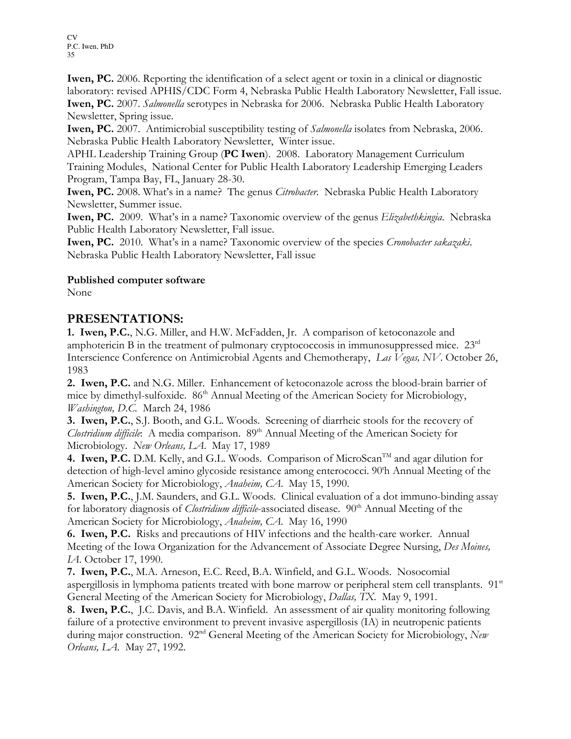**Iwen, PC.** 2006. Reporting the identification of a select agent or toxin in a clinical or diagnostic laboratory: revised APHIS/CDC Form 4, Nebraska Public Health Laboratory Newsletter, Fall issue.
**Iwen, PC.** 2007. *Salmonella* serotypes in Nebraska for 2006. Nebraska Public Health Laboratory Newsletter, Spring issue.
**Iwen, PC.** 2007. Antimicrobial susceptibility testing of *Salmonella* isolates from Nebraska, 2006. Nebraska Public Health Laboratory Newsletter, Winter issue.
APHL Leadership Training Group (**PC Iwen**). 2008. Laboratory Management Curriculum Training Modules, National Center for Public Health Laboratory Leadership Emerging Leaders Program, Tampa Bay, FL, January 28-30.
**Iwen, PC.** 2008. What's in a name? The genus *Citrobacter*. Nebraska Public Health Laboratory Newsletter, Summer issue.
**Iwen, PC.** 2009. What's in a name? Taxonomic overview of the genus *Elizabethkingia*. Nebraska Public Health Laboratory Newsletter, Fall issue.
**Iwen, PC.** 2010. What's in a name? Taxonomic overview of the species *Cronobacter sakazaki*. Nebraska Public Health Laboratory Newsletter, Fall issue

**Published computer software**
None

# PRESENTATIONS:

**1. Iwen, P.C.**, N.G. Miller, and H.W. McFadden, Jr. A comparison of ketoconazole and amphotericin B in the treatment of pulmonary cryptococcosis in immunosuppressed mice. 23rd Interscience Conference on Antimicrobial Agents and Chemotherapy, *Las Vegas, NV*. October 26, 1983

**2. Iwen, P.C.** and N.G. Miller. Enhancement of ketoconazole across the blood-brain barrier of mice by dimethyl-sulfoxide. 86th Annual Meeting of the American Society for Microbiology, *Washington, D.C.* March 24, 1986

**3. Iwen, P.C.**, S.J. Booth, and G.L. Woods. Screening of diarrheic stools for the recovery of *Clostridium difficile*: A media comparison. 89th Annual Meeting of the American Society for Microbiology. *New Orleans, LA.* May 17, 1989

**4. Iwen, P.C.** D.M. Kelly, and G.L. Woods. Comparison of MicroScan™ and agar dilution for detection of high-level amino glycoside resistance among enterococci. 90'h Annual Meeting of the American Society for Microbiology, *Anaheim, CA.* May 15, 1990.

**5. Iwen, P.C.**, J.M. Saunders, and G.L. Woods. Clinical evaluation of a dot immuno-binding assay for laboratory diagnosis of *Clostridium difficile*-associated disease. 90th Annual Meeting of the American Society for Microbiology, *Anaheim, CA.* May 16, 1990

**6. Iwen, P.C.** Risks and precautions of HIV infections and the health-care worker. Annual Meeting of the Iowa Organization for the Advancement of Associate Degree Nursing, *Des Moines, IA.* October 17, 1990.

**7. Iwen, P.C.**, M.A. Arneson, E.C. Reed, B.A. Winfield, and G.L. Woods. Nosocomial aspergillosis in lymphoma patients treated with bone marrow or peripheral stem cell transplants. 91st General Meeting of the American Society for Microbiology, *Dallas, TX.* May 9, 1991.

**8. Iwen, P.C.**, J.C. Davis, and B.A. Winfield. An assessment of air quality monitoring following failure of a protective environment to prevent invasive aspergillosis (IA) in neutropenic patients during major construction. 92nd General Meeting of the American Society for Microbiology, *New Orleans, LA.* May 27, 1992.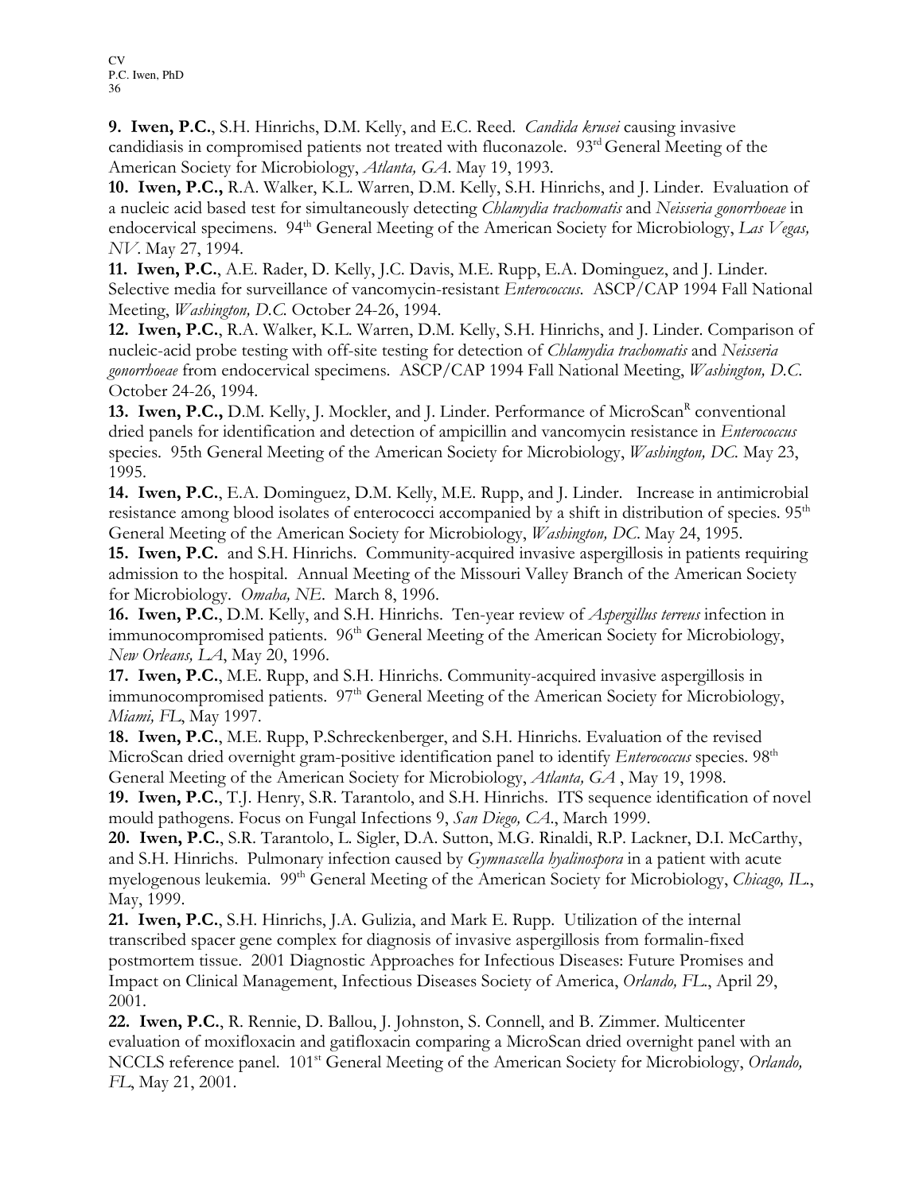**9. Iwen, P.C.**, S.H. Hinrichs, D.M. Kelly, and E.C. Reed. *Candida krusei* causing invasive candidiasis in compromised patients not treated with fluconazole. 93rd General Meeting of the American Society for Microbiology, *Atlanta, GA*. May 19, 1993.

**10. Iwen, P.C.,** R.A. Walker, K.L. Warren, D.M. Kelly, S.H. Hinrichs, and J. Linder. Evaluation of a nucleic acid based test for simultaneously detecting *Chlamydia trachomatis* and *Neisseria gonorrhoeae* in endocervical specimens. 94th General Meeting of the American Society for Microbiology, *Las Vegas, NV*. May 27, 1994.

**11. Iwen, P.C.**, A.E. Rader, D. Kelly, J.C. Davis, M.E. Rupp, E.A. Dominguez, and J. Linder. Selective media for surveillance of vancomycin-resistant *Enterococcus*. ASCP/CAP 1994 Fall National Meeting, *Washington, D.C.* October 24-26, 1994.

**12. Iwen, P.C.**, R.A. Walker, K.L. Warren, D.M. Kelly, S.H. Hinrichs, and J. Linder. Comparison of nucleic-acid probe testing with off-site testing for detection of *Chlamydia trachomatis* and *Neisseria gonorrhoeae* from endocervical specimens. ASCP/CAP 1994 Fall National Meeting, *Washington, D.C.* October 24-26, 1994.

**13. Iwen, P.C.,** D.M. Kelly, J. Mockler, and J. Linder. Performance of MicroScan® conventional dried panels for identification and detection of ampicillin and vancomycin resistance in *Enterococcus* species. 95th General Meeting of the American Society for Microbiology, *Washington, DC*. May 23, 1995.

**14. Iwen, P.C.**, E.A. Dominguez, D.M. Kelly, M.E. Rupp, and J. Linder. Increase in antimicrobial resistance among blood isolates of enterococci accompanied by a shift in distribution of species. 95th General Meeting of the American Society for Microbiology, *Washington, DC*. May 24, 1995.

**15. Iwen, P.C.** and S.H. Hinrichs. Community-acquired invasive aspergillosis in patients requiring admission to the hospital. Annual Meeting of the Missouri Valley Branch of the American Society for Microbiology. *Omaha, NE*. March 8, 1996.

**16. Iwen, P.C.**, D.M. Kelly, and S.H. Hinrichs. Ten-year review of *Aspergillus terreus* infection in immunocompromised patients. 96th General Meeting of the American Society for Microbiology, *New Orleans, LA*, May 20, 1996.

**17. Iwen, P.C.**, M.E. Rupp, and S.H. Hinrichs. Community-acquired invasive aspergillosis in immunocompromised patients. 97th General Meeting of the American Society for Microbiology, *Miami, FL*, May 1997.

**18. Iwen, P.C.**, M.E. Rupp, P.Schreckenberger, and S.H. Hinrichs. Evaluation of the revised MicroScan dried overnight gram-positive identification panel to identify *Enterococcus* species. 98th General Meeting of the American Society for Microbiology, *Atlanta, GA* , May 19, 1998.

**19. Iwen, P.C.**, T.J. Henry, S.R. Tarantolo, and S.H. Hinrichs. ITS sequence identification of novel mould pathogens. Focus on Fungal Infections 9, *San Diego, CA.*, March 1999.

**20. Iwen, P.C.**, S.R. Tarantolo, L. Sigler, D.A. Sutton, M.G. Rinaldi, R.P. Lackner, D.I. McCarthy, and S.H. Hinrichs. Pulmonary infection caused by *Gymnascella hyalinospora* in a patient with acute myelogenous leukemia. 99th General Meeting of the American Society for Microbiology, *Chicago, IL.*, May, 1999.

**21. Iwen, P.C.**, S.H. Hinrichs, J.A. Gulizia, and Mark E. Rupp. Utilization of the internal transcribed spacer gene complex for diagnosis of invasive aspergillosis from formalin-fixed postmortem tissue. 2001 Diagnostic Approaches for Infectious Diseases: Future Promises and Impact on Clinical Management, Infectious Diseases Society of America, *Orlando, FL.*, April 29, 2001.

**22. Iwen, P.C.**, R. Rennie, D. Ballou, J. Johnston, S. Connell, and B. Zimmer. Multicenter evaluation of moxifloxacin and gatifloxacin comparing a MicroScan dried overnight panel with an NCCLS reference panel. 101st General Meeting of the American Society for Microbiology, *Orlando, FL*, May 21, 2001.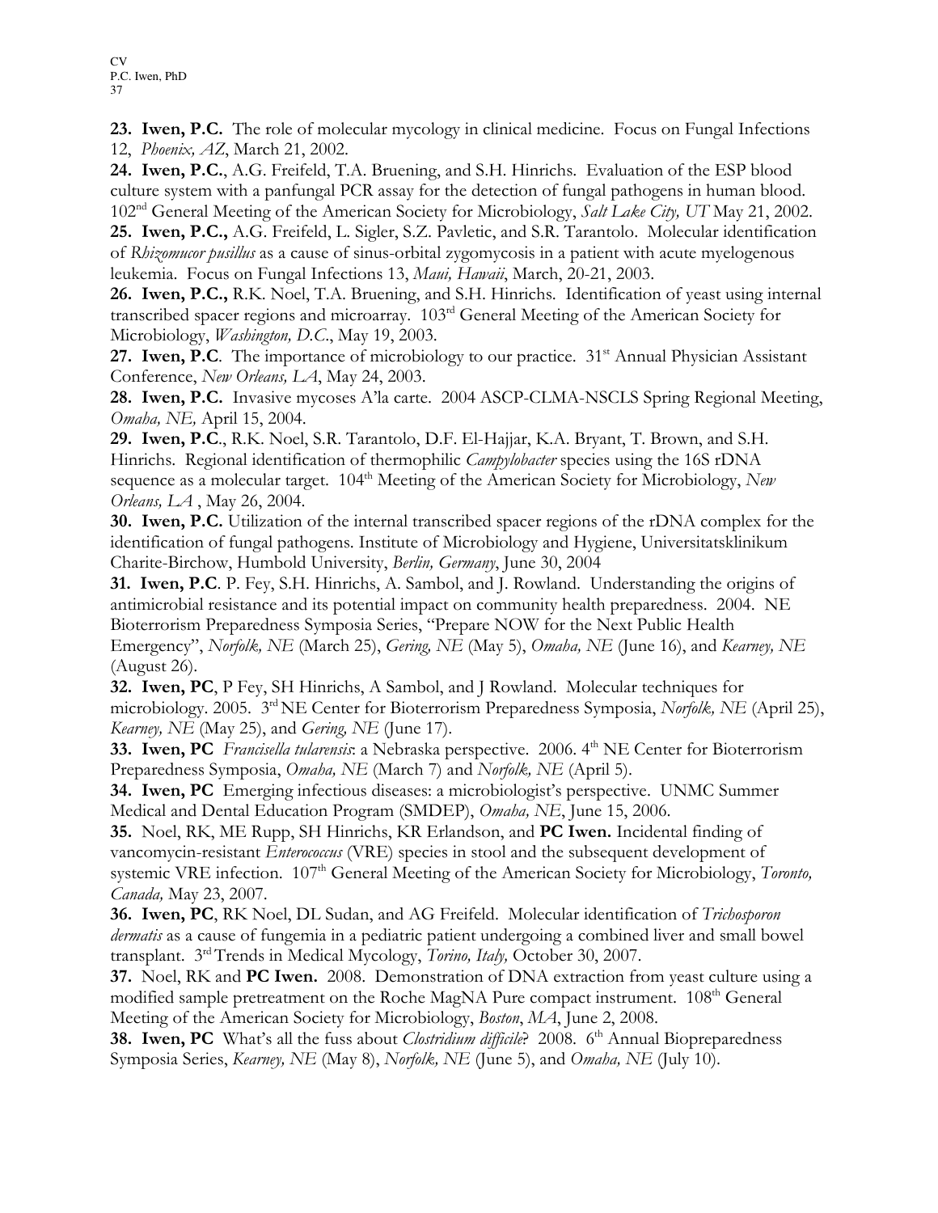**23. Iwen, P.C.** The role of molecular mycology in clinical medicine. Focus on Fungal Infections 12, *Phoenix, AZ*, March 21, 2002.

**24. Iwen, P.C.**, A.G. Freifeld, T.A. Bruening, and S.H. Hinrichs. Evaluation of the ESP blood culture system with a panfungal PCR assay for the detection of fungal pathogens in human blood. 102nd General Meeting of the American Society for Microbiology, *Salt Lake City, UT* May 21, 2002.

**25. Iwen, P.C.,** A.G. Freifeld, L. Sigler, S.Z. Pavletic, and S.R. Tarantolo. Molecular identification of *Rhizomucor pusillus* as a cause of sinus-orbital zygomycosis in a patient with acute myelogenous leukemia. Focus on Fungal Infections 13, *Maui, Hawaii*, March, 20-21, 2003.

**26. Iwen, P.C.,** R.K. Noel, T.A. Bruening, and S.H. Hinrichs. Identification of yeast using internal transcribed spacer regions and microarray. 103rd General Meeting of the American Society for Microbiology, *Washington, D.C.*, May 19, 2003.

**27. Iwen, P.C**. The importance of microbiology to our practice. 31st Annual Physician Assistant Conference, *New Orleans, LA*, May 24, 2003.

**28. Iwen, P.C.** Invasive mycoses A'la carte. 2004 ASCP-CLMA-NSCLS Spring Regional Meeting, *Omaha, NE,* April 15, 2004.

**29. Iwen, P.C**., R.K. Noel, S.R. Tarantolo, D.F. El-Hajjar, K.A. Bryant, T. Brown, and S.H. Hinrichs. Regional identification of thermophilic *Campylobacter* species using the 16S rDNA sequence as a molecular target. 104th Meeting of the American Society for Microbiology, *New Orleans, LA* , May 26, 2004.

**30. Iwen, P.C.** Utilization of the internal transcribed spacer regions of the rDNA complex for the identification of fungal pathogens. Institute of Microbiology and Hygiene, Universitatsklinikum Charite-Birchow, Humbold University, *Berlin, Germany*, June 30, 2004

**31. Iwen, P.C**. P. Fey, S.H. Hinrichs, A. Sambol, and J. Rowland. Understanding the origins of antimicrobial resistance and its potential impact on community health preparedness. 2004. NE Bioterrorism Preparedness Symposia Series, "Prepare NOW for the Next Public Health Emergency", *Norfolk, NE* (March 25), *Gering, NE* (May 5), *Omaha, NE* (June 16), and *Kearney, NE* (August 26).

**32. Iwen, PC**, P Fey, SH Hinrichs, A Sambol, and J Rowland. Molecular techniques for microbiology. 2005. 3rd NE Center for Bioterrorism Preparedness Symposia, *Norfolk, NE* (April 25), *Kearney, NE* (May 25), and *Gering, NE* (June 17).

**33. Iwen, PC** *Francisella tularensis*: a Nebraska perspective. 2006. 4th NE Center for Bioterrorism Preparedness Symposia, *Omaha, NE* (March 7) and *Norfolk, NE* (April 5).

**34. Iwen, PC** Emerging infectious diseases: a microbiologist's perspective. UNMC Summer Medical and Dental Education Program (SMDEP), *Omaha, NE*, June 15, 2006.

**35.** Noel, RK, ME Rupp, SH Hinrichs, KR Erlandson, and **PC Iwen.** Incidental finding of vancomycin-resistant *Enterococcus* (VRE) species in stool and the subsequent development of systemic VRE infection. 107th General Meeting of the American Society for Microbiology, *Toronto, Canada,* May 23, 2007.

**36. Iwen, PC**, RK Noel, DL Sudan, and AG Freifeld. Molecular identification of *Trichosporon dermatis* as a cause of fungemia in a pediatric patient undergoing a combined liver and small bowel transplant. 3rd Trends in Medical Mycology, *Torino, Italy,* October 30, 2007.

**37.** Noel, RK and **PC Iwen.** 2008. Demonstration of DNA extraction from yeast culture using a modified sample pretreatment on the Roche MagNA Pure compact instrument. 108th General Meeting of the American Society for Microbiology, *Boston*, *MA*, June 2, 2008.

**38. Iwen, PC** What's all the fuss about *Clostridium difficile*? 2008. 6th Annual Biopreparedness Symposia Series, *Kearney, NE* (May 8), *Norfolk, NE* (June 5), and *Omaha, NE* (July 10).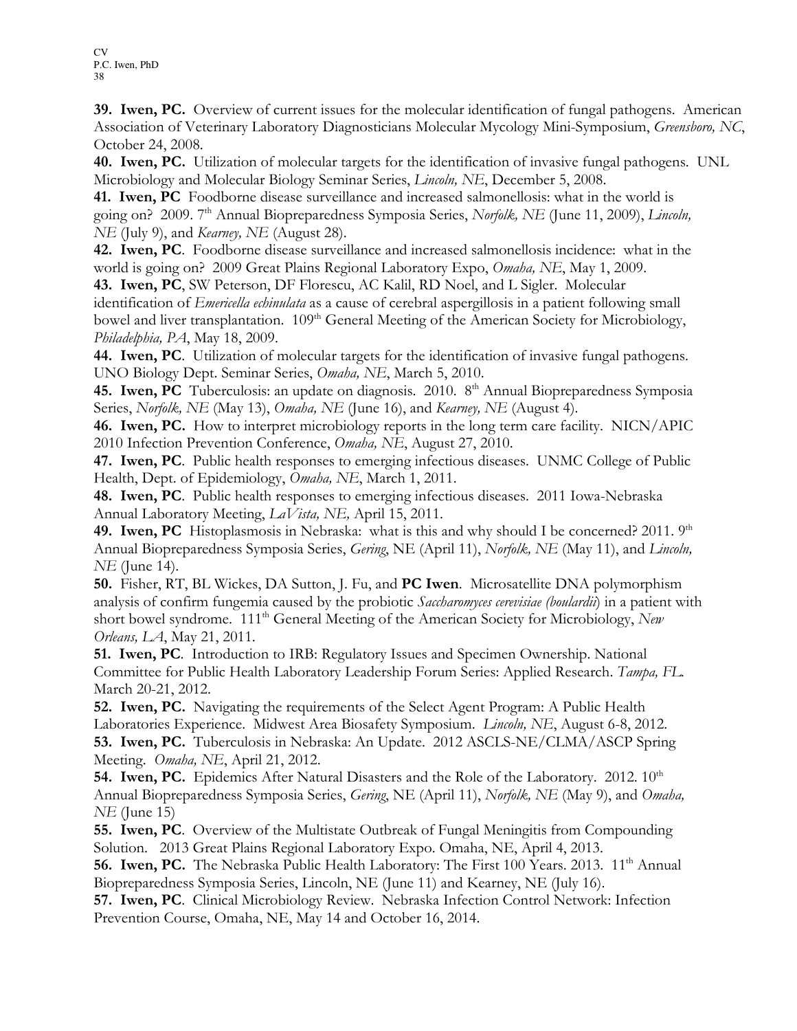**39. Iwen, PC.** Overview of current issues for the molecular identification of fungal pathogens. American Association of Veterinary Laboratory Diagnosticians Molecular Mycology Mini-Symposium, *Greensboro, NC*, October 24, 2008.

**40. Iwen, PC.** Utilization of molecular targets for the identification of invasive fungal pathogens. UNL Microbiology and Molecular Biology Seminar Series, *Lincoln, NE*, December 5, 2008.

**41. Iwen, PC** Foodborne disease surveillance and increased salmonellosis: what in the world is going on? 2009. 7th Annual Biopreparedness Symposia Series, *Norfolk, NE* (June 11, 2009), *Lincoln, NE* (July 9), and *Kearney, NE* (August 28).

**42. Iwen, PC**. Foodborne disease surveillance and increased salmonellosis incidence: what in the world is going on? 2009 Great Plains Regional Laboratory Expo, *Omaha, NE*, May 1, 2009.

**43. Iwen, PC**, SW Peterson, DF Florescu, AC Kalil, RD Noel, and L Sigler. Molecular identification of *Emericella echinulata* as a cause of cerebral aspergillosis in a patient following small bowel and liver transplantation. 109th General Meeting of the American Society for Microbiology, *Philadelphia, PA*, May 18, 2009.

**44. Iwen, PC**. Utilization of molecular targets for the identification of invasive fungal pathogens. UNO Biology Dept. Seminar Series, *Omaha, NE*, March 5, 2010.

**45. Iwen, PC** Tuberculosis: an update on diagnosis. 2010. 8th Annual Biopreparedness Symposia Series, *Norfolk, NE* (May 13), *Omaha, NE* (June 16), and *Kearney, NE* (August 4).

**46. Iwen, PC.** How to interpret microbiology reports in the long term care facility. NICN/APIC 2010 Infection Prevention Conference, *Omaha, NE*, August 27, 2010.

**47. Iwen, PC**. Public health responses to emerging infectious diseases. UNMC College of Public Health, Dept. of Epidemiology, *Omaha, NE*, March 1, 2011.

**48. Iwen, PC**. Public health responses to emerging infectious diseases. 2011 Iowa-Nebraska Annual Laboratory Meeting, *LaVista, NE,* April 15, 2011.

**49. Iwen, PC** Histoplasmosis in Nebraska: what is this and why should I be concerned? 2011. 9th Annual Biopreparedness Symposia Series, *Gering*, NE (April 11), *Norfolk, NE* (May 11), and *Lincoln, NE* (June 14).

**50.** Fisher, RT, BL Wickes, DA Sutton, J. Fu, and **PC Iwen**. Microsatellite DNA polymorphism analysis of confirm fungemia caused by the probiotic *Saccharomyces cerevisiae (boulardii*) in a patient with short bowel syndrome. 111th General Meeting of the American Society for Microbiology, *New Orleans, LA*, May 21, 2011.

**51. Iwen, PC**. Introduction to IRB: Regulatory Issues and Specimen Ownership. National Committee for Public Health Laboratory Leadership Forum Series: Applied Research. *Tampa, FL.* March 20-21, 2012.

**52. Iwen, PC.** Navigating the requirements of the Select Agent Program: A Public Health Laboratories Experience. Midwest Area Biosafety Symposium. *Lincoln, NE*, August 6-8, 2012.

**53. Iwen, PC.** Tuberculosis in Nebraska: An Update. 2012 ASCLS-NE/CLMA/ASCP Spring Meeting. *Omaha, NE*, April 21, 2012.

**54. Iwen, PC.** Epidemics After Natural Disasters and the Role of the Laboratory. 2012. 10th Annual Biopreparedness Symposia Series, *Gering*, NE (April 11), *Norfolk, NE* (May 9), and *Omaha, NE* (June 15)

**55. Iwen, PC**. Overview of the Multistate Outbreak of Fungal Meningitis from Compounding Solution. 2013 Great Plains Regional Laboratory Expo. Omaha, NE, April 4, 2013.

**56. Iwen, PC.** The Nebraska Public Health Laboratory: The First 100 Years. 2013. 11th Annual Biopreparedness Symposia Series, Lincoln, NE (June 11) and Kearney, NE (July 16).

**57. Iwen, PC**. Clinical Microbiology Review. Nebraska Infection Control Network: Infection Prevention Course, Omaha, NE, May 14 and October 16, 2014.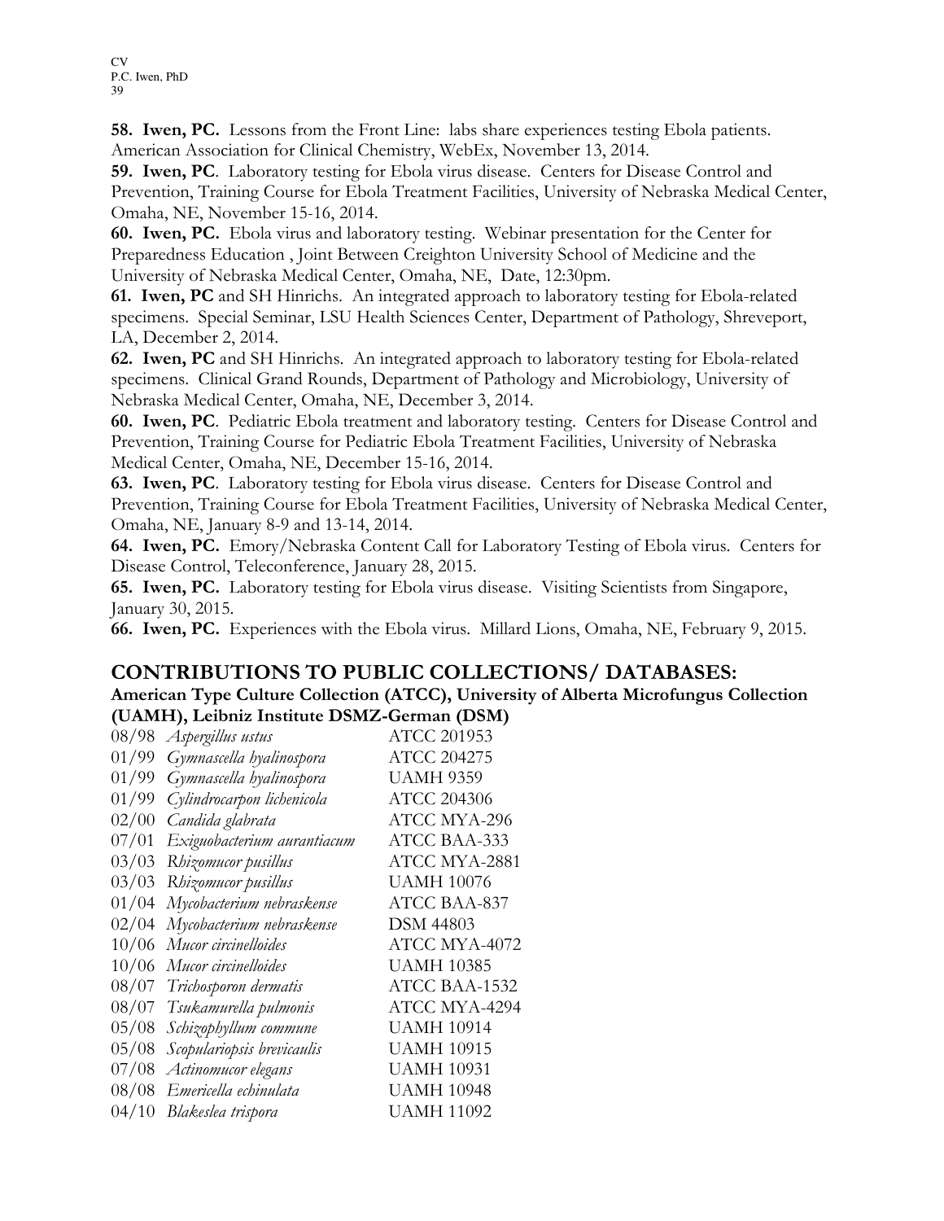**58. Iwen, PC.** Lessons from the Front Line: labs share experiences testing Ebola patients. American Association for Clinical Chemistry, WebEx, November 13, 2014.

**59. Iwen, PC**. Laboratory testing for Ebola virus disease. Centers for Disease Control and Prevention, Training Course for Ebola Treatment Facilities, University of Nebraska Medical Center, Omaha, NE, November 15-16, 2014.

**60. Iwen, PC.** Ebola virus and laboratory testing. Webinar presentation for the Center for Preparedness Education , Joint Between Creighton University School of Medicine and the University of Nebraska Medical Center, Omaha, NE, Date, 12:30pm.

**61. Iwen, PC** and SH Hinrichs. An integrated approach to laboratory testing for Ebola-related specimens. Special Seminar, LSU Health Sciences Center, Department of Pathology, Shreveport, LA, December 2, 2014.

**62. Iwen, PC** and SH Hinrichs. An integrated approach to laboratory testing for Ebola-related specimens. Clinical Grand Rounds, Department of Pathology and Microbiology, University of Nebraska Medical Center, Omaha, NE, December 3, 2014.

**60. Iwen, PC**. Pediatric Ebola treatment and laboratory testing. Centers for Disease Control and Prevention, Training Course for Pediatric Ebola Treatment Facilities, University of Nebraska Medical Center, Omaha, NE, December 15-16, 2014.

**63. Iwen, PC**. Laboratory testing for Ebola virus disease. Centers for Disease Control and Prevention, Training Course for Ebola Treatment Facilities, University of Nebraska Medical Center, Omaha, NE, January 8-9 and 13-14, 2014.

**64. Iwen, PC.** Emory/Nebraska Content Call for Laboratory Testing of Ebola virus. Centers for Disease Control, Teleconference, January 28, 2015.

**65. Iwen, PC.** Laboratory testing for Ebola virus disease. Visiting Scientists from Singapore, January 30, 2015.

**66. Iwen, PC.** Experiences with the Ebola virus. Millard Lions, Omaha, NE, February 9, 2015.

## CONTRIBUTIONS TO PUBLIC COLLECTIONS/ DATABASES:

**American Type Culture Collection (ATCC), University of Alberta Microfungus Collection (UAMH), Leibniz Institute DSMZ-German (DSM)**

| | | |
|---|---|---|
| 08/98 | *Aspergillus ustus* | ATCC 201953 |
| 01/99 | *Gymnascella hyalinospora* | ATCC 204275 |
| 01/99 | *Gymnascella hyalinospora* | UAMH 9359 |
| 01/99 | *Cylindrocarpon lichenicola* | ATCC 204306 |
| 02/00 | *Candida glabrata* | ATCC MYA-296 |
| 07/01 | *Exiguobacterium aurantiacum* | ATCC BAA-333 |
| 03/03 | *Rhizomucor pusillus* | ATCC MYA-2881 |
| 03/03 | *Rhizomucor pusillus* | UAMH 10076 |
| 01/04 | *Mycobacterium nebraskense* | ATCC BAA-837 |
| 02/04 | *Mycobacterium nebraskense* | DSM 44803 |
| 10/06 | *Mucor circinelloides* | ATCC MYA-4072 |
| 10/06 | *Mucor circinelloides* | UAMH 10385 |
| 08/07 | *Trichosporon dermatis* | ATCC BAA-1532 |
| 08/07 | *Tsukamurella pulmonis* | ATCC MYA-4294 |
| 05/08 | *Schizophyllum commune* | UAMH 10914 |
| 05/08 | *Scopulariopsis brevicaulis* | UAMH 10915 |
| 07/08 | *Actinomucor elegans* | UAMH 10931 |
| 08/08 | *Emericella echinulata* | UAMH 10948 |
| 04/10 | *Blakeslea trispora* | UAMH 11092 |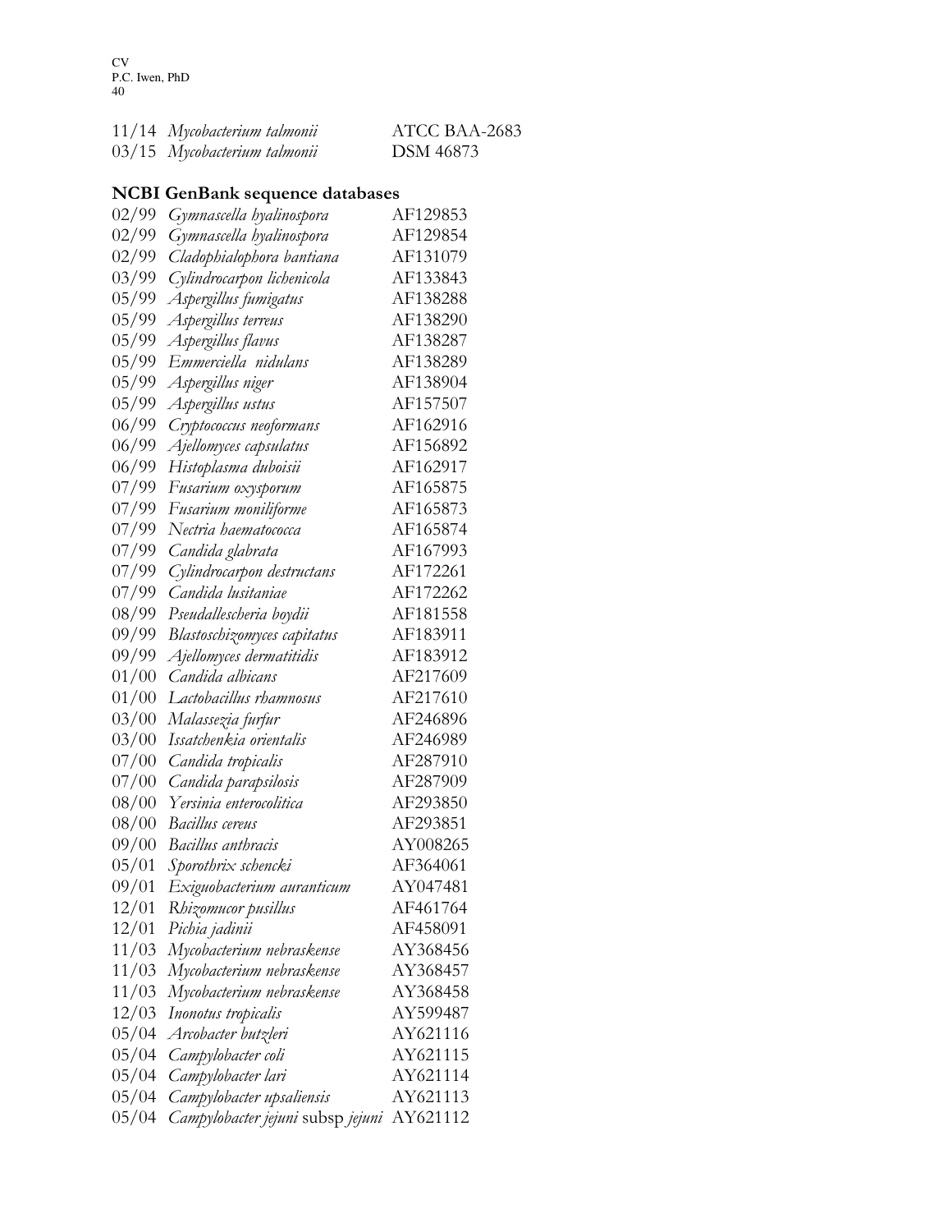11/14 *Mycobacterium talmonii* ATCC BAA-2683
03/15 *Mycobacterium talmonii* DSM 46873

**NCBI GenBank sequence databases**

02/99 *Gymnascella hyalinospora* AF129853
02/99 *Gymnascella hyalinospora* AF129854
02/99 *Cladophialophora bantiana* AF131079
03/99 *Cylindrocarpon lichenicola* AF133843
05/99 *Aspergillus fumigatus* AF138288
05/99 *Aspergillus terreus* AF138290
05/99 *Aspergillus flavus* AF138287
05/99 *Emmerciella nidulans* AF138289
05/99 *Aspergillus niger* AF138904
05/99 *Aspergillus ustus* AF157507
06/99 *Cryptococcus neoformans* AF162916
06/99 *Ajellomyces capsulatus* AF156892
06/99 *Histoplasma duboisii* AF162917
07/99 *Fusarium oxysporum* AF165875
07/99 *Fusarium moniliforme* AF165873
07/99 *Nectria haematococca* AF165874
07/99 *Candida glabrata* AF167993
07/99 *Cylindrocarpon destructans* AF172261
07/99 *Candida lusitaniae* AF172262
08/99 *Pseudallescheria boydii* AF181558
09/99 *Blastoschizomyces capitatus* AF183911
09/99 *Ajellomyces dermatitidis* AF183912
01/00 *Candida albicans* AF217609
01/00 *Lactobacillus rhamnosus* AF217610
03/00 *Malassezia furfur* AF246896
03/00 *Issatchenkia orientalis* AF246989
07/00 *Candida tropicalis* AF287910
07/00 *Candida parapsilosis* AF287909
08/00 *Yersinia enterocolitica* AF293850
08/00 *Bacillus cereus* AF293851
09/00 *Bacillus anthracis* AY008265
05/01 *Sporothrix schencki* AF364061
09/01 *Exiguobacterium auranticum* AY047481
12/01 *Rhizomucor pusillus* AF461764
12/01 *Pichia jadinii* AF458091
11/03 *Mycobacterium nebraskense* AY368456
11/03 *Mycobacterium nebraskense* AY368457
11/03 *Mycobacterium nebraskense* AY368458
12/03 *Inonotus tropicalis* AY599487
05/04 *Arcobacter butzleri* AY621116
05/04 *Campylobacter coli* AY621115
05/04 *Campylobacter lari* AY621114
05/04 *Campylobacter upsaliensis* AY621113
05/04 *Campylobacter jejuni* subsp *jejuni* AY621112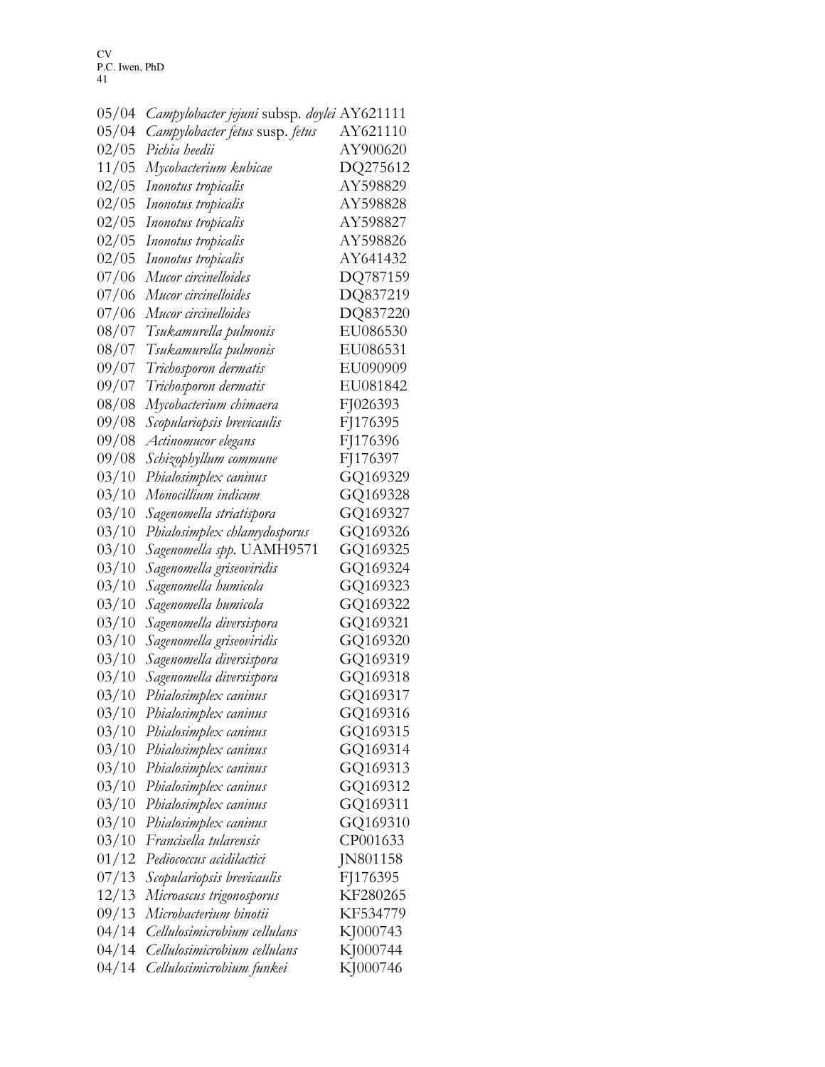| | | |
|---|---|---|
| 05/04 | *Campylobacter jejuni* subsp. *doylei* | AY621111 |
| 05/04 | *Campylobacter fetus* susp. *fetus* | AY621110 |
| 02/05 | *Pichia heedii* | AY900620 |
| 11/05 | *Mycobacterium kubicae* | DQ275612 |
| 02/05 | *Inonotus tropicalis* | AY598829 |
| 02/05 | *Inonotus tropicalis* | AY598828 |
| 02/05 | *Inonotus tropicalis* | AY598827 |
| 02/05 | *Inonotus tropicalis* | AY598826 |
| 02/05 | *Inonotus tropicalis* | AY641432 |
| 07/06 | *Mucor circinelloides* | DQ787159 |
| 07/06 | *Mucor circinelloides* | DQ837219 |
| 07/06 | *Mucor circinelloides* | DQ837220 |
| 08/07 | *Tsukamurella pulmonis* | EU086530 |
| 08/07 | *Tsukamurella pulmonis* | EU086531 |
| 09/07 | *Trichosporon dermatis* | EU090909 |
| 09/07 | *Trichosporon dermatis* | EU081842 |
| 08/08 | *Mycobacterium chimaera* | FJ026393 |
| 09/08 | *Scopulariopsis brevicaulis* | FJ176395 |
| 09/08 | *Actinomucor elegans* | FJ176396 |
| 09/08 | *Schizophyllum commune* | FJ176397 |
| 03/10 | *Phialosimplex caninus* | GQ169329 |
| 03/10 | *Monocillium indicum* | GQ169328 |
| 03/10 | *Sagenomella striatispora* | GQ169327 |
| 03/10 | *Phialosimplex chlamydosporus* | GQ169326 |
| 03/10 | *Sagenomella spp.* UAMH9571 | GQ169325 |
| 03/10 | *Sagenomella griseoviridis* | GQ169324 |
| 03/10 | *Sagenomella humicola* | GQ169323 |
| 03/10 | *Sagenomella humicola* | GQ169322 |
| 03/10 | *Sagenomella diversispora* | GQ169321 |
| 03/10 | *Sagenomella griseoviridis* | GQ169320 |
| 03/10 | *Sagenomella diversispora* | GQ169319 |
| 03/10 | *Sagenomella diversispora* | GQ169318 |
| 03/10 | *Phialosimplex caninus* | GQ169317 |
| 03/10 | *Phialosimplex caninus* | GQ169316 |
| 03/10 | *Phialosimplex caninus* | GQ169315 |
| 03/10 | *Phialosimplex caninus* | GQ169314 |
| 03/10 | *Phialosimplex caninus* | GQ169313 |
| 03/10 | *Phialosimplex caninus* | GQ169312 |
| 03/10 | *Phialosimplex caninus* | GQ169311 |
| 03/10 | *Phialosimplex caninus* | GQ169310 |
| 03/10 | *Francisella tularensis* | CP001633 |
| 01/12 | *Pediococcus acidilactici* | JN801158 |
| 07/13 | *Scopulariopsis brevicaulis* | FJ176395 |
| 12/13 | *Microascus trigonosporus* | KF280265 |
| 09/13 | *Microbacterium binotii* | KF534779 |
| 04/14 | *Cellulosimicrobium cellulans* | KJ000743 |
| 04/14 | *Cellulosimicrobium cellulans* | KJ000744 |
| 04/14 | *Cellulosimicrobium funkei* | KJ000746 |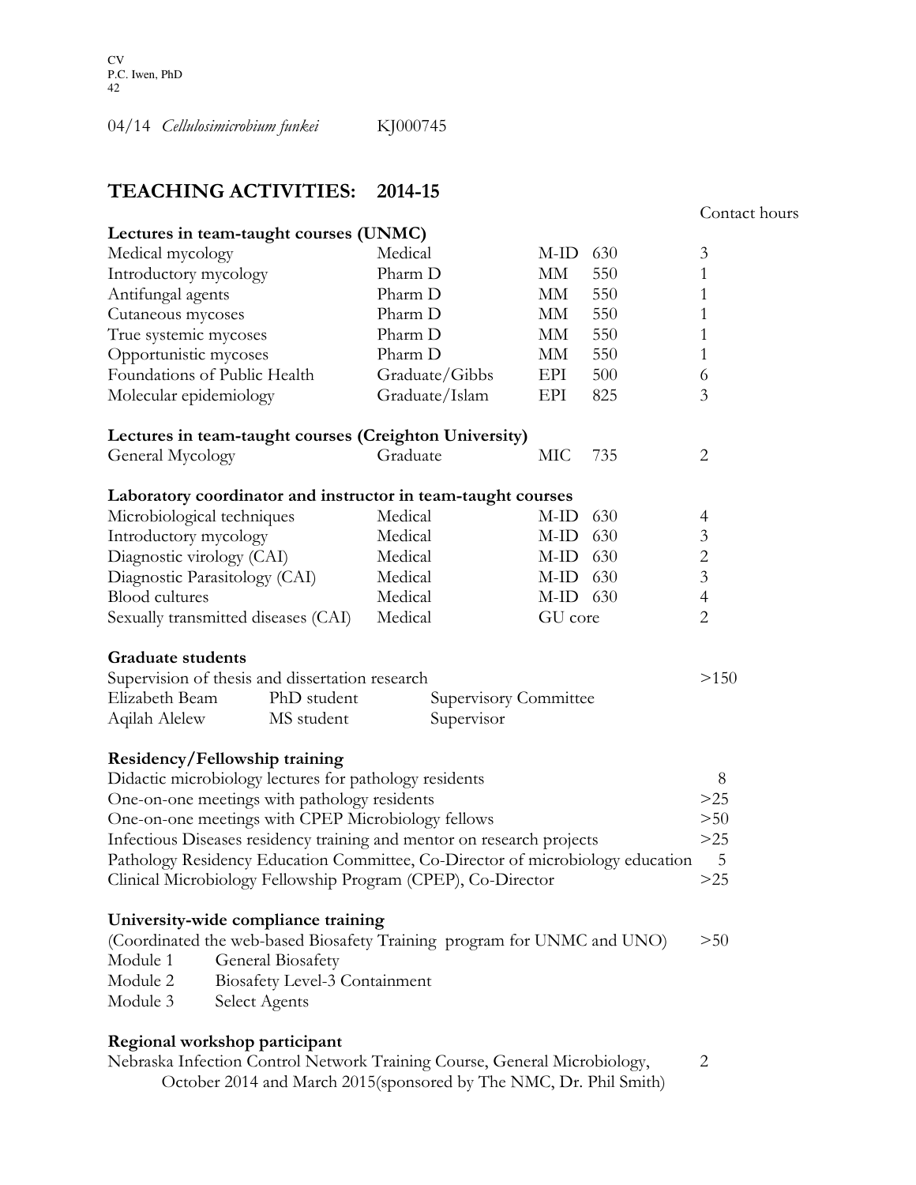04/14 *Cellulosimicrobium funkei* KJ000745

## TEACHING ACTIVITIES: 2014-15

| | | | | Contact hours |
|---|---|---|---|---|
| **Lectures in team-taught courses (UNMC)** | | | | |
| Medical mycology | Medical | M-ID | 630 | 3 |
| Introductory mycology | Pharm D | MM | 550 | 1 |
| Antifungal agents | Pharm D | MM | 550 | 1 |
| Cutaneous mycoses | Pharm D | MM | 550 | 1 |
| True systemic mycoses | Pharm D | MM | 550 | 1 |
| Opportunistic mycoses | Pharm D | MM | 550 | 1 |
| Foundations of Public Health | Graduate/Gibbs | EPI | 500 | 6 |
| Molecular epidemiology | Graduate/Islam | EPI | 825 | 3 |
| **Lectures in team-taught courses (Creighton University)** | | | | |
| General Mycology | Graduate | MIC | 735 | 2 |
| **Laboratory coordinator and instructor in team-taught courses** | | | | |
| Microbiological techniques | Medical | M-ID | 630 | 4 |
| Introductory mycology | Medical | M-ID | 630 | 3 |
| Diagnostic virology (CAI) | Medical | M-ID | 630 | 2 |
| Diagnostic Parasitology (CAI) | Medical | M-ID | 630 | 3 |
| Blood cultures | Medical | M-ID | 630 | 4 |
| Sexually transmitted diseases (CAI) | Medical | GU core | | 2 |

**Graduate students**

Supervision of thesis and dissertation research >150

| | | |
|---|---|---|
| Elizabeth Beam | PhD student | Supervisory Committee |
| Aqilah Alelew | MS student | Supervisor |

**Residency/Fellowship training**

| | |
|---|---|
| Didactic microbiology lectures for pathology residents | 8 |
| One-on-one meetings with pathology residents | >25 |
| One-on-one meetings with CPEP Microbiology fellows | >50 |
| Infectious Diseases residency training and mentor on research projects | >25 |
| Pathology Residency Education Committee, Co-Director of microbiology education | 5 |
| Clinical Microbiology Fellowship Program (CPEP), Co-Director | >25 |

**University-wide compliance training**

(Coordinated the web-based Biosafety Training program for UNMC and UNO) >50

- Module 1 General Biosafety
- Module 2 Biosafety Level-3 Containment
- Module 3 Select Agents

**Regional workshop participant**

Nebraska Infection Control Network Training Course, General Microbiology, October 2014 and March 2015(sponsored by The NMC, Dr. Phil Smith) 2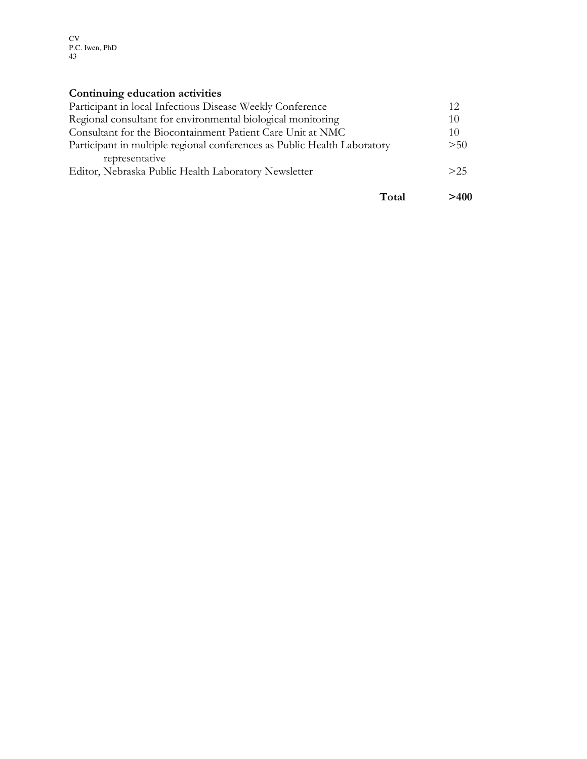### Continuing education activities

| | |
|---|---|
| Participant in local Infectious Disease Weekly Conference | 12 |
| Regional consultant for environmental biological monitoring | 10 |
| Consultant for the Biocontainment Patient Care Unit at NMC | 10 |
| Participant in multiple regional conferences as Public Health Laboratory representative | >50 |
| Editor, Nebraska Public Health Laboratory Newsletter | >25 |
| **Total** | **>400** |